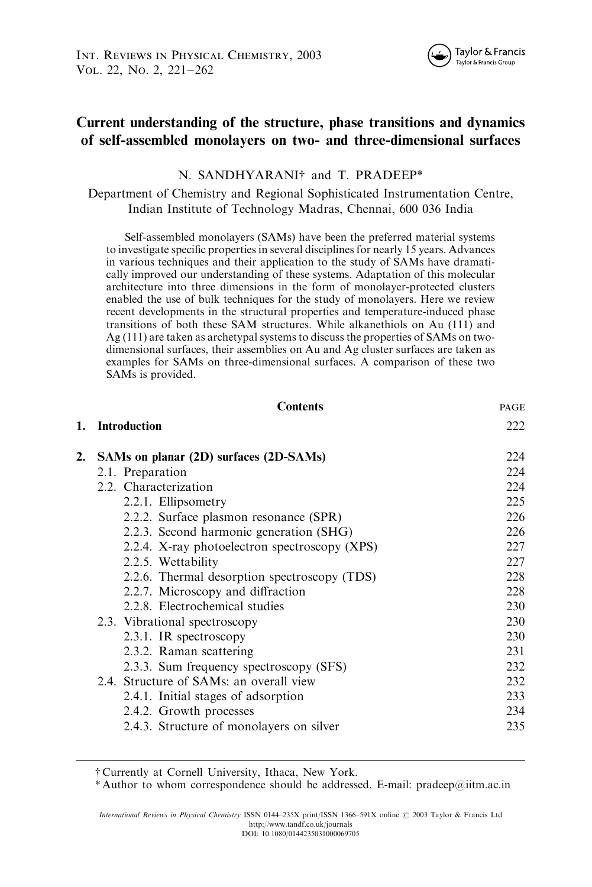# Current understanding of the structure, phase transitions and dynamics of self-assembled monolayers on two- and three-dimensional surfaces

N. SANDHYARANI† and T. PRADEEP*

Department of Chemistry and Regional Sophisticated Instrumentation Centre, Indian Institute of Technology Madras, Chennai, 600 036 India

Self-assembled monolayers (SAMs) have been the preferred material systems to investigate specific properties in several disciplines for nearly 15 years. Advances in various techniques and their application to the study of SAMs have dramatically improved our understanding of these systems. Adaptation of this molecular architecture into three dimensions in the form of monolayer-protected clusters enabled the use of bulk techniques for the study of monolayers. Here we review recent developments in the structural properties and temperature-induced phase transitions of both these SAM structures. While alkanethiols on Au (111) and Ag (111) are taken as archetypal systems to discuss the properties of SAMs on two-dimensional surfaces, their assemblies on Au and Ag cluster surfaces are taken as examples for SAMs on three-dimensional surfaces. A comparison of these two SAMs is provided.

| Contents | PAGE |
|---|---|
| **1. Introduction** | 222 |
| **2. SAMs on planar (2D) surfaces (2D-SAMs)** | 224 |
| 2.1. Preparation | 224 |
| 2.2. Characterization | 224 |
| 2.2.1. Ellipsometry | 225 |
| 2.2.2. Surface plasmon resonance (SPR) | 226 |
| 2.2.3. Second harmonic generation (SHG) | 226 |
| 2.2.4. X-ray photoelectron spectroscopy (XPS) | 227 |
| 2.2.5. Wettability | 227 |
| 2.2.6. Thermal desorption spectroscopy (TDS) | 228 |
| 2.2.7. Microscopy and diffraction | 228 |
| 2.2.8. Electrochemical studies | 230 |
| 2.3. Vibrational spectroscopy | 230 |
| 2.3.1. IR spectroscopy | 230 |
| 2.3.2. Raman scattering | 231 |
| 2.3.3. Sum frequency spectroscopy (SFS) | 232 |
| 2.4. Structure of SAMs: an overall view | 232 |
| 2.4.1. Initial stages of adsorption | 233 |
| 2.4.2. Growth processes | 234 |
| 2.4.3. Structure of monolayers on silver | 235 |

† Currently at Cornell University, Ithaca, New York.
\* Author to whom correspondence should be addressed. E-mail: pradeep@iitm.ac.in

*International Reviews in Physical Chemistry* ISSN 0144–235X print/ISSN 1366–591X online © 2003 Taylor & Francis Ltd
http://www.tandf.co.uk/journals
DOI: 10.1080/0144235031000069705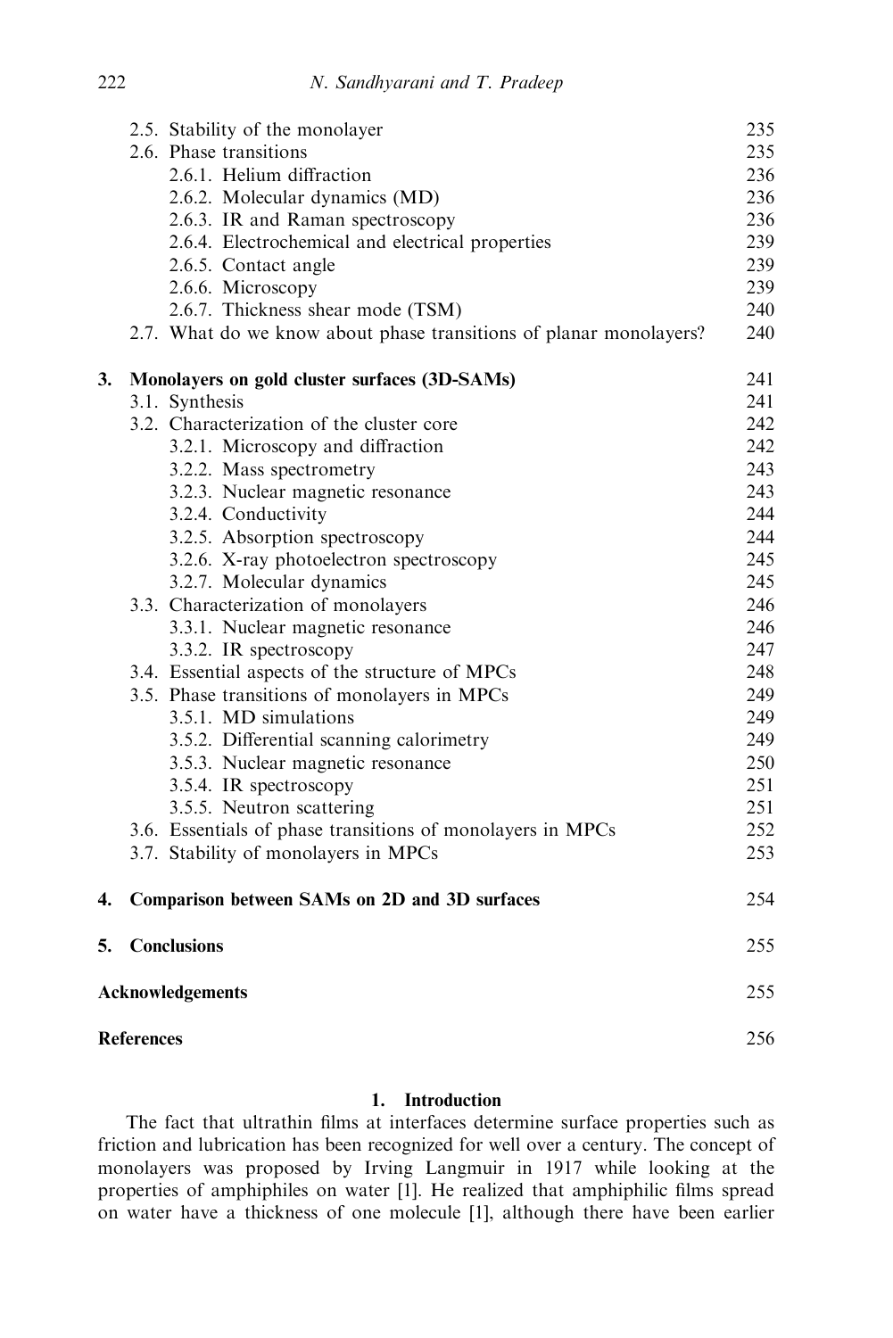| | |
|---|---|
| 2.5. Stability of the monolayer | 235 |
| 2.6. Phase transitions | 235 |
| 2.6.1. Helium diffraction | 236 |
| 2.6.2. Molecular dynamics (MD) | 236 |
| 2.6.3. IR and Raman spectroscopy | 236 |
| 2.6.4. Electrochemical and electrical properties | 239 |
| 2.6.5. Contact angle | 239 |
| 2.6.6. Microscopy | 239 |
| 2.6.7. Thickness shear mode (TSM) | 240 |
| 2.7. What do we know about phase transitions of planar monolayers? | 240 |
| **3. Monolayers on gold cluster surfaces (3D-SAMs)** | 241 |
| 3.1. Synthesis | 241 |
| 3.2. Characterization of the cluster core | 242 |
| 3.2.1. Microscopy and diffraction | 242 |
| 3.2.2. Mass spectrometry | 243 |
| 3.2.3. Nuclear magnetic resonance | 243 |
| 3.2.4. Conductivity | 244 |
| 3.2.5. Absorption spectroscopy | 244 |
| 3.2.6. X-ray photoelectron spectroscopy | 245 |
| 3.2.7. Molecular dynamics | 245 |
| 3.3. Characterization of monolayers | 246 |
| 3.3.1. Nuclear magnetic resonance | 246 |
| 3.3.2. IR spectroscopy | 247 |
| 3.4. Essential aspects of the structure of MPCs | 248 |
| 3.5. Phase transitions of monolayers in MPCs | 249 |
| 3.5.1. MD simulations | 249 |
| 3.5.2. Differential scanning calorimetry | 249 |
| 3.5.3. Nuclear magnetic resonance | 250 |
| 3.5.4. IR spectroscopy | 251 |
| 3.5.5. Neutron scattering | 251 |
| 3.6. Essentials of phase transitions of monolayers in MPCs | 252 |
| 3.7. Stability of monolayers in MPCs | 253 |
| **4. Comparison between SAMs on 2D and 3D surfaces** | 254 |
| **5. Conclusions** | 255 |
| **Acknowledgements** | 255 |
| **References** | 256 |

## 1. Introduction

The fact that ultrathin films at interfaces determine surface properties such as friction and lubrication has been recognized for well over a century. The concept of monolayers was proposed by Irving Langmuir in 1917 while looking at the properties of amphiphiles on water [1]. He realized that amphiphilic films spread on water have a thickness of one molecule [1], although there have been earlier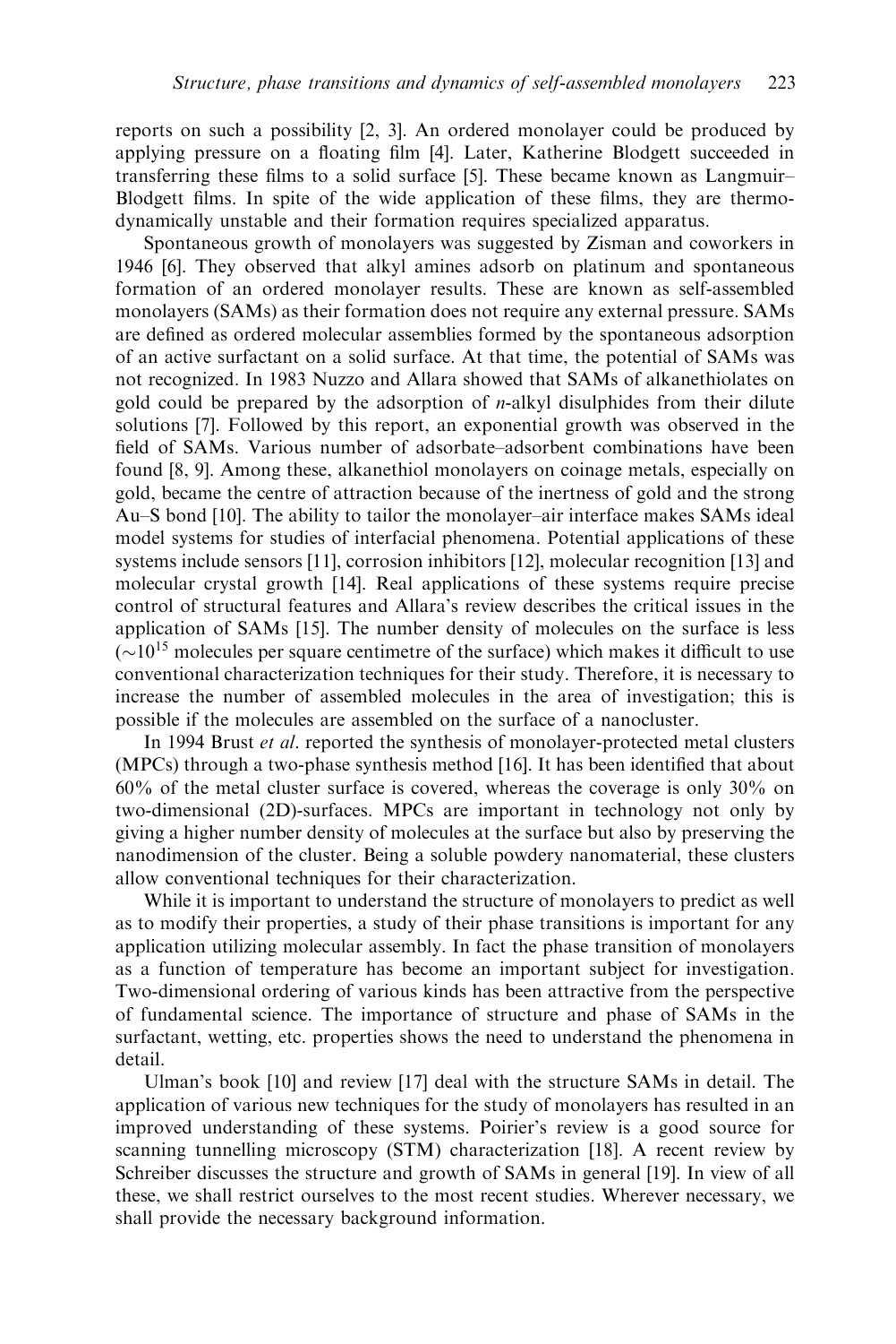reports on such a possibility [2, 3]. An ordered monolayer could be produced by applying pressure on a floating film [4]. Later, Katherine Blodgett succeeded in transferring these films to a solid surface [5]. These became known as Langmuir–Blodgett films. In spite of the wide application of these films, they are thermodynamically unstable and their formation requires specialized apparatus.

Spontaneous growth of monolayers was suggested by Zisman and coworkers in 1946 [6]. They observed that alkyl amines adsorb on platinum and spontaneous formation of an ordered monolayer results. These are known as self-assembled monolayers (SAMs) as their formation does not require any external pressure. SAMs are defined as ordered molecular assemblies formed by the spontaneous adsorption of an active surfactant on a solid surface. At that time, the potential of SAMs was not recognized. In 1983 Nuzzo and Allara showed that SAMs of alkanethiolates on gold could be prepared by the adsorption of *n*-alkyl disulphides from their dilute solutions [7]. Followed by this report, an exponential growth was observed in the field of SAMs. Various number of adsorbate–adsorbent combinations have been found [8, 9]. Among these, alkanethiol monolayers on coinage metals, especially on gold, became the centre of attraction because of the inertness of gold and the strong Au–S bond [10]. The ability to tailor the monolayer–air interface makes SAMs ideal model systems for studies of interfacial phenomena. Potential applications of these systems include sensors [11], corrosion inhibitors [12], molecular recognition [13] and molecular crystal growth [14]. Real applications of these systems require precise control of structural features and Allara's review describes the critical issues in the application of SAMs [15]. The number density of molecules on the surface is less ($\sim 10^{15}$ molecules per square centimetre of the surface) which makes it difficult to use conventional characterization techniques for their study. Therefore, it is necessary to increase the number of assembled molecules in the area of investigation; this is possible if the molecules are assembled on the surface of a nanocluster.

In 1994 Brust *et al*. reported the synthesis of monolayer-protected metal clusters (MPCs) through a two-phase synthesis method [16]. It has been identified that about 60% of the metal cluster surface is covered, whereas the coverage is only 30% on two-dimensional (2D)-surfaces. MPCs are important in technology not only by giving a higher number density of molecules at the surface but also by preserving the nanodimension of the cluster. Being a soluble powdery nanomaterial, these clusters allow conventional techniques for their characterization.

While it is important to understand the structure of monolayers to predict as well as to modify their properties, a study of their phase transitions is important for any application utilizing molecular assembly. In fact the phase transition of monolayers as a function of temperature has become an important subject for investigation. Two-dimensional ordering of various kinds has been attractive from the perspective of fundamental science. The importance of structure and phase of SAMs in the surfactant, wetting, etc. properties shows the need to understand the phenomena in detail.

Ulman's book [10] and review [17] deal with the structure SAMs in detail. The application of various new techniques for the study of monolayers has resulted in an improved understanding of these systems. Poirier's review is a good source for scanning tunnelling microscopy (STM) characterization [18]. A recent review by Schreiber discusses the structure and growth of SAMs in general [19]. In view of all these, we shall restrict ourselves to the most recent studies. Wherever necessary, we shall provide the necessary background information.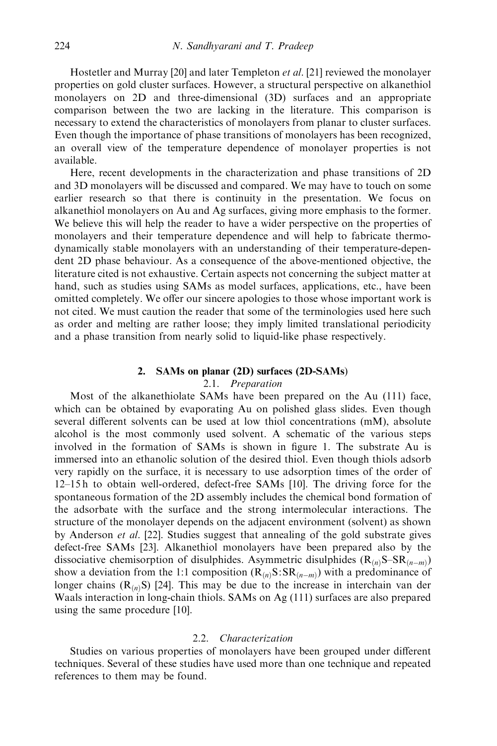Hostetler and Murray [20] and later Templeton *et al.* [21] reviewed the monolayer properties on gold cluster surfaces. However, a structural perspective on alkanethiol monolayers on 2D and three-dimensional (3D) surfaces and an appropriate comparison between the two are lacking in the literature. This comparison is necessary to extend the characteristics of monolayers from planar to cluster surfaces. Even though the importance of phase transitions of monolayers has been recognized, an overall view of the temperature dependence of monolayer properties is not available.

Here, recent developments in the characterization and phase transitions of 2D and 3D monolayers will be discussed and compared. We may have to touch on some earlier research so that there is continuity in the presentation. We focus on alkanethiol monolayers on Au and Ag surfaces, giving more emphasis to the former. We believe this will help the reader to have a wider perspective on the properties of monolayers and their temperature dependence and will help to fabricate thermodynamically stable monolayers with an understanding of their temperature-dependent 2D phase behaviour. As a consequence of the above-mentioned objective, the literature cited is not exhaustive. Certain aspects not concerning the subject matter at hand, such as studies using SAMs as model surfaces, applications, etc., have been omitted completely. We offer our sincere apologies to those whose important work is not cited. We must caution the reader that some of the terminologies used here such as order and melting are rather loose; they imply limited translational periodicity and a phase transition from nearly solid to liquid-like phase respectively.

## 2. SAMs on planar (2D) surfaces (2D-SAMs)

### 2.1. *Preparation*

Most of the alkanethiolate SAMs have been prepared on the Au (111) face, which can be obtained by evaporating Au on polished glass slides. Even though several different solvents can be used at low thiol concentrations (mM), absolute alcohol is the most commonly used solvent. A schematic of the various steps involved in the formation of SAMs is shown in figure 1. The substrate Au is immersed into an ethanolic solution of the desired thiol. Even though thiols adsorb very rapidly on the surface, it is necessary to use adsorption times of the order of 12–15 h to obtain well-ordered, defect-free SAMs [10]. The driving force for the spontaneous formation of the 2D assembly includes the chemical bond formation of the adsorbate with the surface and the strong intermolecular interactions. The structure of the monolayer depends on the adjacent environment (solvent) as shown by Anderson *et al.* [22]. Studies suggest that annealing of the gold substrate gives defect-free SAMs [23]. Alkanethiol monolayers have been prepared also by the dissociative chemisorption of disulphides. Asymmetric disulphides ($R_{(n)}S\text{–}SR_{(n-m)}$) show a deviation from the 1:1 composition ($R_{(n)}S{:}SR_{(n-m)}$) with a predominance of longer chains ($R_{(n)}S$) [24]. This may be due to the increase in interchain van der Waals interaction in long-chain thiols. SAMs on Ag (111) surfaces are also prepared using the same procedure [10].

### 2.2. *Characterization*

Studies on various properties of monolayers have been grouped under different techniques. Several of these studies have used more than one technique and repeated references to them may be found.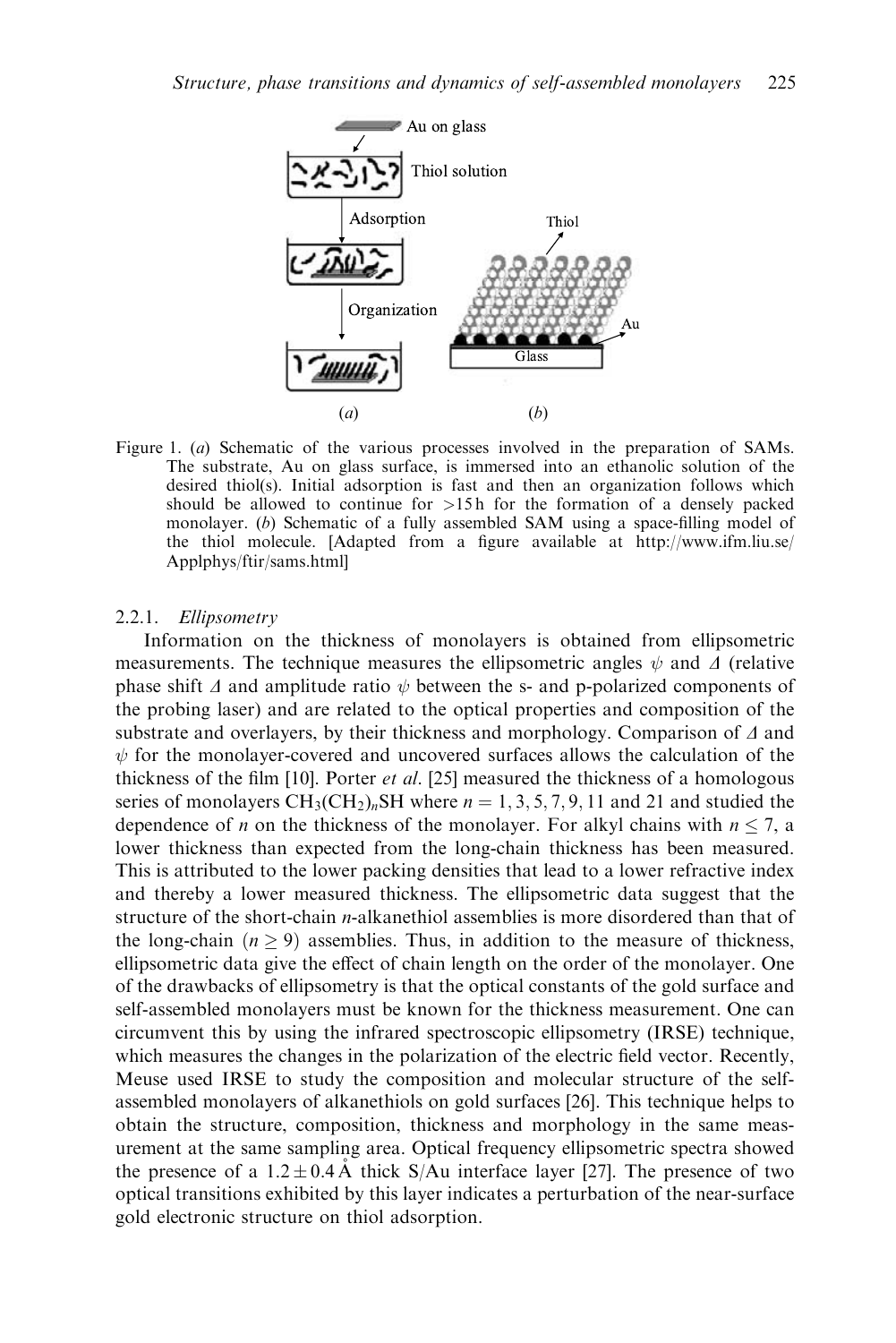Figure 1. (*a*) Schematic of the various processes involved in the preparation of SAMs. The substrate, Au on glass surface, is immersed into an ethanolic solution of the desired thiol(s). Initial adsorption is fast and then an organization follows which should be allowed to continue for >15 h for the formation of a densely packed monolayer. (*b*) Schematic of a fully assembled SAM using a space-filling model of the thiol molecule. [Adapted from a figure available at http://www.ifm.liu.se/Applphys/ftir/sams.html]

### 2.2.1. *Ellipsometry*

Information on the thickness of monolayers is obtained from ellipsometric measurements. The technique measures the ellipsometric angles $\psi$ and $\Delta$ (relative phase shift $\Delta$ and amplitude ratio $\psi$ between the s- and p-polarized components of the probing laser) and are related to the optical properties and composition of the substrate and overlayers, by their thickness and morphology. Comparison of $\Delta$ and $\psi$ for the monolayer-covered and uncovered surfaces allows the calculation of the thickness of the film [10]. Porter *et al*. [25] measured the thickness of a homologous series of monolayers $CH_3(CH_2)_nSH$ where $n = 1, 3, 5, 7, 9, 11$ and 21 and studied the dependence of $n$ on the thickness of the monolayer. For alkyl chains with $n \leq 7$, a lower thickness than expected from the long-chain thickness has been measured. This is attributed to the lower packing densities that lead to a lower refractive index and thereby a lower measured thickness. The ellipsometric data suggest that the structure of the short-chain *n*-alkanethiol assemblies is more disordered than that of the long-chain ($n \geq 9$) assemblies. Thus, in addition to the measure of thickness, ellipsometric data give the effect of chain length on the order of the monolayer. One of the drawbacks of ellipsometry is that the optical constants of the gold surface and self-assembled monolayers must be known for the thickness measurement. One can circumvent this by using the infrared spectroscopic ellipsometry (IRSE) technique, which measures the changes in the polarization of the electric field vector. Recently, Meuse used IRSE to study the composition and molecular structure of the self-assembled monolayers of alkanethiols on gold surfaces [26]. This technique helps to obtain the structure, composition, thickness and morphology in the same measurement at the same sampling area. Optical frequency ellipsometric spectra showed the presence of a $1.2 \pm 0.4$ Å thick S/Au interface layer [27]. The presence of two optical transitions exhibited by this layer indicates a perturbation of the near-surface gold electronic structure on thiol adsorption.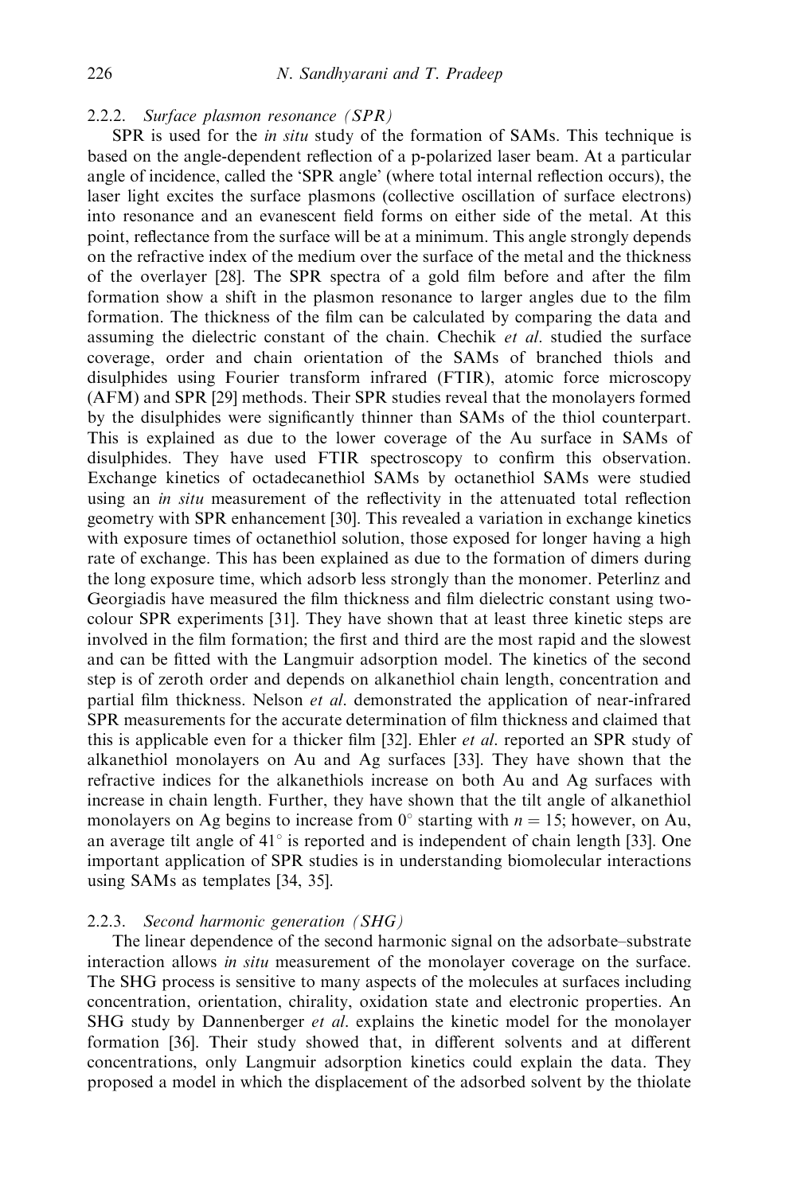### 2.2.2. *Surface plasmon resonance (SPR)*

SPR is used for the *in situ* study of the formation of SAMs. This technique is based on the angle-dependent reflection of a p-polarized laser beam. At a particular angle of incidence, called the 'SPR angle' (where total internal reflection occurs), the laser light excites the surface plasmons (collective oscillation of surface electrons) into resonance and an evanescent field forms on either side of the metal. At this point, reflectance from the surface will be at a minimum. This angle strongly depends on the refractive index of the medium over the surface of the metal and the thickness of the overlayer [28]. The SPR spectra of a gold film before and after the film formation show a shift in the plasmon resonance to larger angles due to the film formation. The thickness of the film can be calculated by comparing the data and assuming the dielectric constant of the chain. Chechik *et al.* studied the surface coverage, order and chain orientation of the SAMs of branched thiols and disulphides using Fourier transform infrared (FTIR), atomic force microscopy (AFM) and SPR [29] methods. Their SPR studies reveal that the monolayers formed by the disulphides were significantly thinner than SAMs of the thiol counterpart. This is explained as due to the lower coverage of the Au surface in SAMs of disulphides. They have used FTIR spectroscopy to confirm this observation. Exchange kinetics of octadecanethiol SAMs by octanethiol SAMs were studied using an *in situ* measurement of the reflectivity in the attenuated total reflection geometry with SPR enhancement [30]. This revealed a variation in exchange kinetics with exposure times of octanethiol solution, those exposed for longer having a high rate of exchange. This has been explained as due to the formation of dimers during the long exposure time, which adsorb less strongly than the monomer. Peterlinz and Georgiadis have measured the film thickness and film dielectric constant using two-colour SPR experiments [31]. They have shown that at least three kinetic steps are involved in the film formation; the first and third are the most rapid and the slowest and can be fitted with the Langmuir adsorption model. The kinetics of the second step is of zeroth order and depends on alkanethiol chain length, concentration and partial film thickness. Nelson *et al.* demonstrated the application of near-infrared SPR measurements for the accurate determination of film thickness and claimed that this is applicable even for a thicker film [32]. Ehler *et al.* reported an SPR study of alkanethiol monolayers on Au and Ag surfaces [33]. They have shown that the refractive indices for the alkanethiols increase on both Au and Ag surfaces with increase in chain length. Further, they have shown that the tilt angle of alkanethiol monolayers on Ag begins to increase from $0^\circ$ starting with $n = 15$; however, on Au, an average tilt angle of $41^\circ$ is reported and is independent of chain length [33]. One important application of SPR studies is in understanding biomolecular interactions using SAMs as templates [34, 35].

### 2.2.3. *Second harmonic generation (SHG)*

The linear dependence of the second harmonic signal on the adsorbate–substrate interaction allows *in situ* measurement of the monolayer coverage on the surface. The SHG process is sensitive to many aspects of the molecules at surfaces including concentration, orientation, chirality, oxidation state and electronic properties. An SHG study by Dannenberger *et al.* explains the kinetic model for the monolayer formation [36]. Their study showed that, in different solvents and at different concentrations, only Langmuir adsorption kinetics could explain the data. They proposed a model in which the displacement of the adsorbed solvent by the thiolate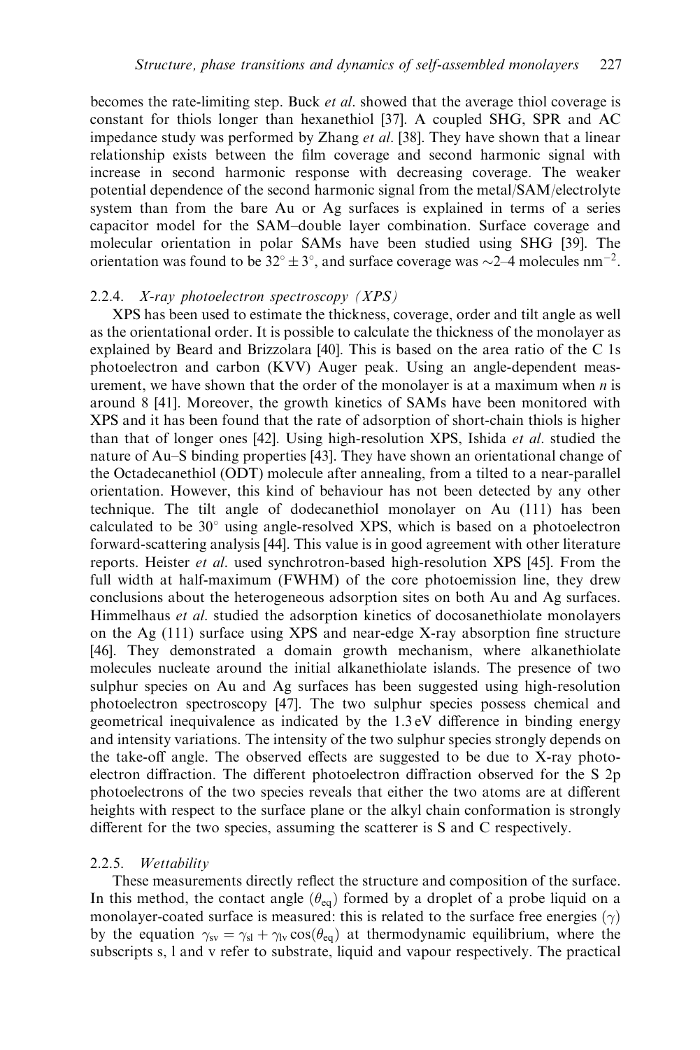becomes the rate-limiting step. Buck *et al.* showed that the average thiol coverage is constant for thiols longer than hexanethiol [37]. A coupled SHG, SPR and AC impedance study was performed by Zhang *et al.* [38]. They have shown that a linear relationship exists between the film coverage and second harmonic signal with increase in second harmonic response with decreasing coverage. The weaker potential dependence of the second harmonic signal from the metal/SAM/electrolyte system than from the bare Au or Ag surfaces is explained in terms of a series capacitor model for the SAM–double layer combination. Surface coverage and molecular orientation in polar SAMs have been studied using SHG [39]. The orientation was found to be $32^\circ \pm 3^\circ$, and surface coverage was ~2–4 molecules $nm^{-2}$.

### 2.2.4. *X-ray photoelectron spectroscopy (XPS)*

XPS has been used to estimate the thickness, coverage, order and tilt angle as well as the orientational order. It is possible to calculate the thickness of the monolayer as explained by Beard and Brizzolara [40]. This is based on the area ratio of the C 1s photoelectron and carbon (KVV) Auger peak. Using an angle-dependent measurement, we have shown that the order of the monolayer is at a maximum when $n$ is around 8 [41]. Moreover, the growth kinetics of SAMs have been monitored with XPS and it has been found that the rate of adsorption of short-chain thiols is higher than that of longer ones [42]. Using high-resolution XPS, Ishida *et al.* studied the nature of Au–S binding properties [43]. They have shown an orientational change of the Octadecanethiol (ODT) molecule after annealing, from a tilted to a near-parallel orientation. However, this kind of behaviour has not been detected by any other technique. The tilt angle of dodecanethiol monolayer on Au (111) has been calculated to be $30^\circ$ using angle-resolved XPS, which is based on a photoelectron forward-scattering analysis [44]. This value is in good agreement with other literature reports. Heister *et al.* used synchrotron-based high-resolution XPS [45]. From the full width at half-maximum (FWHM) of the core photoemission line, they drew conclusions about the heterogeneous adsorption sites on both Au and Ag surfaces. Himmelhaus *et al.* studied the adsorption kinetics of docosanethiolate monolayers on the Ag (111) surface using XPS and near-edge X-ray absorption fine structure [46]. They demonstrated a domain growth mechanism, where alkanethiolate molecules nucleate around the initial alkanethiolate islands. The presence of two sulphur species on Au and Ag surfaces has been suggested using high-resolution photoelectron spectroscopy [47]. The two sulphur species possess chemical and geometrical inequivalence as indicated by the 1.3 eV difference in binding energy and intensity variations. The intensity of the two sulphur species strongly depends on the take-off angle. The observed effects are suggested to be due to X-ray photoelectron diffraction. The different photoelectron diffraction observed for the S 2p photoelectrons of the two species reveals that either the two atoms are at different heights with respect to the surface plane or the alkyl chain conformation is strongly different for the two species, assuming the scatterer is S and C respectively.

### 2.2.5. *Wettability*

These measurements directly reflect the structure and composition of the surface. In this method, the contact angle ($\theta_{eq}$) formed by a droplet of a probe liquid on a monolayer-coated surface is measured: this is related to the surface free energies ($\gamma$) by the equation $\gamma_{sv} = \gamma_{sl} + \gamma_{lv} \cos(\theta_{eq})$ at thermodynamic equilibrium, where the subscripts s, l and v refer to substrate, liquid and vapour respectively. The practical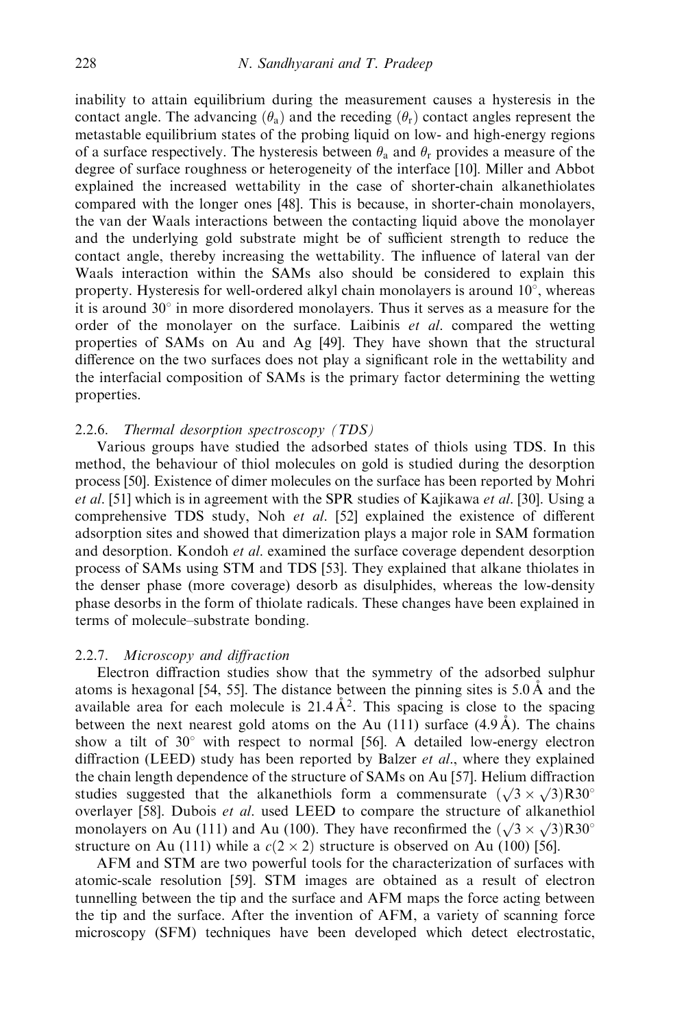inability to attain equilibrium during the measurement causes a hysteresis in the contact angle. The advancing ($\theta_a$) and the receding ($\theta_r$) contact angles represent the metastable equilibrium states of the probing liquid on low- and high-energy regions of a surface respectively. The hysteresis between $\theta_a$ and $\theta_r$ provides a measure of the degree of surface roughness or heterogeneity of the interface [10]. Miller and Abbot explained the increased wettability in the case of shorter-chain alkanethiolates compared with the longer ones [48]. This is because, in shorter-chain monolayers, the van der Waals interactions between the contacting liquid above the monolayer and the underlying gold substrate might be of sufficient strength to reduce the contact angle, thereby increasing the wettability. The influence of lateral van der Waals interaction within the SAMs also should be considered to explain this property. Hysteresis for well-ordered alkyl chain monolayers is around $10^\circ$, whereas it is around $30^\circ$ in more disordered monolayers. Thus it serves as a measure for the order of the monolayer on the surface. Laibinis *et al.* compared the wetting properties of SAMs on Au and Ag [49]. They have shown that the structural difference on the two surfaces does not play a significant role in the wettability and the interfacial composition of SAMs is the primary factor determining the wetting properties.

### 2.2.6. *Thermal desorption spectroscopy (TDS)*

Various groups have studied the adsorbed states of thiols using TDS. In this method, the behaviour of thiol molecules on gold is studied during the desorption process [50]. Existence of dimer molecules on the surface has been reported by Mohri *et al.* [51] which is in agreement with the SPR studies of Kajikawa *et al.* [30]. Using a comprehensive TDS study, Noh *et al.* [52] explained the existence of different adsorption sites and showed that dimerization plays a major role in SAM formation and desorption. Kondoh *et al.* examined the surface coverage dependent desorption process of SAMs using STM and TDS [53]. They explained that alkane thiolates in the denser phase (more coverage) desorb as disulphides, whereas the low-density phase desorbs in the form of thiolate radicals. These changes have been explained in terms of molecule–substrate bonding.

### 2.2.7. *Microscopy and diffraction*

Electron diffraction studies show that the symmetry of the adsorbed sulphur atoms is hexagonal [54, 55]. The distance between the pinning sites is 5.0 Å and the available area for each molecule is 21.4 Å$^2$. This spacing is close to the spacing between the next nearest gold atoms on the Au (111) surface (4.9 Å). The chains show a tilt of $30^\circ$ with respect to normal [56]. A detailed low-energy electron diffraction (LEED) study has been reported by Balzer *et al.*, where they explained the chain length dependence of the structure of SAMs on Au [57]. Helium diffraction studies suggested that the alkanethiols form a commensurate $(\sqrt{3} \times \sqrt{3})\mathrm{R}30^\circ$ overlayer [58]. Dubois *et al.* used LEED to compare the structure of alkanethiol monolayers on Au (111) and Au (100). They have reconfirmed the $(\sqrt{3} \times \sqrt{3})\mathrm{R}30^\circ$ structure on Au (111) while a $c(2 \times 2)$ structure is observed on Au (100) [56].

AFM and STM are two powerful tools for the characterization of surfaces with atomic-scale resolution [59]. STM images are obtained as a result of electron tunnelling between the tip and the surface and AFM maps the force acting between the tip and the surface. After the invention of AFM, a variety of scanning force microscopy (SFM) techniques have been developed which detect electrostatic,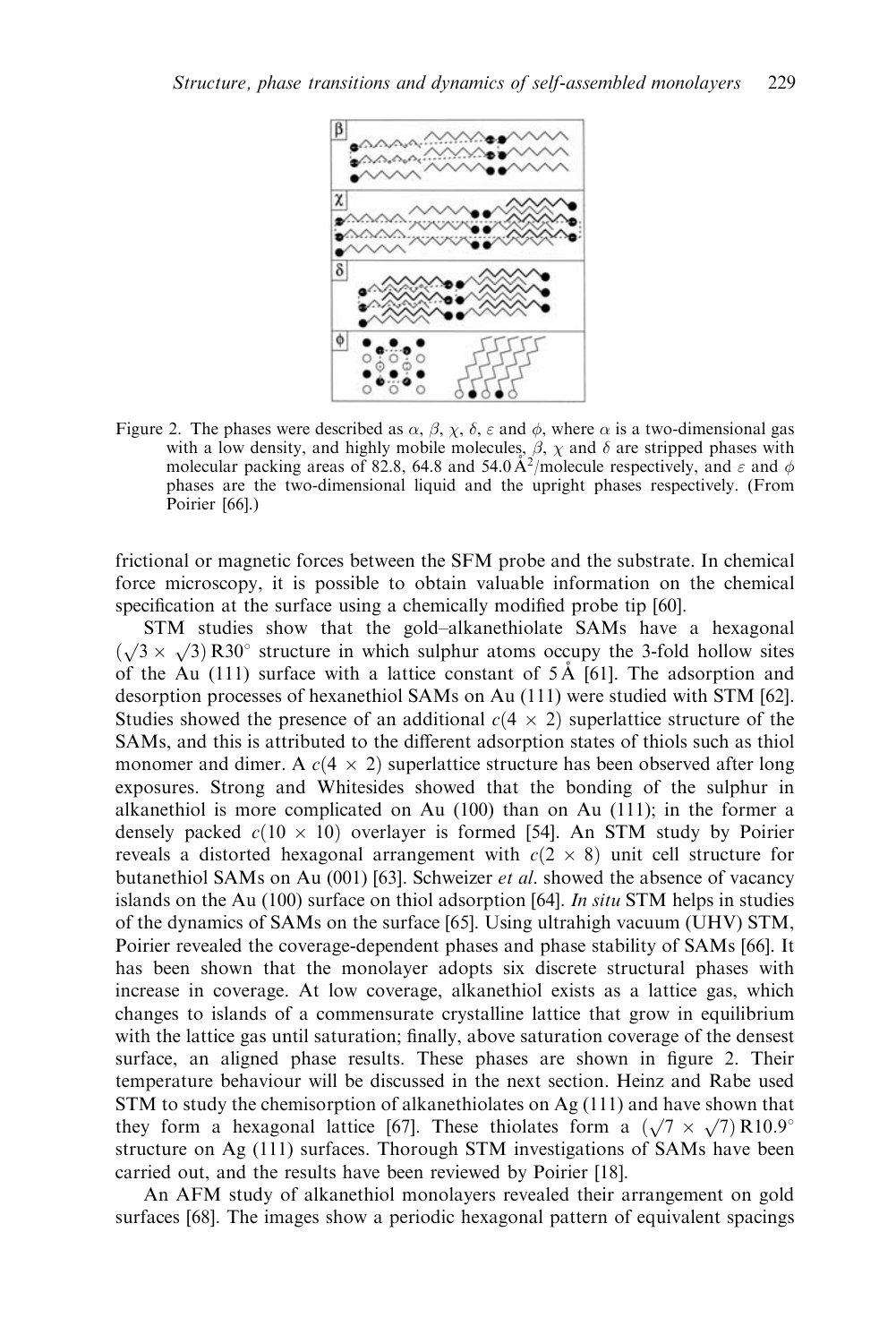Figure 2. The phases were described as $\alpha$, $\beta$, $\chi$, $\delta$, $\varepsilon$ and $\phi$, where $\alpha$ is a two-dimensional gas with a low density, and highly mobile molecules, $\beta$, $\chi$ and $\delta$ are stripped phases with molecular packing areas of 82.8, 64.8 and 54.0 Å$^2$/molecule respectively, and $\varepsilon$ and $\phi$ phases are the two-dimensional liquid and the upright phases respectively. (From Poirier [66].)

frictional or magnetic forces between the SFM probe and the substrate. In chemical force microscopy, it is possible to obtain valuable information on the chemical specification at the surface using a chemically modified probe tip [60].

STM studies show that the gold–alkanethiolate SAMs have a hexagonal $(\sqrt{3} \times \sqrt{3})$ R30° structure in which sulphur atoms occupy the 3-fold hollow sites of the Au (111) surface with a lattice constant of 5 Å [61]. The adsorption and desorption processes of hexanethiol SAMs on Au (111) were studied with STM [62]. Studies showed the presence of an additional $c(4 \times 2)$ superlattice structure of the SAMs, and this is attributed to the different adsorption states of thiols such as thiol monomer and dimer. A $c(4 \times 2)$ superlattice structure has been observed after long exposures. Strong and Whitesides showed that the bonding of the sulphur in alkanethiol is more complicated on Au (100) than on Au (111); in the former a densely packed $c(10 \times 10)$ overlayer is formed [54]. An STM study by Poirier reveals a distorted hexagonal arrangement with $c(2 \times 8)$ unit cell structure for butanethiol SAMs on Au (001) [63]. Schweizer *et al.* showed the absence of vacancy islands on the Au (100) surface on thiol adsorption [64]. *In situ* STM helps in studies of the dynamics of SAMs on the surface [65]. Using ultrahigh vacuum (UHV) STM, Poirier revealed the coverage-dependent phases and phase stability of SAMs [66]. It has been shown that the monolayer adopts six discrete structural phases with increase in coverage. At low coverage, alkanethiol exists as a lattice gas, which changes to islands of a commensurate crystalline lattice that grow in equilibrium with the lattice gas until saturation; finally, above saturation coverage of the densest surface, an aligned phase results. These phases are shown in figure 2. Their temperature behaviour will be discussed in the next section. Heinz and Rabe used STM to study the chemisorption of alkanethiolates on Ag (111) and have shown that they form a hexagonal lattice [67]. These thiolates form a $(\sqrt{7} \times \sqrt{7})$ R10.9° structure on Ag (111) surfaces. Thorough STM investigations of SAMs have been carried out, and the results have been reviewed by Poirier [18].

An AFM study of alkanethiol monolayers revealed their arrangement on gold surfaces [68]. The images show a periodic hexagonal pattern of equivalent spacings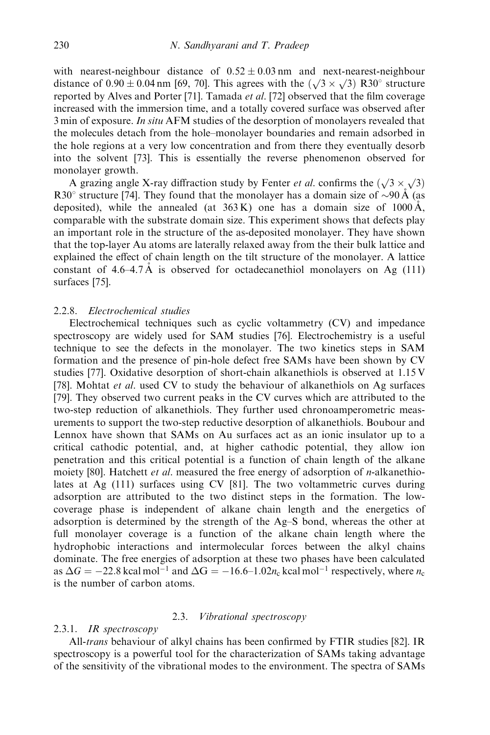with nearest-neighbour distance of $0.52 \pm 0.03$ nm and next-nearest-neighbour distance of $0.90 \pm 0.04$ nm [69, 70]. This agrees with the $(\sqrt{3} \times \sqrt{3})$ R30° structure reported by Alves and Porter [71]. Tamada *et al.* [72] observed that the film coverage increased with the immersion time, and a totally covered surface was observed after 3 min of exposure. *In situ* AFM studies of the desorption of monolayers revealed that the molecules detach from the hole–monolayer boundaries and remain adsorbed in the hole regions at a very low concentration and from there they eventually desorb into the solvent [73]. This is essentially the reverse phenomenon observed for monolayer growth.

A grazing angle X-ray diffraction study by Fenter *et al.* confirms the $(\sqrt{3} \times \sqrt{3})$ R30° structure [74]. They found that the monolayer has a domain size of ~90 Å (as deposited), while the annealed (at 363 K) one has a domain size of 1000 Å, comparable with the substrate domain size. This experiment shows that defects play an important role in the structure of the as-deposited monolayer. They have shown that the top-layer Au atoms are laterally relaxed away from the their bulk lattice and explained the effect of chain length on the tilt structure of the monolayer. A lattice constant of 4.6–4.7 Å is observed for octadecanethiol monolayers on Ag (111) surfaces [75].

### 2.2.8. *Electrochemical studies*

Electrochemical techniques such as cyclic voltammetry (CV) and impedance spectroscopy are widely used for SAM studies [76]. Electrochemistry is a useful technique to see the defects in the monolayer. The two kinetics steps in SAM formation and the presence of pin-hole defect free SAMs have been shown by CV studies [77]. Oxidative desorption of short-chain alkanethiols is observed at 1.15 V [78]. Mohtat *et al.* used CV to study the behaviour of alkanethiols on Ag surfaces [79]. They observed two current peaks in the CV curves which are attributed to the two-step reduction of alkanethiols. They further used chronoamperometric measurements to support the two-step reductive desorption of alkanethiols. Boubour and Lennox have shown that SAMs on Au surfaces act as an ionic insulator up to a critical cathodic potential, and, at higher cathodic potential, they allow ion penetration and this critical potential is a function of chain length of the alkane moiety [80]. Hatchett *et al.* measured the free energy of adsorption of *n*-alkanethiolates at Ag (111) surfaces using CV [81]. The two voltammetric curves during adsorption are attributed to the two distinct steps in the formation. The low-coverage phase is independent of alkane chain length and the energetics of adsorption is determined by the strength of the Ag–S bond, whereas the other at full monolayer coverage is a function of the alkane chain length where the hydrophobic interactions and intermolecular forces between the alkyl chains dominate. The free energies of adsorption at these two phases have been calculated as $\Delta G = -22.8\ \text{kcal mol}^{-1}$ and $\Delta G = -16.6\text{–}1.02 n_c\ \text{kcal mol}^{-1}$ respectively, where $n_c$ is the number of carbon atoms.

## 2.3. *Vibrational spectroscopy*

### 2.3.1. *IR spectroscopy*

All-*trans* behaviour of alkyl chains has been confirmed by FTIR studies [82]. IR spectroscopy is a powerful tool for the characterization of SAMs taking advantage of the sensitivity of the vibrational modes to the environment. The spectra of SAMs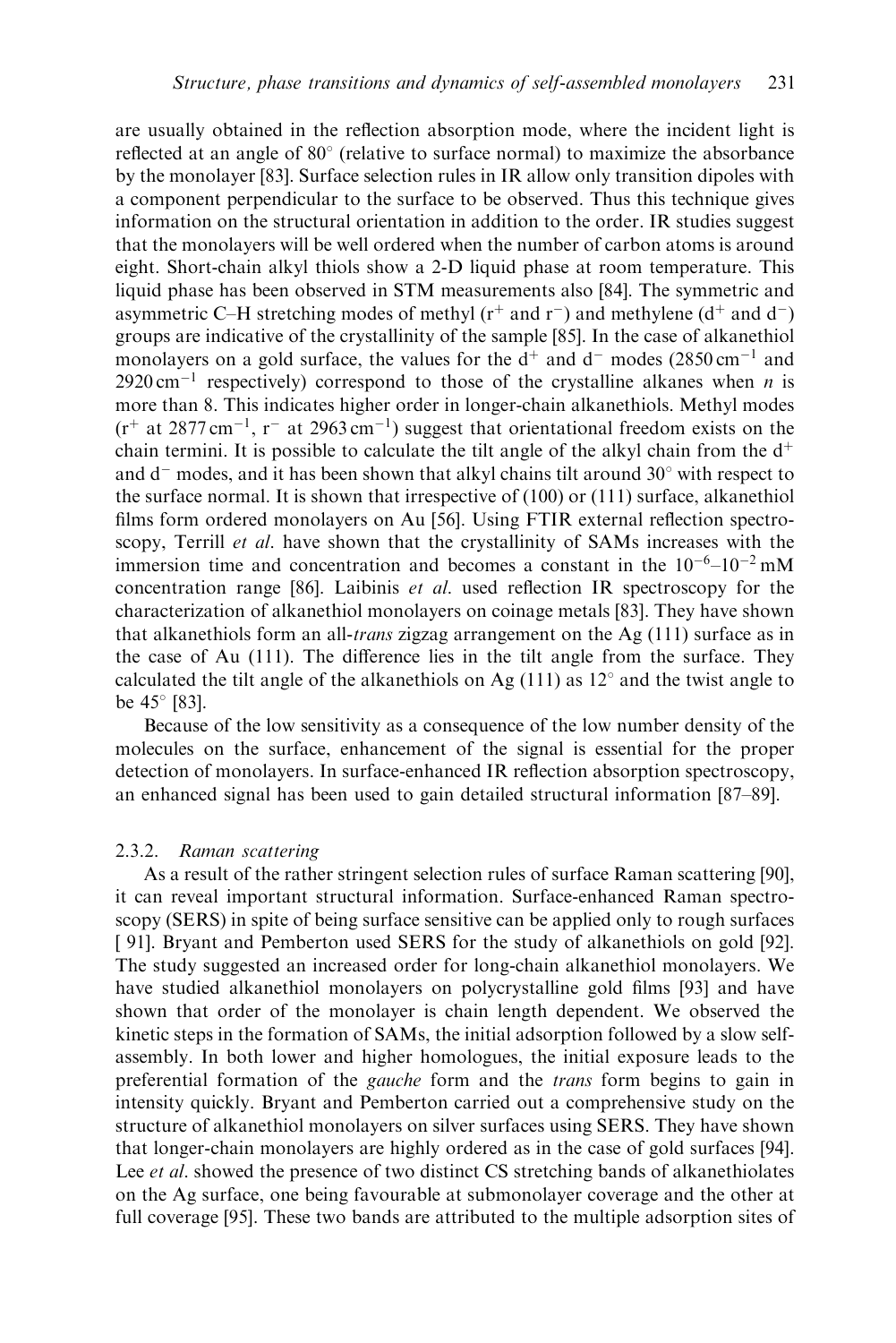are usually obtained in the reflection absorption mode, where the incident light is reflected at an angle of 80° (relative to surface normal) to maximize the absorbance by the monolayer [83]. Surface selection rules in IR allow only transition dipoles with a component perpendicular to the surface to be observed. Thus this technique gives information on the structural orientation in addition to the order. IR studies suggest that the monolayers will be well ordered when the number of carbon atoms is around eight. Short-chain alkyl thiols show a 2-D liquid phase at room temperature. This liquid phase has been observed in STM measurements also [84]. The symmetric and asymmetric C–H stretching modes of methyl ($r^+$ and $r^-$) and methylene ($d^+$ and $d^-$) groups are indicative of the crystallinity of the sample [85]. In the case of alkanethiol monolayers on a gold surface, the values for the $d^+$ and $d^-$ modes (2850 $cm^{-1}$ and 2920 $cm^{-1}$ respectively) correspond to those of the crystalline alkanes when $n$ is more than 8. This indicates higher order in longer-chain alkanethiols. Methyl modes ($r^+$ at 2877 $cm^{-1}$, $r^-$ at 2963 $cm^{-1}$) suggest that orientational freedom exists on the chain termini. It is possible to calculate the tilt angle of the alkyl chain from the $d^+$ and $d^-$ modes, and it has been shown that alkyl chains tilt around 30° with respect to the surface normal. It is shown that irrespective of (100) or (111) surface, alkanethiol films form ordered monolayers on Au [56]. Using FTIR external reflection spectroscopy, Terrill *et al.* have shown that the crystallinity of SAMs increases with the immersion time and concentration and becomes a constant in the $10^{-6}$–$10^{-2}$ mM concentration range [86]. Laibinis *et al.* used reflection IR spectroscopy for the characterization of alkanethiol monolayers on coinage metals [83]. They have shown that alkanethiols form an all-*trans* zigzag arrangement on the Ag (111) surface as in the case of Au (111). The difference lies in the tilt angle from the surface. They calculated the tilt angle of the alkanethiols on Ag (111) as 12° and the twist angle to be 45° [83].

Because of the low sensitivity as a consequence of the low number density of the molecules on the surface, enhancement of the signal is essential for the proper detection of monolayers. In surface-enhanced IR reflection absorption spectroscopy, an enhanced signal has been used to gain detailed structural information [87–89].

### 2.3.2. *Raman scattering*

As a result of the rather stringent selection rules of surface Raman scattering [90], it can reveal important structural information. Surface-enhanced Raman spectroscopy (SERS) in spite of being surface sensitive can be applied only to rough surfaces [91]. Bryant and Pemberton used SERS for the study of alkanethiols on gold [92]. The study suggested an increased order for long-chain alkanethiol monolayers. We have studied alkanethiol monolayers on polycrystalline gold films [93] and have shown that order of the monolayer is chain length dependent. We observed the kinetic steps in the formation of SAMs, the initial adsorption followed by a slow self-assembly. In both lower and higher homologues, the initial exposure leads to the preferential formation of the *gauche* form and the *trans* form begins to gain in intensity quickly. Bryant and Pemberton carried out a comprehensive study on the structure of alkanethiol monolayers on silver surfaces using SERS. They have shown that longer-chain monolayers are highly ordered as in the case of gold surfaces [94]. Lee *et al.* showed the presence of two distinct CS stretching bands of alkanethiolates on the Ag surface, one being favourable at submonolayer coverage and the other at full coverage [95]. These two bands are attributed to the multiple adsorption sites of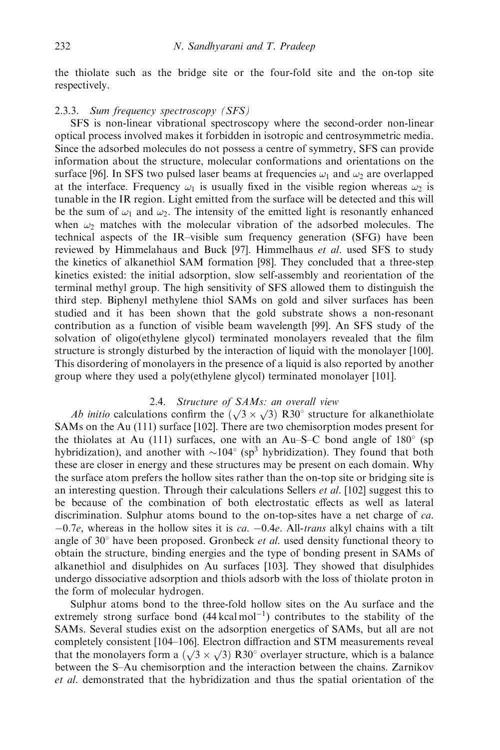the thiolate such as the bridge site or the four-fold site and the on-top site respectively.

### 2.3.3. *Sum frequency spectroscopy (SFS)*

SFS is non-linear vibrational spectroscopy where the second-order non-linear optical process involved makes it forbidden in isotropic and centrosymmetric media. Since the adsorbed molecules do not possess a centre of symmetry, SFS can provide information about the structure, molecular conformations and orientations on the surface [96]. In SFS two pulsed laser beams at frequencies $\omega_1$ and $\omega_2$ are overlapped at the interface. Frequency $\omega_1$ is usually fixed in the visible region whereas $\omega_2$ is tunable in the IR region. Light emitted from the surface will be detected and this will be the sum of $\omega_1$ and $\omega_2$. The intensity of the emitted light is resonantly enhanced when $\omega_2$ matches with the molecular vibration of the adsorbed molecules. The technical aspects of the IR–visible sum frequency generation (SFG) have been reviewed by Himmelahaus and Buck [97]. Himmelhaus *et al.* used SFS to study the kinetics of alkanethiol SAM formation [98]. They concluded that a three-step kinetics existed: the initial adsorption, slow self-assembly and reorientation of the terminal methyl group. The high sensitivity of SFS allowed them to distinguish the third step. Biphenyl methylene thiol SAMs on gold and silver surfaces has been studied and it has been shown that the gold substrate shows a non-resonant contribution as a function of visible beam wavelength [99]. An SFS study of the solvation of oligo(ethylene glycol) terminated monolayers revealed that the film structure is strongly disturbed by the interaction of liquid with the monolayer [100]. This disordering of monolayers in the presence of a liquid is also reported by another group where they used a poly(ethylene glycol) terminated monolayer [101].

## 2.4. *Structure of SAMs: an overall view*

*Ab initio* calculations confirm the $(\sqrt{3} \times \sqrt{3})$ R30° structure for alkanethiolate SAMs on the Au (111) surface [102]. There are two chemisorption modes present for the thiolates at Au (111) surfaces, one with an Au–S–C bond angle of 180° (sp hybridization), and another with ~104° ($sp^3$ hybridization). They found that both these are closer in energy and these structures may be present on each domain. Why the surface atom prefers the hollow sites rather than the on-top site or bridging site is an interesting question. Through their calculations Sellers *et al.* [102] suggest this to be because of the combination of both electrostatic effects as well as lateral discrimination. Sulphur atoms bound to the on-top-sites have a net charge of *ca.* $-0.7e$, whereas in the hollow sites it is *ca.* $-0.4e$. All-*trans* alkyl chains with a tilt angle of 30° have been proposed. Gronbeck *et al.* used density functional theory to obtain the structure, binding energies and the type of bonding present in SAMs of alkanethiol and disulphides on Au surfaces [103]. They showed that disulphides undergo dissociative adsorption and thiols adsorb with the loss of thiolate proton in the form of molecular hydrogen.

Sulphur atoms bond to the three-fold hollow sites on the Au surface and the extremely strong surface bond (44 kcal mol$^{-1}$) contributes to the stability of the SAMs. Several studies exist on the adsorption energetics of SAMs, but all are not completely consistent [104–106]. Electron diffraction and STM measurements reveal that the monolayers form a $(\sqrt{3} \times \sqrt{3})$ R30° overlayer structure, which is a balance between the S–Au chemisorption and the interaction between the chains. Zarnikov *et al.* demonstrated that the hybridization and thus the spatial orientation of the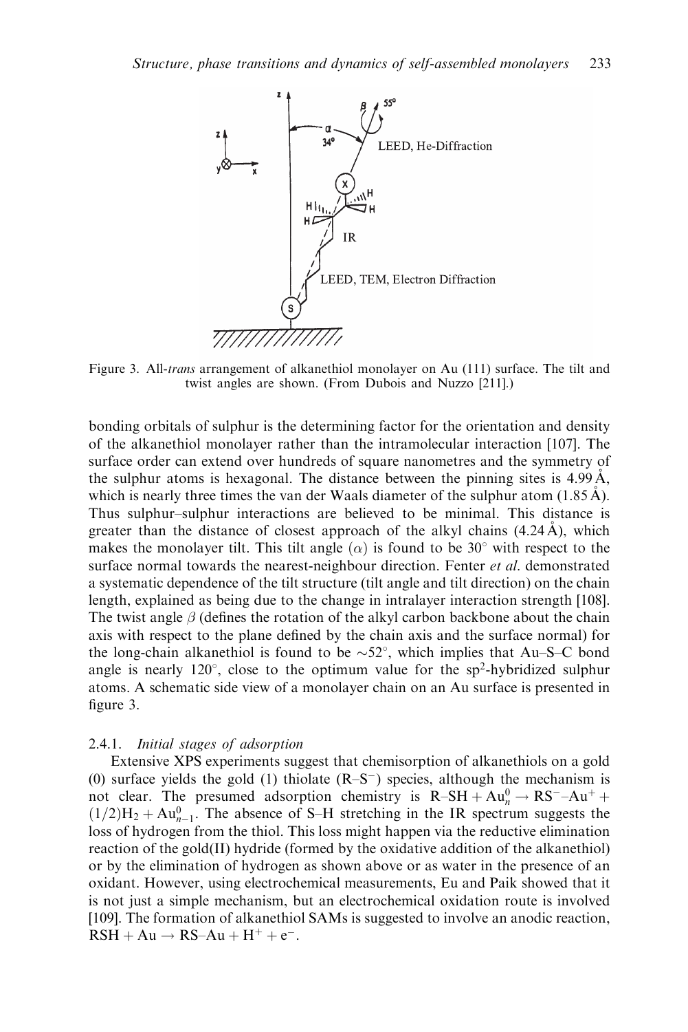Figure 3. All-*trans* arrangement of alkanethiol monolayer on Au (111) surface. The tilt and twist angles are shown. (From Dubois and Nuzzo [211].)

bonding orbitals of sulphur is the determining factor for the orientation and density of the alkanethiol monolayer rather than the intramolecular interaction [107]. The surface order can extend over hundreds of square nanometres and the symmetry of the sulphur atoms is hexagonal. The distance between the pinning sites is 4.99 Å, which is nearly three times the van der Waals diameter of the sulphur atom (1.85 Å). Thus sulphur–sulphur interactions are believed to be minimal. This distance is greater than the distance of closest approach of the alkyl chains (4.24 Å), which makes the monolayer tilt. This tilt angle ($\alpha$) is found to be 30° with respect to the surface normal towards the nearest-neighbour direction. Fenter *et al.* demonstrated a systematic dependence of the tilt structure (tilt angle and tilt direction) on the chain length, explained as being due to the change in intralayer interaction strength [108]. The twist angle $\beta$ (defines the rotation of the alkyl carbon backbone about the chain axis with respect to the plane defined by the chain axis and the surface normal) for the long-chain alkanethiol is found to be ~52°, which implies that Au–S–C bond angle is nearly 120°, close to the optimum value for the $sp^2$-hybridized sulphur atoms. A schematic side view of a monolayer chain on an Au surface is presented in figure 3.

### 2.4.1. *Initial stages of adsorption*

Extensive XPS experiments suggest that chemisorption of alkanethiols on a gold (0) surface yields the gold (1) thiolate ($R–S^-$) species, although the mechanism is not clear. The presumed adsorption chemistry is $R–SH + Au_n^0 \rightarrow RS^-–Au^+ + (1/2)H_2 + Au_{n-1}^0$. The absence of S–H stretching in the IR spectrum suggests the loss of hydrogen from the thiol. This loss might happen via the reductive elimination reaction of the gold(II) hydride (formed by the oxidative addition of the alkanethiol) or by the elimination of hydrogen as shown above or as water in the presence of an oxidant. However, using electrochemical measurements, Eu and Paik showed that it is not just a simple mechanism, but an electrochemical oxidation route is involved [109]. The formation of alkanethiol SAMs is suggested to involve an anodic reaction, $RSH + Au \rightarrow RS–Au + H^+ + e^-$.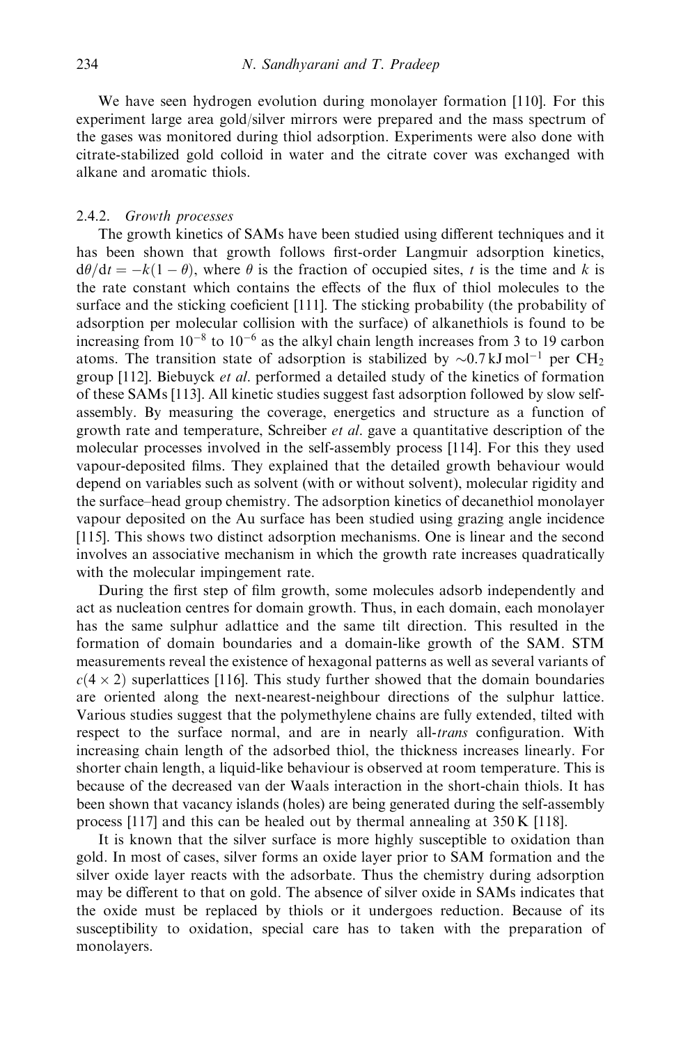We have seen hydrogen evolution during monolayer formation [110]. For this experiment large area gold/silver mirrors were prepared and the mass spectrum of the gases was monitored during thiol adsorption. Experiments were also done with citrate-stabilized gold colloid in water and the citrate cover was exchanged with alkane and aromatic thiols.

### 2.4.2. *Growth processes*

The growth kinetics of SAMs have been studied using different techniques and it has been shown that growth follows first-order Langmuir adsorption kinetics, $d\theta/dt = -k(1-\theta)$, where $\theta$ is the fraction of occupied sites, $t$ is the time and $k$ is the rate constant which contains the effects of the flux of thiol molecules to the surface and the sticking coeficient [111]. The sticking probability (the probability of adsorption per molecular collision with the surface) of alkanethiols is found to be increasing from $10^{-8}$ to $10^{-6}$ as the alkyl chain length increases from 3 to 19 carbon atoms. The transition state of adsorption is stabilized by $\sim$0.7 kJ mol$^{-1}$ per $CH_2$ group [112]. Biebuyck *et al.* performed a detailed study of the kinetics of formation of these SAMs [113]. All kinetic studies suggest fast adsorption followed by slow self-assembly. By measuring the coverage, energetics and structure as a function of growth rate and temperature, Schreiber *et al.* gave a quantitative description of the molecular processes involved in the self-assembly process [114]. For this they used vapour-deposited films. They explained that the detailed growth behaviour would depend on variables such as solvent (with or without solvent), molecular rigidity and the surface–head group chemistry. The adsorption kinetics of decanethiol monolayer vapour deposited on the Au surface has been studied using grazing angle incidence [115]. This shows two distinct adsorption mechanisms. One is linear and the second involves an associative mechanism in which the growth rate increases quadratically with the molecular impingement rate.

During the first step of film growth, some molecules adsorb independently and act as nucleation centres for domain growth. Thus, in each domain, each monolayer has the same sulphur adlattice and the same tilt direction. This resulted in the formation of domain boundaries and a domain-like growth of the SAM. STM measurements reveal the existence of hexagonal patterns as well as several variants of $c(4 \times 2)$ superlattices [116]. This study further showed that the domain boundaries are oriented along the next-nearest-neighbour directions of the sulphur lattice. Various studies suggest that the polymethylene chains are fully extended, tilted with respect to the surface normal, and are in nearly all-*trans* configuration. With increasing chain length of the adsorbed thiol, the thickness increases linearly. For shorter chain length, a liquid-like behaviour is observed at room temperature. This is because of the decreased van der Waals interaction in the short-chain thiols. It has been shown that vacancy islands (holes) are being generated during the self-assembly process [117] and this can be healed out by thermal annealing at 350 K [118].

It is known that the silver surface is more highly susceptible to oxidation than gold. In most of cases, silver forms an oxide layer prior to SAM formation and the silver oxide layer reacts with the adsorbate. Thus the chemistry during adsorption may be different to that on gold. The absence of silver oxide in SAMs indicates that the oxide must be replaced by thiols or it undergoes reduction. Because of its susceptibility to oxidation, special care has to taken with the preparation of monolayers.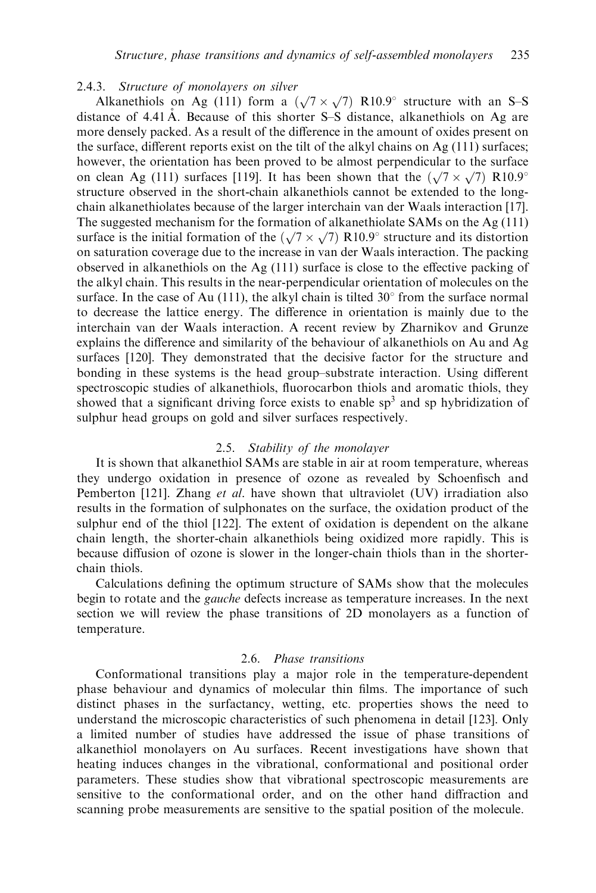### 2.4.3. *Structure of monolayers on silver*

Alkanethiols on Ag (111) form a $(\sqrt{7} \times \sqrt{7})$ R10.9° structure with an S–S distance of 4.41 Å. Because of this shorter S–S distance, alkanethiols on Ag are more densely packed. As a result of the difference in the amount of oxides present on the surface, different reports exist on the tilt of the alkyl chains on Ag (111) surfaces; however, the orientation has been proved to be almost perpendicular to the surface on clean Ag (111) surfaces [119]. It has been shown that the $(\sqrt{7} \times \sqrt{7})$ R10.9° structure observed in the short-chain alkanethiols cannot be extended to the long-chain alkanethiolates because of the larger interchain van der Waals interaction [17]. The suggested mechanism for the formation of alkanethiolate SAMs on the Ag (111) surface is the initial formation of the $(\sqrt{7} \times \sqrt{7})$ R10.9° structure and its distortion on saturation coverage due to the increase in van der Waals interaction. The packing observed in alkanethiols on the Ag (111) surface is close to the effective packing of the alkyl chain. This results in the near-perpendicular orientation of molecules on the surface. In the case of Au (111), the alkyl chain is tilted 30° from the surface normal to decrease the lattice energy. The difference in orientation is mainly due to the interchain van der Waals interaction. A recent review by Zharnikov and Grunze explains the difference and similarity of the behaviour of alkanethiols on Au and Ag surfaces [120]. They demonstrated that the decisive factor for the structure and bonding in these systems is the head group–substrate interaction. Using different spectroscopic studies of alkanethiols, fluorocarbon thiols and aromatic thiols, they showed that a significant driving force exists to enable $sp^3$ and sp hybridization of sulphur head groups on gold and silver surfaces respectively.

## 2.5. *Stability of the monolayer*

It is shown that alkanethiol SAMs are stable in air at room temperature, whereas they undergo oxidation in presence of ozone as revealed by Schoenfisch and Pemberton [121]. Zhang *et al*. have shown that ultraviolet (UV) irradiation also results in the formation of sulphonates on the surface, the oxidation product of the sulphur end of the thiol [122]. The extent of oxidation is dependent on the alkane chain length, the shorter-chain alkanethiols being oxidized more rapidly. This is because diffusion of ozone is slower in the longer-chain thiols than in the shorter-chain thiols.

Calculations defining the optimum structure of SAMs show that the molecules begin to rotate and the *gauche* defects increase as temperature increases. In the next section we will review the phase transitions of 2D monolayers as a function of temperature.

## 2.6. *Phase transitions*

Conformational transitions play a major role in the temperature-dependent phase behaviour and dynamics of molecular thin films. The importance of such distinct phases in the surfactancy, wetting, etc. properties shows the need to understand the microscopic characteristics of such phenomena in detail [123]. Only a limited number of studies have addressed the issue of phase transitions of alkanethiol monolayers on Au surfaces. Recent investigations have shown that heating induces changes in the vibrational, conformational and positional order parameters. These studies show that vibrational spectroscopic measurements are sensitive to the conformational order, and on the other hand diffraction and scanning probe measurements are sensitive to the spatial position of the molecule.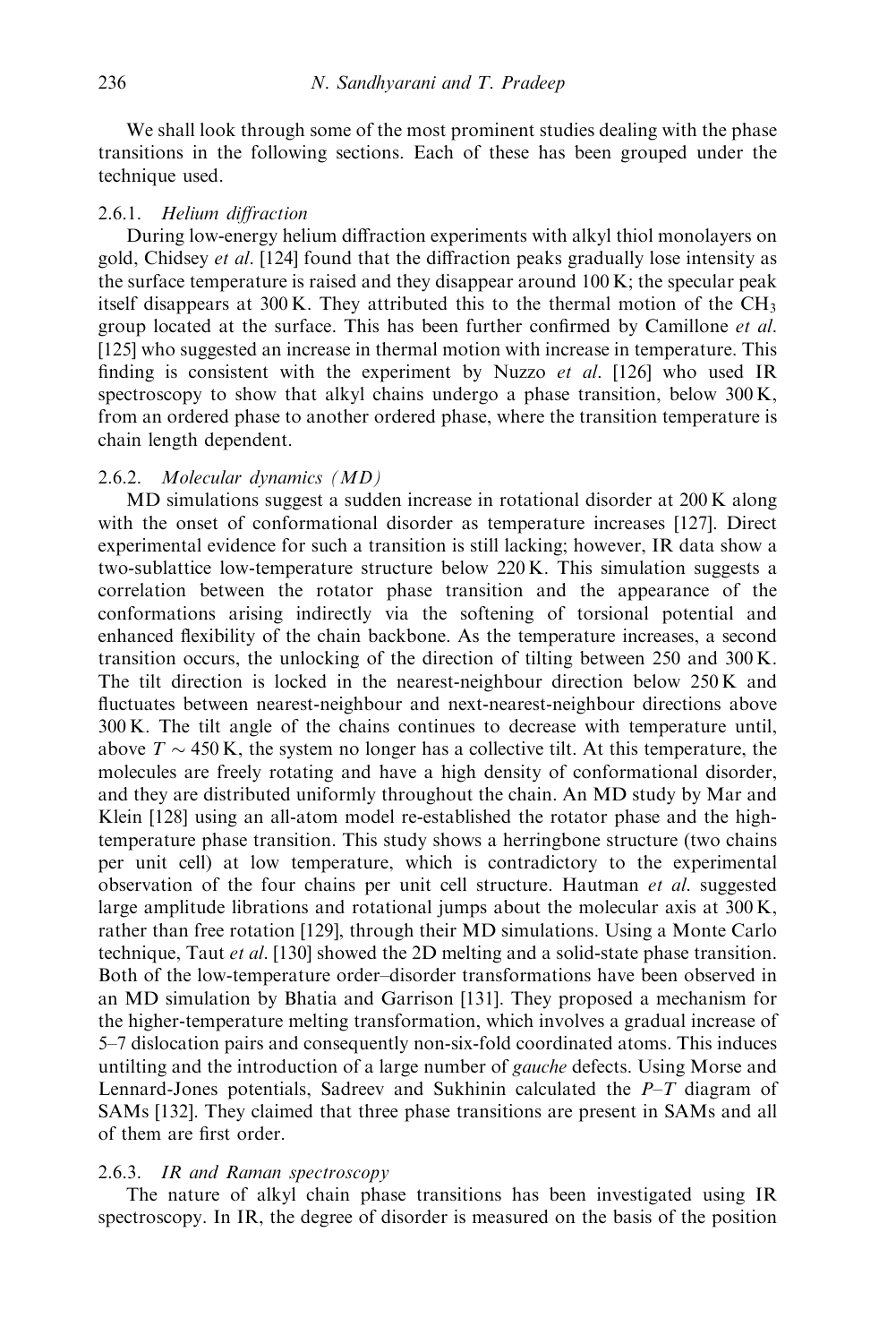We shall look through some of the most prominent studies dealing with the phase transitions in the following sections. Each of these has been grouped under the technique used.

### 2.6.1. *Helium diffraction*

During low-energy helium diffraction experiments with alkyl thiol monolayers on gold, Chidsey *et al.* [124] found that the diffraction peaks gradually lose intensity as the surface temperature is raised and they disappear around 100 K; the specular peak itself disappears at 300 K. They attributed this to the thermal motion of the $CH_3$ group located at the surface. This has been further confirmed by Camillone *et al.* [125] who suggested an increase in thermal motion with increase in temperature. This finding is consistent with the experiment by Nuzzo *et al.* [126] who used IR spectroscopy to show that alkyl chains undergo a phase transition, below 300 K, from an ordered phase to another ordered phase, where the transition temperature is chain length dependent.

### 2.6.2. *Molecular dynamics (MD)*

MD simulations suggest a sudden increase in rotational disorder at 200 K along with the onset of conformational disorder as temperature increases [127]. Direct experimental evidence for such a transition is still lacking; however, IR data show a two-sublattice low-temperature structure below 220 K. This simulation suggests a correlation between the rotator phase transition and the appearance of the conformations arising indirectly via the softening of torsional potential and enhanced flexibility of the chain backbone. As the temperature increases, a second transition occurs, the unlocking of the direction of tilting between 250 and 300 K. The tilt direction is locked in the nearest-neighbour direction below 250 K and fluctuates between nearest-neighbour and next-nearest-neighbour directions above 300 K. The tilt angle of the chains continues to decrease with temperature until, above $T \sim 450$ K, the system no longer has a collective tilt. At this temperature, the molecules are freely rotating and have a high density of conformational disorder, and they are distributed uniformly throughout the chain. An MD study by Mar and Klein [128] using an all-atom model re-established the rotator phase and the high-temperature phase transition. This study shows a herringbone structure (two chains per unit cell) at low temperature, which is contradictory to the experimental observation of the four chains per unit cell structure. Hautman *et al.* suggested large amplitude librations and rotational jumps about the molecular axis at 300 K, rather than free rotation [129], through their MD simulations. Using a Monte Carlo technique, Taut *et al.* [130] showed the 2D melting and a solid-state phase transition. Both of the low-temperature order–disorder transformations have been observed in an MD simulation by Bhatia and Garrison [131]. They proposed a mechanism for the higher-temperature melting transformation, which involves a gradual increase of 5–7 dislocation pairs and consequently non-six-fold coordinated atoms. This induces untilting and the introduction of a large number of *gauche* defects. Using Morse and Lennard-Jones potentials, Sadreev and Sukhinin calculated the $P$–$T$ diagram of SAMs [132]. They claimed that three phase transitions are present in SAMs and all of them are first order.

### 2.6.3. *IR and Raman spectroscopy*

The nature of alkyl chain phase transitions has been investigated using IR spectroscopy. In IR, the degree of disorder is measured on the basis of the position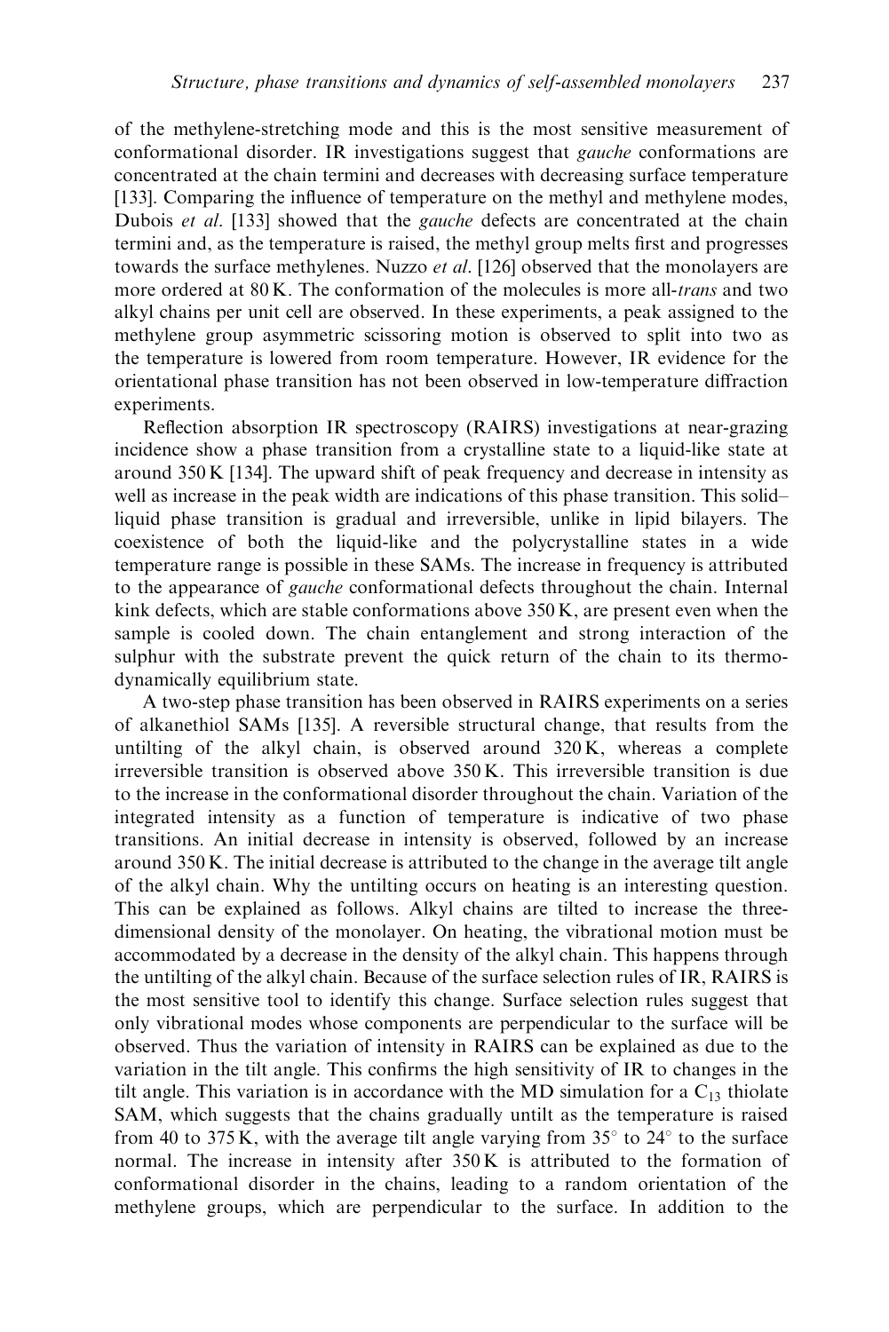of the methylene-stretching mode and this is the most sensitive measurement of conformational disorder. IR investigations suggest that *gauche* conformations are concentrated at the chain termini and decreases with decreasing surface temperature [133]. Comparing the influence of temperature on the methyl and methylene modes, Dubois *et al.* [133] showed that the *gauche* defects are concentrated at the chain termini and, as the temperature is raised, the methyl group melts first and progresses towards the surface methylenes. Nuzzo *et al.* [126] observed that the monolayers are more ordered at 80 K. The conformation of the molecules is more all-*trans* and two alkyl chains per unit cell are observed. In these experiments, a peak assigned to the methylene group asymmetric scissoring motion is observed to split into two as the temperature is lowered from room temperature. However, IR evidence for the orientational phase transition has not been observed in low-temperature diffraction experiments.

Reflection absorption IR spectroscopy (RAIRS) investigations at near-grazing incidence show a phase transition from a crystalline state to a liquid-like state at around 350 K [134]. The upward shift of peak frequency and decrease in intensity as well as increase in the peak width are indications of this phase transition. This solid–liquid phase transition is gradual and irreversible, unlike in lipid bilayers. The coexistence of both the liquid-like and the polycrystalline states in a wide temperature range is possible in these SAMs. The increase in frequency is attributed to the appearance of *gauche* conformational defects throughout the chain. Internal kink defects, which are stable conformations above 350 K, are present even when the sample is cooled down. The chain entanglement and strong interaction of the sulphur with the substrate prevent the quick return of the chain to its thermodynamically equilibrium state.

A two-step phase transition has been observed in RAIRS experiments on a series of alkanethiol SAMs [135]. A reversible structural change, that results from the untilting of the alkyl chain, is observed around 320 K, whereas a complete irreversible transition is observed above 350 K. This irreversible transition is due to the increase in the conformational disorder throughout the chain. Variation of the integrated intensity as a function of temperature is indicative of two phase transitions. An initial decrease in intensity is observed, followed by an increase around 350 K. The initial decrease is attributed to the change in the average tilt angle of the alkyl chain. Why the untilting occurs on heating is an interesting question. This can be explained as follows. Alkyl chains are tilted to increase the three-dimensional density of the monolayer. On heating, the vibrational motion must be accommodated by a decrease in the density of the alkyl chain. This happens through the untilting of the alkyl chain. Because of the surface selection rules of IR, RAIRS is the most sensitive tool to identify this change. Surface selection rules suggest that only vibrational modes whose components are perpendicular to the surface will be observed. Thus the variation of intensity in RAIRS can be explained as due to the variation in the tilt angle. This confirms the high sensitivity of IR to changes in the tilt angle. This variation is in accordance with the MD simulation for a $C_{13}$ thiolate SAM, which suggests that the chains gradually untilt as the temperature is raised from 40 to 375 K, with the average tilt angle varying from 35° to 24° to the surface normal. The increase in intensity after 350 K is attributed to the formation of conformational disorder in the chains, leading to a random orientation of the methylene groups, which are perpendicular to the surface. In addition to the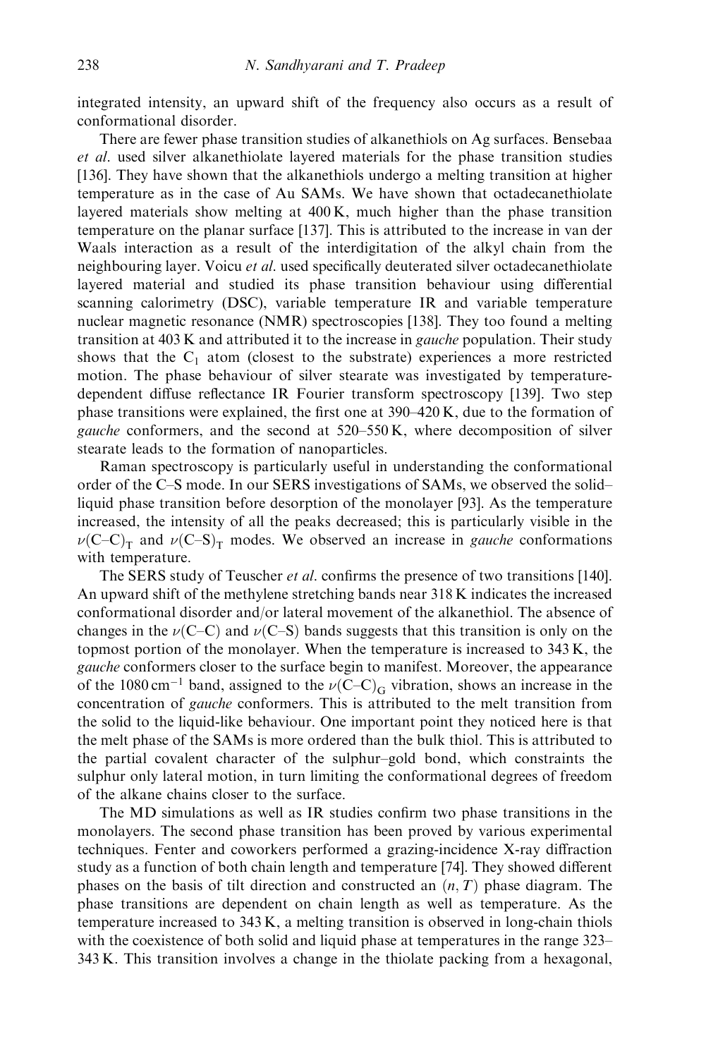integrated intensity, an upward shift of the frequency also occurs as a result of conformational disorder.

There are fewer phase transition studies of alkanethiols on Ag surfaces. Bensebaa *et al.* used silver alkanethiolate layered materials for the phase transition studies [136]. They have shown that the alkanethiols undergo a melting transition at higher temperature as in the case of Au SAMs. We have shown that octadecanethiolate layered materials show melting at 400 K, much higher than the phase transition temperature on the planar surface [137]. This is attributed to the increase in van der Waals interaction as a result of the interdigitation of the alkyl chain from the neighbouring layer. Voicu *et al.* used specifically deuterated silver octadecanethiolate layered material and studied its phase transition behaviour using differential scanning calorimetry (DSC), variable temperature IR and variable temperature nuclear magnetic resonance (NMR) spectroscopies [138]. They too found a melting transition at 403 K and attributed it to the increase in *gauche* population. Their study shows that the $C_1$ atom (closest to the substrate) experiences a more restricted motion. The phase behaviour of silver stearate was investigated by temperature-dependent diffuse reflectance IR Fourier transform spectroscopy [139]. Two step phase transitions were explained, the first one at 390–420 K, due to the formation of *gauche* conformers, and the second at 520–550 K, where decomposition of silver stearate leads to the formation of nanoparticles.

Raman spectroscopy is particularly useful in understanding the conformational order of the C–S mode. In our SERS investigations of SAMs, we observed the solid–liquid phase transition before desorption of the monolayer [93]. As the temperature increased, the intensity of all the peaks decreased; this is particularly visible in the $\nu(\text{C–C})_T$ and $\nu(\text{C–S})_T$ modes. We observed an increase in *gauche* conformations with temperature.

The SERS study of Teuscher *et al.* confirms the presence of two transitions [140]. An upward shift of the methylene stretching bands near 318 K indicates the increased conformational disorder and/or lateral movement of the alkanethiol. The absence of changes in the $\nu(\text{C–C})$ and $\nu(\text{C–S})$ bands suggests that this transition is only on the topmost portion of the monolayer. When the temperature is increased to 343 K, the *gauche* conformers closer to the surface begin to manifest. Moreover, the appearance of the 1080 $\text{cm}^{-1}$ band, assigned to the $\nu(\text{C–C})_G$ vibration, shows an increase in the concentration of *gauche* conformers. This is attributed to the melt transition from the solid to the liquid-like behaviour. One important point they noticed here is that the melt phase of the SAMs is more ordered than the bulk thiol. This is attributed to the partial covalent character of the sulphur–gold bond, which constraints the sulphur only lateral motion, in turn limiting the conformational degrees of freedom of the alkane chains closer to the surface.

The MD simulations as well as IR studies confirm two phase transitions in the monolayers. The second phase transition has been proved by various experimental techniques. Fenter and coworkers performed a grazing-incidence X-ray diffraction study as a function of both chain length and temperature [74]. They showed different phases on the basis of tilt direction and constructed an $(n, T)$ phase diagram. The phase transitions are dependent on chain length as well as temperature. As the temperature increased to 343 K, a melting transition is observed in long-chain thiols with the coexistence of both solid and liquid phase at temperatures in the range 323–343 K. This transition involves a change in the thiolate packing from a hexagonal,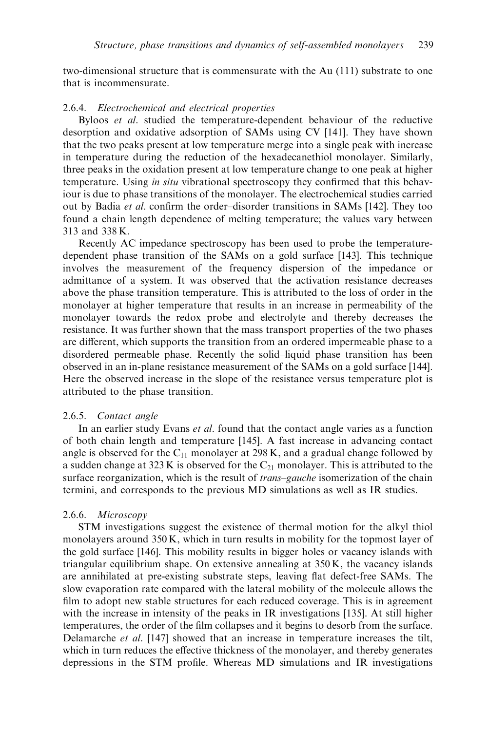two-dimensional structure that is commensurate with the Au (111) substrate to one that is incommensurate.

### 2.6.4. *Electrochemical and electrical properties*

Byloos *et al*. studied the temperature-dependent behaviour of the reductive desorption and oxidative adsorption of SAMs using CV [141]. They have shown that the two peaks present at low temperature merge into a single peak with increase in temperature during the reduction of the hexadecanethiol monolayer. Similarly, three peaks in the oxidation present at low temperature change to one peak at higher temperature. Using *in situ* vibrational spectroscopy they confirmed that this behaviour is due to phase transitions of the monolayer. The electrochemical studies carried out by Badia *et al*. confirm the order–disorder transitions in SAMs [142]. They too found a chain length dependence of melting temperature; the values vary between 313 and 338 K.

Recently AC impedance spectroscopy has been used to probe the temperature-dependent phase transition of the SAMs on a gold surface [143]. This technique involves the measurement of the frequency dispersion of the impedance or admittance of a system. It was observed that the activation resistance decreases above the phase transition temperature. This is attributed to the loss of order in the monolayer at higher temperature that results in an increase in permeability of the monolayer towards the redox probe and electrolyte and thereby decreases the resistance. It was further shown that the mass transport properties of the two phases are different, which supports the transition from an ordered impermeable phase to a disordered permeable phase. Recently the solid–liquid phase transition has been observed in an in-plane resistance measurement of the SAMs on a gold surface [144]. Here the observed increase in the slope of the resistance versus temperature plot is attributed to the phase transition.

### 2.6.5. *Contact angle*

In an earlier study Evans *et al*. found that the contact angle varies as a function of both chain length and temperature [145]. A fast increase in advancing contact angle is observed for the $C_{11}$ monolayer at 298 K, and a gradual change followed by a sudden change at 323 K is observed for the $C_{21}$ monolayer. This is attributed to the surface reorganization, which is the result of *trans–gauche* isomerization of the chain termini, and corresponds to the previous MD simulations as well as IR studies.

### 2.6.6. *Microscopy*

STM investigations suggest the existence of thermal motion for the alkyl thiol monolayers around 350 K, which in turn results in mobility for the topmost layer of the gold surface [146]. This mobility results in bigger holes or vacancy islands with triangular equilibrium shape. On extensive annealing at 350 K, the vacancy islands are annihilated at pre-existing substrate steps, leaving flat defect-free SAMs. The slow evaporation rate compared with the lateral mobility of the molecule allows the film to adopt new stable structures for each reduced coverage. This is in agreement with the increase in intensity of the peaks in IR investigations [135]. At still higher temperatures, the order of the film collapses and it begins to desorb from the surface. Delamarche *et al*. [147] showed that an increase in temperature increases the tilt, which in turn reduces the effective thickness of the monolayer, and thereby generates depressions in the STM profile. Whereas MD simulations and IR investigations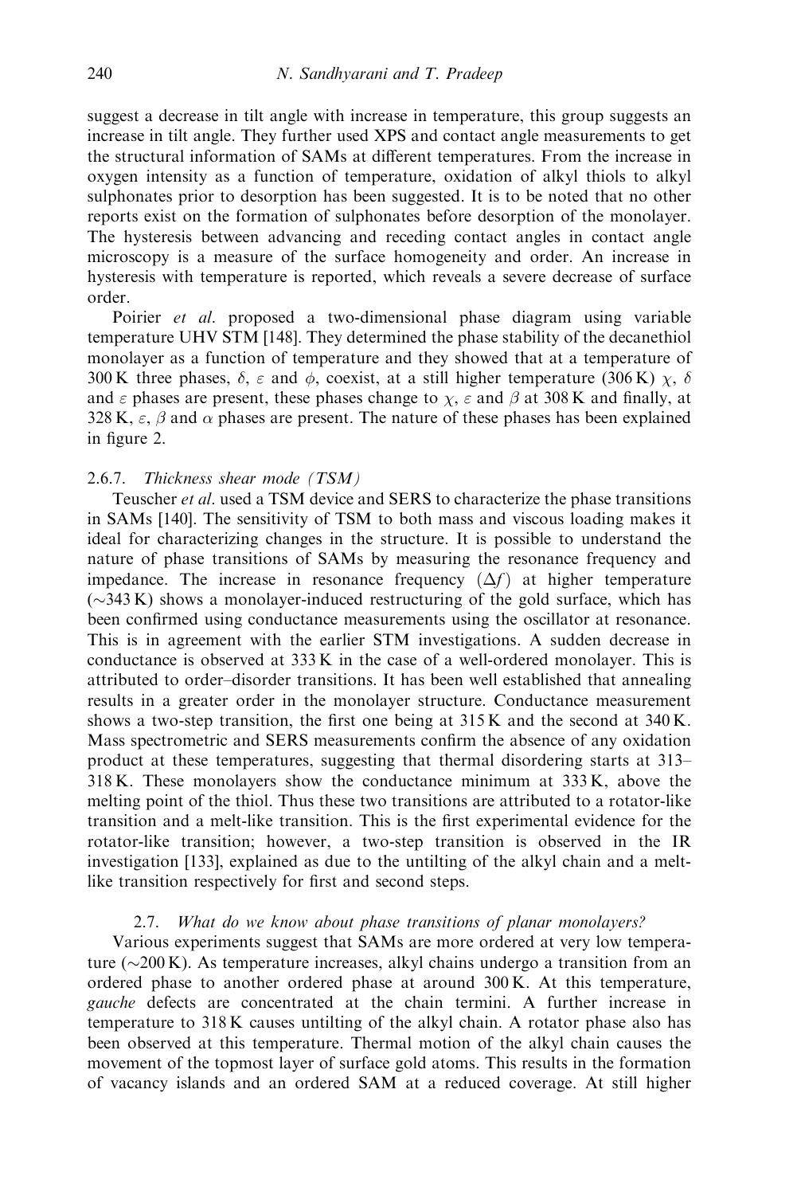suggest a decrease in tilt angle with increase in temperature, this group suggests an increase in tilt angle. They further used XPS and contact angle measurements to get the structural information of SAMs at different temperatures. From the increase in oxygen intensity as a function of temperature, oxidation of alkyl thiols to alkyl sulphonates prior to desorption has been suggested. It is to be noted that no other reports exist on the formation of sulphonates before desorption of the monolayer. The hysteresis between advancing and receding contact angles in contact angle microscopy is a measure of the surface homogeneity and order. An increase in hysteresis with temperature is reported, which reveals a severe decrease of surface order.

Poirier *et al.* proposed a two-dimensional phase diagram using variable temperature UHV STM [148]. They determined the phase stability of the decanethiol monolayer as a function of temperature and they showed that at a temperature of 300 K three phases, $\delta$, $\varepsilon$ and $\phi$, coexist, at a still higher temperature (306 K) $\chi$, $\delta$ and $\varepsilon$ phases are present, these phases change to $\chi$, $\varepsilon$ and $\beta$ at 308 K and finally, at 328 K, $\varepsilon$, $\beta$ and $\alpha$ phases are present. The nature of these phases has been explained in figure 2.

#### 2.6.7. *Thickness shear mode (TSM)*

Teuscher *et al.* used a TSM device and SERS to characterize the phase transitions in SAMs [140]. The sensitivity of TSM to both mass and viscous loading makes it ideal for characterizing changes in the structure. It is possible to understand the nature of phase transitions of SAMs by measuring the resonance frequency and impedance. The increase in resonance frequency ($\Delta f$) at higher temperature (~343 K) shows a monolayer-induced restructuring of the gold surface, which has been confirmed using conductance measurements using the oscillator at resonance. This is in agreement with the earlier STM investigations. A sudden decrease in conductance is observed at 333 K in the case of a well-ordered monolayer. This is attributed to order–disorder transitions. It has been well established that annealing results in a greater order in the monolayer structure. Conductance measurement shows a two-step transition, the first one being at 315 K and the second at 340 K. Mass spectrometric and SERS measurements confirm the absence of any oxidation product at these temperatures, suggesting that thermal disordering starts at 313–318 K. These monolayers show the conductance minimum at 333 K, above the melting point of the thiol. Thus these two transitions are attributed to a rotator-like transition and a melt-like transition. This is the first experimental evidence for the rotator-like transition; however, a two-step transition is observed in the IR investigation [133], explained as due to the untilting of the alkyl chain and a melt-like transition respectively for first and second steps.

### 2.7. *What do we know about phase transitions of planar monolayers?*

Various experiments suggest that SAMs are more ordered at very low temperature (~200 K). As temperature increases, alkyl chains undergo a transition from an ordered phase to another ordered phase at around 300 K. At this temperature, *gauche* defects are concentrated at the chain termini. A further increase in temperature to 318 K causes untilting of the alkyl chain. A rotator phase also has been observed at this temperature. Thermal motion of the alkyl chain causes the movement of the topmost layer of surface gold atoms. This results in the formation of vacancy islands and an ordered SAM at a reduced coverage. At still higher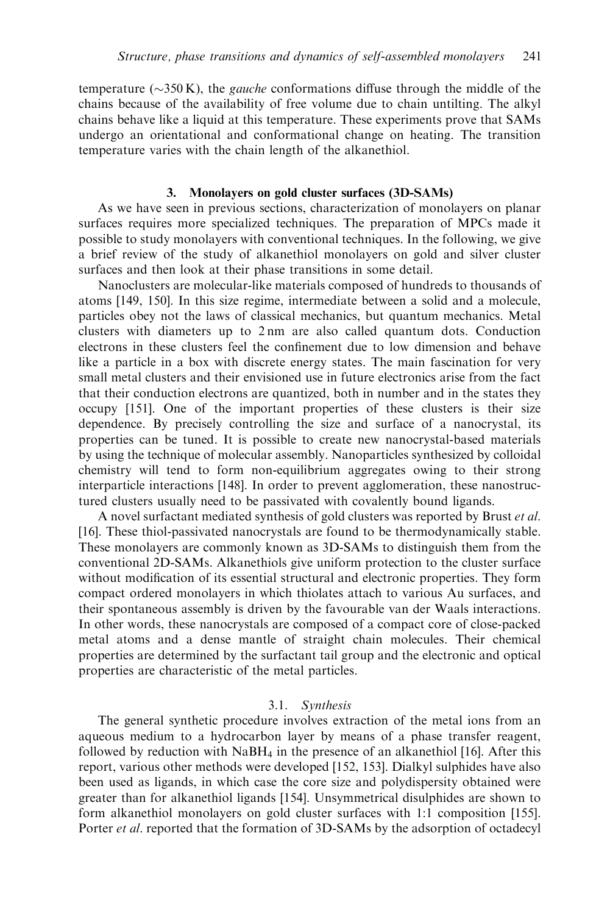temperature (~350 K), the *gauche* conformations diffuse through the middle of the chains because of the availability of free volume due to chain untilting. The alkyl chains behave like a liquid at this temperature. These experiments prove that SAMs undergo an orientational and conformational change on heating. The transition temperature varies with the chain length of the alkanethiol.

## 3. Monolayers on gold cluster surfaces (3D-SAMs)

As we have seen in previous sections, characterization of monolayers on planar surfaces requires more specialized techniques. The preparation of MPCs made it possible to study monolayers with conventional techniques. In the following, we give a brief review of the study of alkanethiol monolayers on gold and silver cluster surfaces and then look at their phase transitions in some detail.

Nanoclusters are molecular-like materials composed of hundreds to thousands of atoms [149, 150]. In this size regime, intermediate between a solid and a molecule, particles obey not the laws of classical mechanics, but quantum mechanics. Metal clusters with diameters up to 2 nm are also called quantum dots. Conduction electrons in these clusters feel the confinement due to low dimension and behave like a particle in a box with discrete energy states. The main fascination for very small metal clusters and their envisioned use in future electronics arise from the fact that their conduction electrons are quantized, both in number and in the states they occupy [151]. One of the important properties of these clusters is their size dependence. By precisely controlling the size and surface of a nanocrystal, its properties can be tuned. It is possible to create new nanocrystal-based materials by using the technique of molecular assembly. Nanoparticles synthesized by colloidal chemistry will tend to form non-equilibrium aggregates owing to their strong interparticle interactions [148]. In order to prevent agglomeration, these nanostructured clusters usually need to be passivated with covalently bound ligands.

A novel surfactant mediated synthesis of gold clusters was reported by Brust *et al.* [16]. These thiol-passivated nanocrystals are found to be thermodynamically stable. These monolayers are commonly known as 3D-SAMs to distinguish them from the conventional 2D-SAMs. Alkanethiols give uniform protection to the cluster surface without modification of its essential structural and electronic properties. They form compact ordered monolayers in which thiolates attach to various Au surfaces, and their spontaneous assembly is driven by the favourable van der Waals interactions. In other words, these nanocrystals are composed of a compact core of close-packed metal atoms and a dense mantle of straight chain molecules. Their chemical properties are determined by the surfactant tail group and the electronic and optical properties are characteristic of the metal particles.

### 3.1. *Synthesis*

The general synthetic procedure involves extraction of the metal ions from an aqueous medium to a hydrocarbon layer by means of a phase transfer reagent, followed by reduction with $NaBH_4$ in the presence of an alkanethiol [16]. After this report, various other methods were developed [152, 153]. Dialkyl sulphides have also been used as ligands, in which case the core size and polydispersity obtained were greater than for alkanethiol ligands [154]. Unsymmetrical disulphides are shown to form alkanethiol monolayers on gold cluster surfaces with 1:1 composition [155]. Porter *et al.* reported that the formation of 3D-SAMs by the adsorption of octadecyl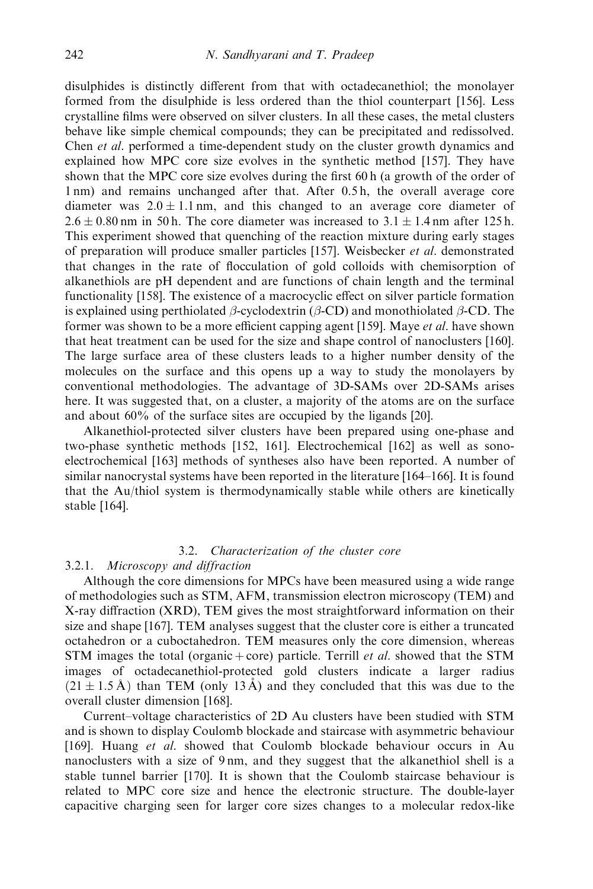disulphides is distinctly different from that with octadecanethiol; the monolayer formed from the disulphide is less ordered than the thiol counterpart [156]. Less crystalline films were observed on silver clusters. In all these cases, the metal clusters behave like simple chemical compounds; they can be precipitated and redissolved. Chen *et al*. performed a time-dependent study on the cluster growth dynamics and explained how MPC core size evolves in the synthetic method [157]. They have shown that the MPC core size evolves during the first 60 h (a growth of the order of 1 nm) and remains unchanged after that. After 0.5 h, the overall average core diameter was $2.0 \pm 1.1$ nm, and this changed to an average core diameter of $2.6 \pm 0.80$ nm in 50 h. The core diameter was increased to $3.1 \pm 1.4$ nm after 125 h. This experiment showed that quenching of the reaction mixture during early stages of preparation will produce smaller particles [157]. Weisbecker *et al*. demonstrated that changes in the rate of flocculation of gold colloids with chemisorption of alkanethiols are pH dependent and are functions of chain length and the terminal functionality [158]. The existence of a macrocyclic effect on silver particle formation is explained using perthiolated $\beta$-cyclodextrin ($\beta$-CD) and monothiolated $\beta$-CD. The former was shown to be a more efficient capping agent [159]. Maye *et al*. have shown that heat treatment can be used for the size and shape control of nanoclusters [160]. The large surface area of these clusters leads to a higher number density of the molecules on the surface and this opens up a way to study the monolayers by conventional methodologies. The advantage of 3D-SAMs over 2D-SAMs arises here. It was suggested that, on a cluster, a majority of the atoms are on the surface and about 60% of the surface sites are occupied by the ligands [20].

Alkanethiol-protected silver clusters have been prepared using one-phase and two-phase synthetic methods [152, 161]. Electrochemical [162] as well as sono-electrochemical [163] methods of syntheses also have been reported. A number of similar nanocrystal systems have been reported in the literature [164–166]. It is found that the Au/thiol system is thermodynamically stable while others are kinetically stable [164].

### 3.2. *Characterization of the cluster core*

#### 3.2.1. *Microscopy and diffraction*

Although the core dimensions for MPCs have been measured using a wide range of methodologies such as STM, AFM, transmission electron microscopy (TEM) and X-ray diffraction (XRD), TEM gives the most straightforward information on their size and shape [167]. TEM analyses suggest that the cluster core is either a truncated octahedron or a cuboctahedron. TEM measures only the core dimension, whereas STM images the total (organic + core) particle. Terrill *et al*. showed that the STM images of octadecanethiol-protected gold clusters indicate a larger radius ($21 \pm 1.5$ Å) than TEM (only 13 Å) and they concluded that this was due to the overall cluster dimension [168].

Current–voltage characteristics of 2D Au clusters have been studied with STM and is shown to display Coulomb blockade and staircase with asymmetric behaviour [169]. Huang *et al*. showed that Coulomb blockade behaviour occurs in Au nanoclusters with a size of 9 nm, and they suggest that the alkanethiol shell is a stable tunnel barrier [170]. It is shown that the Coulomb staircase behaviour is related to MPC core size and hence the electronic structure. The double-layer capacitive charging seen for larger core sizes changes to a molecular redox-like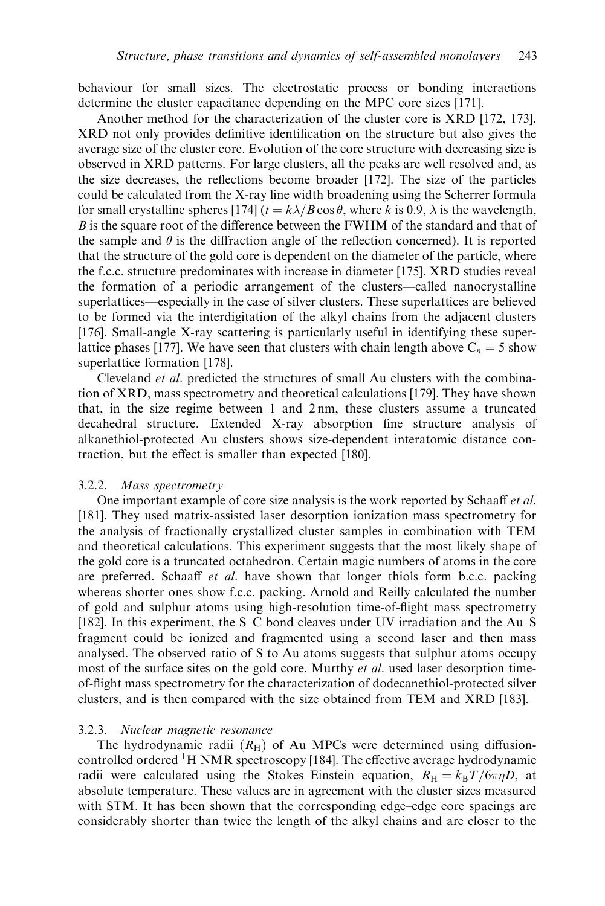behaviour for small sizes. The electrostatic process or bonding interactions determine the cluster capacitance depending on the MPC core sizes [171].

Another method for the characterization of the cluster core is XRD [172, 173]. XRD not only provides definitive identification on the structure but also gives the average size of the cluster core. Evolution of the core structure with decreasing size is observed in XRD patterns. For large clusters, all the peaks are well resolved and, as the size decreases, the reflections become broader [172]. The size of the particles could be calculated from the X-ray line width broadening using the Scherrer formula for small crystalline spheres [174] ($t = k\lambda/B\cos\theta$, where $k$ is 0.9, $\lambda$ is the wavelength, $B$ is the square root of the difference between the FWHM of the standard and that of the sample and $\theta$ is the diffraction angle of the reflection concerned). It is reported that the structure of the gold core is dependent on the diameter of the particle, where the f.c.c. structure predominates with increase in diameter [175]. XRD studies reveal the formation of a periodic arrangement of the clusters—called nanocrystalline superlattices—especially in the case of silver clusters. These superlattices are believed to be formed via the interdigitation of the alkyl chains from the adjacent clusters [176]. Small-angle X-ray scattering is particularly useful in identifying these superlattice phases [177]. We have seen that clusters with chain length above $C_n = 5$ show superlattice formation [178].

Cleveland *et al*. predicted the structures of small Au clusters with the combination of XRD, mass spectrometry and theoretical calculations [179]. They have shown that, in the size regime between 1 and 2 nm, these clusters assume a truncated decahedral structure. Extended X-ray absorption fine structure analysis of alkanethiol-protected Au clusters shows size-dependent interatomic distance contraction, but the effect is smaller than expected [180].

### 3.2.2. *Mass spectrometry*

One important example of core size analysis is the work reported by Schaaff *et al*. [181]. They used matrix-assisted laser desorption ionization mass spectrometry for the analysis of fractionally crystallized cluster samples in combination with TEM and theoretical calculations. This experiment suggests that the most likely shape of the gold core is a truncated octahedron. Certain magic numbers of atoms in the core are preferred. Schaaff *et al*. have shown that longer thiols form b.c.c. packing whereas shorter ones show f.c.c. packing. Arnold and Reilly calculated the number of gold and sulphur atoms using high-resolution time-of-flight mass spectrometry [182]. In this experiment, the S–C bond cleaves under UV irradiation and the Au–S fragment could be ionized and fragmented using a second laser and then mass analysed. The observed ratio of S to Au atoms suggests that sulphur atoms occupy most of the surface sites on the gold core. Murthy *et al*. used laser desorption time-of-flight mass spectrometry for the characterization of dodecanethiol-protected silver clusters, and is then compared with the size obtained from TEM and XRD [183].

### 3.2.3. *Nuclear magnetic resonance*

The hydrodynamic radii ($R_H$) of Au MPCs were determined using diffusion-controlled ordered $^1$H NMR spectroscopy [184]. The effective average hydrodynamic radii were calculated using the Stokes–Einstein equation, $R_H = k_B T/6\pi\eta D$, at absolute temperature. These values are in agreement with the cluster sizes measured with STM. It has been shown that the corresponding edge–edge core spacings are considerably shorter than twice the length of the alkyl chains and are closer to the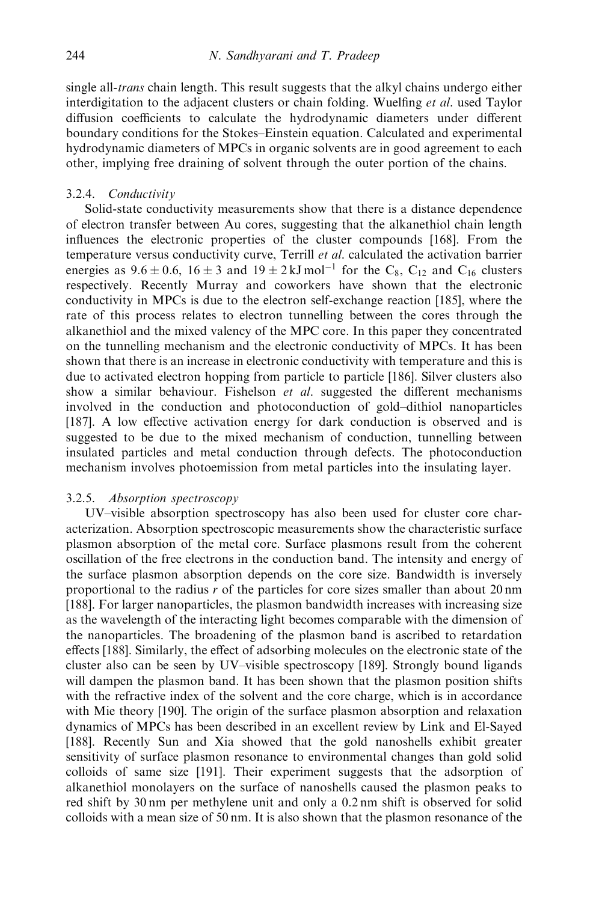single all-*trans* chain length. This result suggests that the alkyl chains undergo either interdigitation to the adjacent clusters or chain folding. Wuelfing *et al.* used Taylor diffusion coefficients to calculate the hydrodynamic diameters under different boundary conditions for the Stokes–Einstein equation. Calculated and experimental hydrodynamic diameters of MPCs in organic solvents are in good agreement to each other, implying free draining of solvent through the outer portion of the chains.

### 3.2.4. *Conductivity*

Solid-state conductivity measurements show that there is a distance dependence of electron transfer between Au cores, suggesting that the alkanethiol chain length influences the electronic properties of the cluster compounds [168]. From the temperature versus conductivity curve, Terrill *et al.* calculated the activation barrier energies as $9.6 \pm 0.6$, $16 \pm 3$ and $19 \pm 2\,\mathrm{kJ\,mol^{-1}}$ for the $C_8$, $C_{12}$ and $C_{16}$ clusters respectively. Recently Murray and coworkers have shown that the electronic conductivity in MPCs is due to the electron self-exchange reaction [185], where the rate of this process relates to electron tunnelling between the cores through the alkanethiol and the mixed valency of the MPC core. In this paper they concentrated on the tunnelling mechanism and the electronic conductivity of MPCs. It has been shown that there is an increase in electronic conductivity with temperature and this is due to activated electron hopping from particle to particle [186]. Silver clusters also show a similar behaviour. Fishelson *et al.* suggested the different mechanisms involved in the conduction and photoconduction of gold–dithiol nanoparticles [187]. A low effective activation energy for dark conduction is observed and is suggested to be due to the mixed mechanism of conduction, tunnelling between insulated particles and metal conduction through defects. The photoconduction mechanism involves photoemission from metal particles into the insulating layer.

### 3.2.5. *Absorption spectroscopy*

UV–visible absorption spectroscopy has also been used for cluster core characterization. Absorption spectroscopic measurements show the characteristic surface plasmon absorption of the metal core. Surface plasmons result from the coherent oscillation of the free electrons in the conduction band. The intensity and energy of the surface plasmon absorption depends on the core size. Bandwidth is inversely proportional to the radius $r$ of the particles for core sizes smaller than about 20 nm [188]. For larger nanoparticles, the plasmon bandwidth increases with increasing size as the wavelength of the interacting light becomes comparable with the dimension of the nanoparticles. The broadening of the plasmon band is ascribed to retardation effects [188]. Similarly, the effect of adsorbing molecules on the electronic state of the cluster also can be seen by UV–visible spectroscopy [189]. Strongly bound ligands will dampen the plasmon band. It has been shown that the plasmon position shifts with the refractive index of the solvent and the core charge, which is in accordance with Mie theory [190]. The origin of the surface plasmon absorption and relaxation dynamics of MPCs has been described in an excellent review by Link and El-Sayed [188]. Recently Sun and Xia showed that the gold nanoshells exhibit greater sensitivity of surface plasmon resonance to environmental changes than gold solid colloids of same size [191]. Their experiment suggests that the adsorption of alkanethiol monolayers on the surface of nanoshells caused the plasmon peaks to red shift by 30 nm per methylene unit and only a 0.2 nm shift is observed for solid colloids with a mean size of 50 nm. It is also shown that the plasmon resonance of the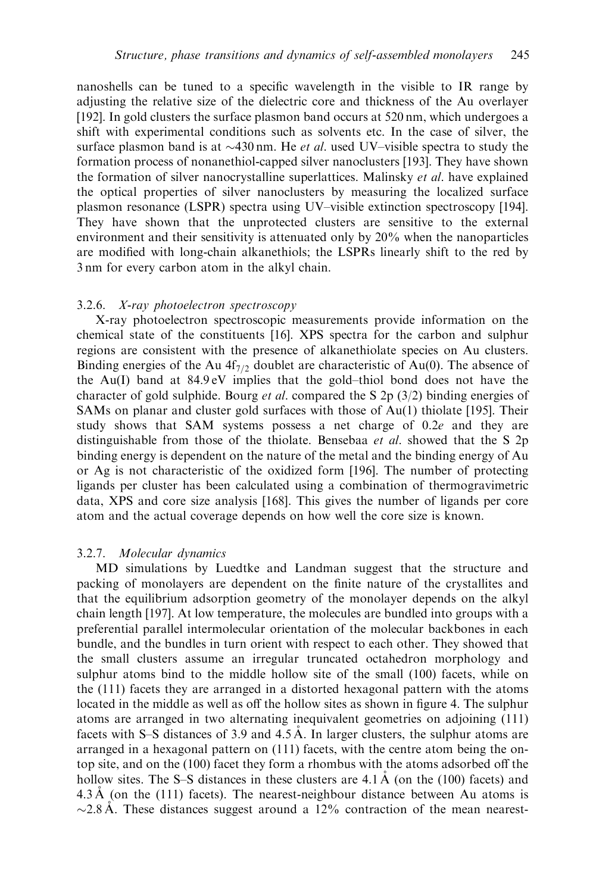nanoshells can be tuned to a specific wavelength in the visible to IR range by adjusting the relative size of the dielectric core and thickness of the Au overlayer [192]. In gold clusters the surface plasmon band occurs at 520 nm, which undergoes a shift with experimental conditions such as solvents etc. In the case of silver, the surface plasmon band is at ~430 nm. He *et al.* used UV–visible spectra to study the formation process of nonanethiol-capped silver nanoclusters [193]. They have shown the formation of silver nanocrystalline superlattices. Malinsky *et al.* have explained the optical properties of silver nanoclusters by measuring the localized surface plasmon resonance (LSPR) spectra using UV–visible extinction spectroscopy [194]. They have shown that the unprotected clusters are sensitive to the external environment and their sensitivity is attenuated only by 20% when the nanoparticles are modified with long-chain alkanethiols; the LSPRs linearly shift to the red by 3 nm for every carbon atom in the alkyl chain.

### 3.2.6. *X-ray photoelectron spectroscopy*

X-ray photoelectron spectroscopic measurements provide information on the chemical state of the constituents [16]. XPS spectra for the carbon and sulphur regions are consistent with the presence of alkanethiolate species on Au clusters. Binding energies of the Au $4f_{7/2}$ doublet are characteristic of Au(0). The absence of the Au(I) band at 84.9 eV implies that the gold–thiol bond does not have the character of gold sulphide. Bourg *et al.* compared the S 2p (3/2) binding energies of SAMs on planar and cluster gold surfaces with those of Au(1) thiolate [195]. Their study shows that SAM systems possess a net charge of 0.2*e* and they are distinguishable from those of the thiolate. Bensebaa *et al.* showed that the S 2p binding energy is dependent on the nature of the metal and the binding energy of Au or Ag is not characteristic of the oxidized form [196]. The number of protecting ligands per cluster has been calculated using a combination of thermogravimetric data, XPS and core size analysis [168]. This gives the number of ligands per core atom and the actual coverage depends on how well the core size is known.

### 3.2.7. *Molecular dynamics*

MD simulations by Luedtke and Landman suggest that the structure and packing of monolayers are dependent on the finite nature of the crystallites and that the equilibrium adsorption geometry of the monolayer depends on the alkyl chain length [197]. At low temperature, the molecules are bundled into groups with a preferential parallel intermolecular orientation of the molecular backbones in each bundle, and the bundles in turn orient with respect to each other. They showed that the small clusters assume an irregular truncated octahedron morphology and sulphur atoms bind to the middle hollow site of the small (100) facets, while on the (111) facets they are arranged in a distorted hexagonal pattern with the atoms located in the middle as well as off the hollow sites as shown in figure 4. The sulphur atoms are arranged in two alternating inequivalent geometries on adjoining (111) facets with S–S distances of 3.9 and 4.5 Å. In larger clusters, the sulphur atoms are arranged in a hexagonal pattern on (111) facets, with the centre atom being the on-top site, and on the (100) facet they form a rhombus with the atoms adsorbed off the hollow sites. The S–S distances in these clusters are 4.1 Å (on the (100) facets) and 4.3 Å (on the (111) facets). The nearest-neighbour distance between Au atoms is ~2.8 Å. These distances suggest around a 12% contraction of the mean nearest-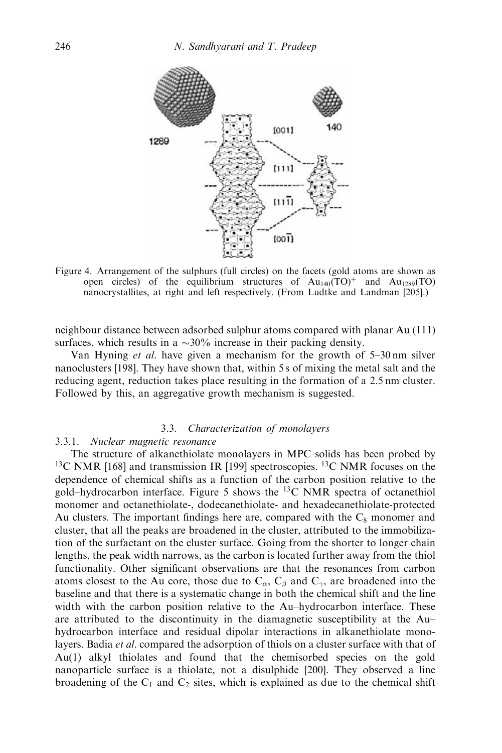Figure 4. Arrangement of the sulphurs (full circles) on the facets (gold atoms are shown as open circles) of the equilibrium structures of $Au_{140}(TO)^+$ and $Au_{1289}(TO)$ nanocrystallites, at right and left respectively. (From Ludtke and Landman [205].)

neighbour distance between adsorbed sulphur atoms compared with planar Au (111) surfaces, which results in a ~30% increase in their packing density.

Van Hyning *et al.* have given a mechanism for the growth of 5–30 nm silver nanoclusters [198]. They have shown that, within 5 s of mixing the metal salt and the reducing agent, reduction takes place resulting in the formation of a 2.5 nm cluster. Followed by this, an aggregative growth mechanism is suggested.

### 3.3. *Characterization of monolayers*

#### 3.3.1. *Nuclear magnetic resonance*

The structure of alkanethiolate monolayers in MPC solids has been probed by $^{13}C$ NMR [168] and transmission IR [199] spectroscopies. $^{13}C$ NMR focuses on the dependence of chemical shifts as a function of the carbon position relative to the gold–hydrocarbon interface. Figure 5 shows the $^{13}C$ NMR spectra of octanethiol monomer and octanethiolate-, dodecanethiolate- and hexadecanethiolate-protected Au clusters. The important findings here are, compared with the $C_8$ monomer and cluster, that all the peaks are broadened in the cluster, attributed to the immobilization of the surfactant on the cluster surface. Going from the shorter to longer chain lengths, the peak width narrows, as the carbon is located further away from the thiol functionality. Other significant observations are that the resonances from carbon atoms closest to the Au core, those due to $C_\alpha$, $C_\beta$ and $C_\gamma$, are broadened into the baseline and that there is a systematic change in both the chemical shift and the line width with the carbon position relative to the Au–hydrocarbon interface. These are attributed to the discontinuity in the diamagnetic susceptibility at the Au–hydrocarbon interface and residual dipolar interactions in alkanethiolate monolayers. Badia *et al.* compared the adsorption of thiols on a cluster surface with that of Au(1) alkyl thiolates and found that the chemisorbed species on the gold nanoparticle surface is a thiolate, not a disulphide [200]. They observed a line broadening of the $C_1$ and $C_2$ sites, which is explained as due to the chemical shift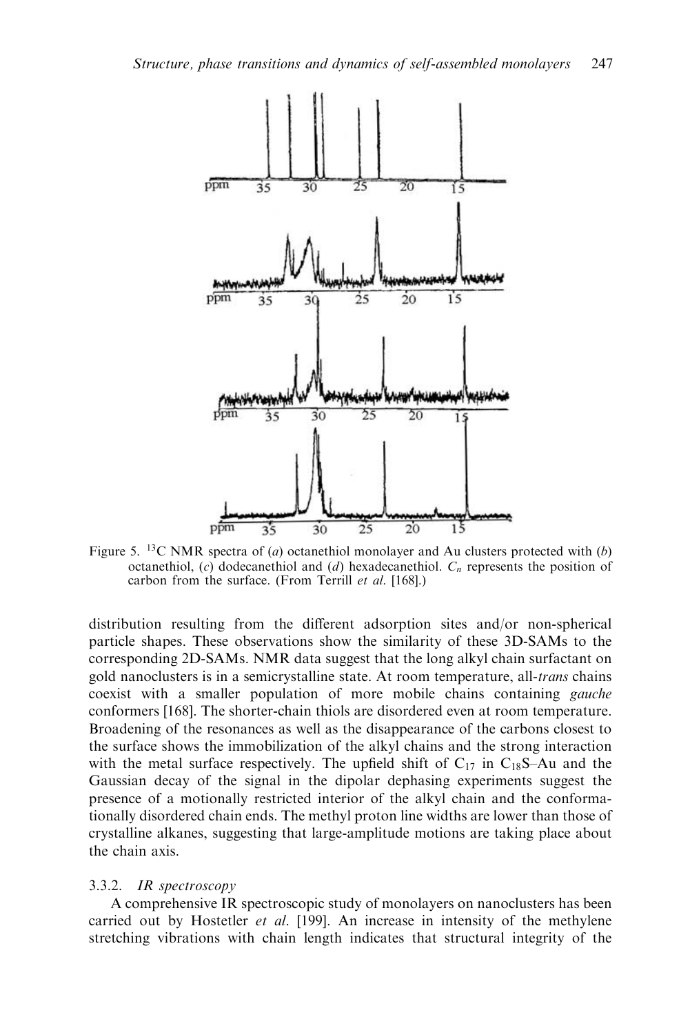Figure 5. $^{13}C$ NMR spectra of (*a*) octanethiol monolayer and Au clusters protected with (*b*) octanethiol, (*c*) dodecanethiol and (*d*) hexadecanethiol. $C_n$ represents the position of carbon from the surface. (From Terrill *et al.* [168].)

distribution resulting from the different adsorption sites and/or non-spherical particle shapes. These observations show the similarity of these 3D-SAMs to the corresponding 2D-SAMs. NMR data suggest that the long alkyl chain surfactant on gold nanoclusters is in a semicrystalline state. At room temperature, all-*trans* chains coexist with a smaller population of more mobile chains containing *gauche* conformers [168]. The shorter-chain thiols are disordered even at room temperature. Broadening of the resonances as well as the disappearance of the carbons closest to the surface shows the immobilization of the alkyl chains and the strong interaction with the metal surface respectively. The upfield shift of $C_{17}$ in $C_{18}S$–Au and the Gaussian decay of the signal in the dipolar dephasing experiments suggest the presence of a motionally restricted interior of the alkyl chain and the conformationally disordered chain ends. The methyl proton line widths are lower than those of crystalline alkanes, suggesting that large-amplitude motions are taking place about the chain axis.

### 3.3.2. *IR spectroscopy*

A comprehensive IR spectroscopic study of monolayers on nanoclusters has been carried out by Hostetler *et al.* [199]. An increase in intensity of the methylene stretching vibrations with chain length indicates that structural integrity of the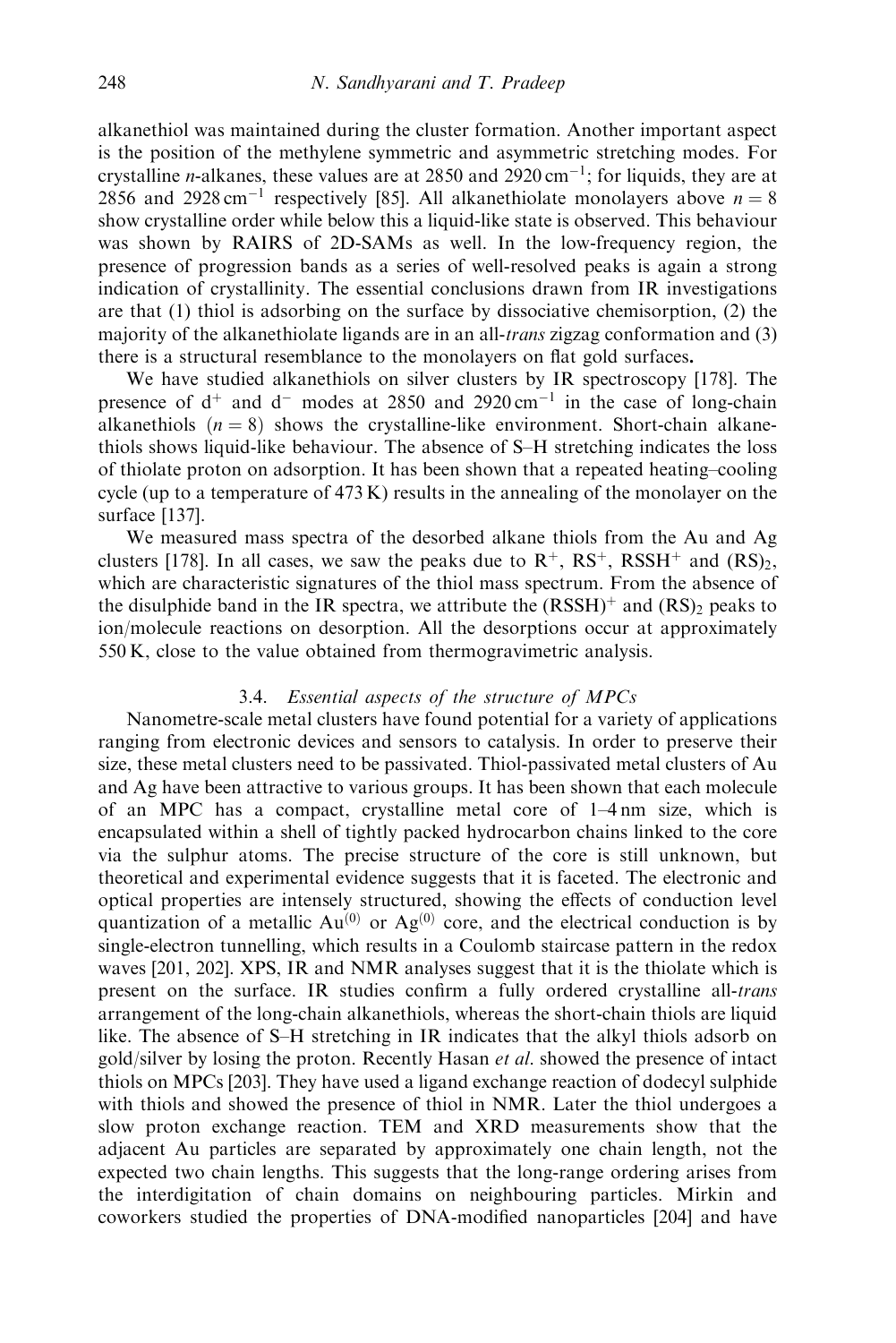alkanethiol was maintained during the cluster formation. Another important aspect is the position of the methylene symmetric and asymmetric stretching modes. For crystalline *n*-alkanes, these values are at 2850 and 2920 $cm^{-1}$; for liquids, they are at 2856 and 2928 $cm^{-1}$ respectively [85]. All alkanethiolate monolayers above $n = 8$ show crystalline order while below this a liquid-like state is observed. This behaviour was shown by RAIRS of 2D-SAMs as well. In the low-frequency region, the presence of progression bands as a series of well-resolved peaks is again a strong indication of crystallinity. The essential conclusions drawn from IR investigations are that (1) thiol is adsorbing on the surface by dissociative chemisorption, (2) the majority of the alkanethiolate ligands are in an all-*trans* zigzag conformation and (3) there is a structural resemblance to the monolayers on flat gold surfaces.

We have studied alkanethiols on silver clusters by IR spectroscopy [178]. The presence of $d^+$ and $d^-$ modes at 2850 and 2920 $cm^{-1}$ in the case of long-chain alkanethiols ($n = 8$) shows the crystalline-like environment. Short-chain alkanethiols shows liquid-like behaviour. The absence of S–H stretching indicates the loss of thiolate proton on adsorption. It has been shown that a repeated heating–cooling cycle (up to a temperature of 473 K) results in the annealing of the monolayer on the surface [137].

We measured mass spectra of the desorbed alkane thiols from the Au and Ag clusters [178]. In all cases, we saw the peaks due to $R^+$, $RS^+$, $RSSH^+$ and $(RS)_2$, which are characteristic signatures of the thiol mass spectrum. From the absence of the disulphide band in the IR spectra, we attribute the $(RSSH)^+$ and $(RS)_2$ peaks to ion/molecule reactions on desorption. All the desorptions occur at approximately 550 K, close to the value obtained from thermogravimetric analysis.

### 3.4. *Essential aspects of the structure of MPCs*

Nanometre-scale metal clusters have found potential for a variety of applications ranging from electronic devices and sensors to catalysis. In order to preserve their size, these metal clusters need to be passivated. Thiol-passivated metal clusters of Au and Ag have been attractive to various groups. It has been shown that each molecule of an MPC has a compact, crystalline metal core of 1–4 nm size, which is encapsulated within a shell of tightly packed hydrocarbon chains linked to the core via the sulphur atoms. The precise structure of the core is still unknown, but theoretical and experimental evidence suggests that it is faceted. The electronic and optical properties are intensely structured, showing the effects of conduction level quantization of a metallic $Au^{(0)}$ or $Ag^{(0)}$ core, and the electrical conduction is by single-electron tunnelling, which results in a Coulomb staircase pattern in the redox waves [201, 202]. XPS, IR and NMR analyses suggest that it is the thiolate which is present on the surface. IR studies confirm a fully ordered crystalline all-*trans* arrangement of the long-chain alkanethiols, whereas the short-chain thiols are liquid like. The absence of S–H stretching in IR indicates that the alkyl thiols adsorb on gold/silver by losing the proton. Recently Hasan *et al.* showed the presence of intact thiols on MPCs [203]. They have used a ligand exchange reaction of dodecyl sulphide with thiols and showed the presence of thiol in NMR. Later the thiol undergoes a slow proton exchange reaction. TEM and XRD measurements show that the adjacent Au particles are separated by approximately one chain length, not the expected two chain lengths. This suggests that the long-range ordering arises from the interdigitation of chain domains on neighbouring particles. Mirkin and coworkers studied the properties of DNA-modified nanoparticles [204] and have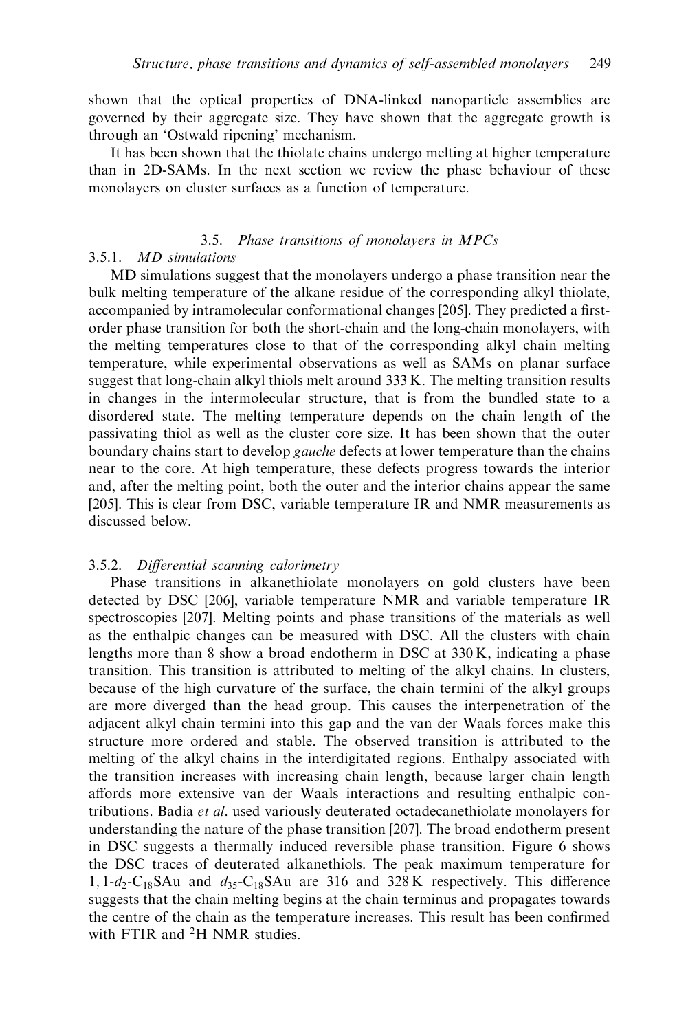shown that the optical properties of DNA-linked nanoparticle assemblies are governed by their aggregate size. They have shown that the aggregate growth is through an 'Ostwald ripening' mechanism.

It has been shown that the thiolate chains undergo melting at higher temperature than in 2D-SAMs. In the next section we review the phase behaviour of these monolayers on cluster surfaces as a function of temperature.

## 3.5. *Phase transitions of monolayers in MPCs*

### 3.5.1. *MD simulations*

MD simulations suggest that the monolayers undergo a phase transition near the bulk melting temperature of the alkane residue of the corresponding alkyl thiolate, accompanied by intramolecular conformational changes [205]. They predicted a first-order phase transition for both the short-chain and the long-chain monolayers, with the melting temperatures close to that of the corresponding alkyl chain melting temperature, while experimental observations as well as SAMs on planar surface suggest that long-chain alkyl thiols melt around 333 K. The melting transition results in changes in the intermolecular structure, that is from the bundled state to a disordered state. The melting temperature depends on the chain length of the passivating thiol as well as the cluster core size. It has been shown that the outer boundary chains start to develop *gauche* defects at lower temperature than the chains near to the core. At high temperature, these defects progress towards the interior and, after the melting point, both the outer and the interior chains appear the same [205]. This is clear from DSC, variable temperature IR and NMR measurements as discussed below.

### 3.5.2. *Differential scanning calorimetry*

Phase transitions in alkanethiolate monolayers on gold clusters have been detected by DSC [206], variable temperature NMR and variable temperature IR spectroscopies [207]. Melting points and phase transitions of the materials as well as the enthalpic changes can be measured with DSC. All the clusters with chain lengths more than 8 show a broad endotherm in DSC at 330 K, indicating a phase transition. This transition is attributed to melting of the alkyl chains. In clusters, because of the high curvature of the surface, the chain termini of the alkyl groups are more diverged than the head group. This causes the interpenetration of the adjacent alkyl chain termini into this gap and the van der Waals forces make this structure more ordered and stable. The observed transition is attributed to the melting of the alkyl chains in the interdigitated regions. Enthalpy associated with the transition increases with increasing chain length, because larger chain length affords more extensive van der Waals interactions and resulting enthalpic contributions. Badia *et al.* used variously deuterated octadecanethiolate monolayers for understanding the nature of the phase transition [207]. The broad endotherm present in DSC suggests a thermally induced reversible phase transition. Figure 6 shows the DSC traces of deuterated alkanethiols. The peak maximum temperature for $1,1\text{-}d_2\text{-}C_{18}SAu$ and $d_{35}\text{-}C_{18}SAu$ are 316 and 328 K respectively. This difference suggests that the chain melting begins at the chain terminus and propagates towards the centre of the chain as the temperature increases. This result has been confirmed with FTIR and $^2H$ NMR studies.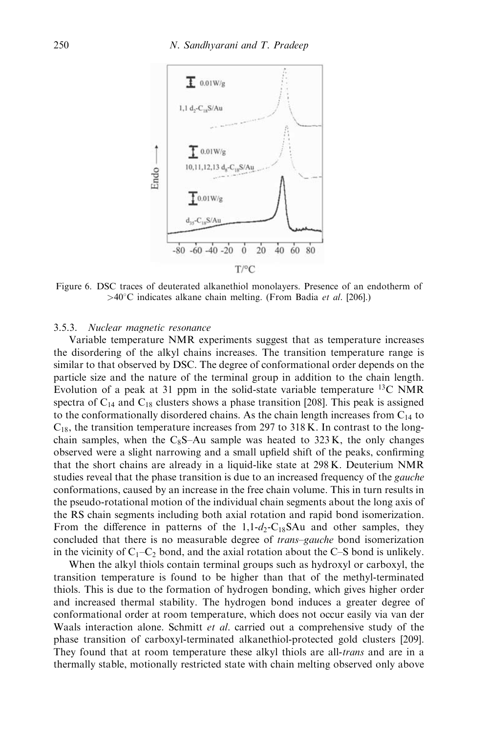Figure 6. DSC traces of deuterated alkanethiol monolayers. Presence of an endotherm of >40°C indicates alkane chain melting. (From Badia *et al*. [206].)

### 3.5.3. *Nuclear magnetic resonance*

Variable temperature NMR experiments suggest that as temperature increases the disordering of the alkyl chains increases. The transition temperature range is similar to that observed by DSC. The degree of conformational order depends on the particle size and the nature of the terminal group in addition to the chain length. Evolution of a peak at 31 ppm in the solid-state variable temperature $^{13}C$ NMR spectra of $C_{14}$ and $C_{18}$ clusters shows a phase transition [208]. This peak is assigned to the conformationally disordered chains. As the chain length increases from $C_{14}$ to $C_{18}$, the transition temperature increases from 297 to 318 K. In contrast to the long-chain samples, when the $C_8S$–Au sample was heated to 323 K, the only changes observed were a slight narrowing and a small upfield shift of the peaks, confirming that the short chains are already in a liquid-like state at 298 K. Deuterium NMR studies reveal that the phase transition is due to an increased frequency of the *gauche* conformations, caused by an increase in the free chain volume. This in turn results in the pseudo-rotational motion of the individual chain segments about the long axis of the RS chain segments including both axial rotation and rapid bond isomerization. From the difference in patterns of the 1,1-$d_2$-$C_{18}$SAu and other samples, they concluded that there is no measurable degree of *trans–gauche* bond isomerization in the vicinity of $C_1$–$C_2$ bond, and the axial rotation about the C–S bond is unlikely.

When the alkyl thiols contain terminal groups such as hydroxyl or carboxyl, the transition temperature is found to be higher than that of the methyl-terminated thiols. This is due to the formation of hydrogen bonding, which gives higher order and increased thermal stability. The hydrogen bond induces a greater degree of conformational order at room temperature, which does not occur easily via van der Waals interaction alone. Schmitt *et al*. carried out a comprehensive study of the phase transition of carboxyl-terminated alkanethiol-protected gold clusters [209]. They found that at room temperature these alkyl thiols are all-*trans* and are in a thermally stable, motionally restricted state with chain melting observed only above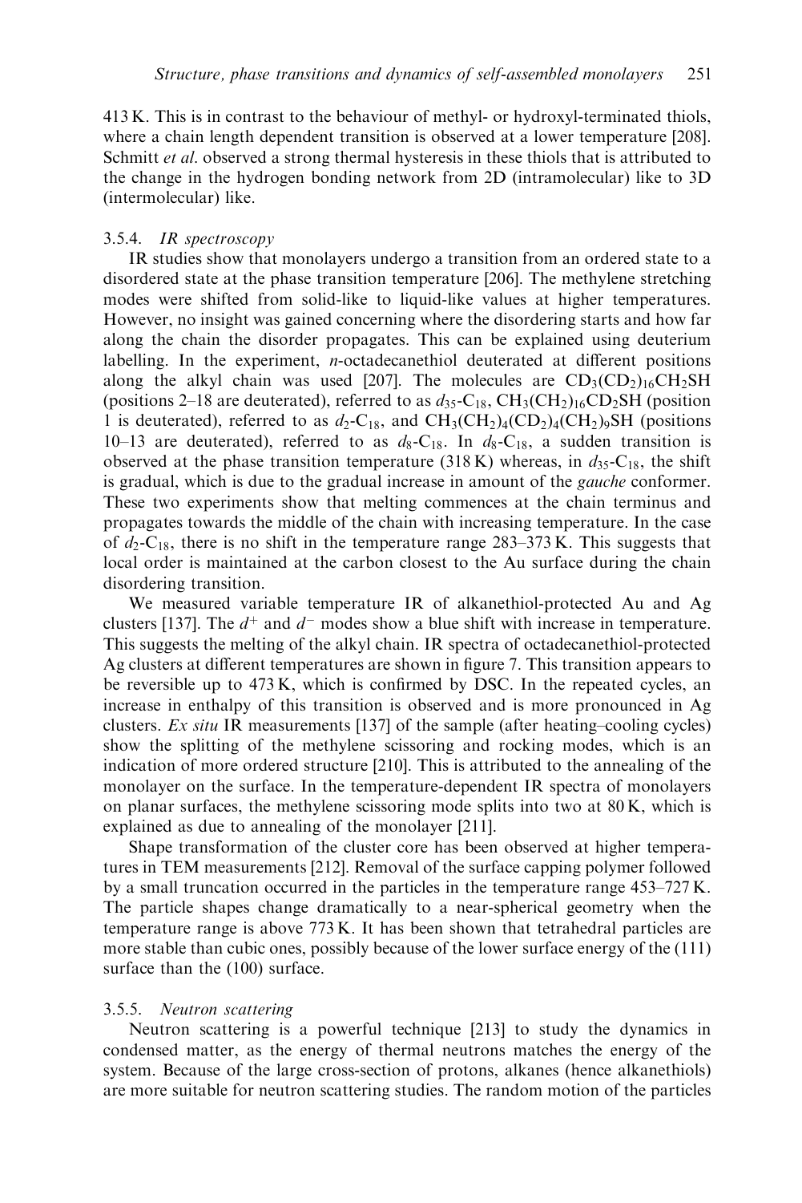413 K. This is in contrast to the behaviour of methyl- or hydroxyl-terminated thiols, where a chain length dependent transition is observed at a lower temperature [208]. Schmitt *et al.* observed a strong thermal hysteresis in these thiols that is attributed to the change in the hydrogen bonding network from 2D (intramolecular) like to 3D (intermolecular) like.

### 3.5.4. *IR spectroscopy*

IR studies show that monolayers undergo a transition from an ordered state to a disordered state at the phase transition temperature [206]. The methylene stretching modes were shifted from solid-like to liquid-like values at higher temperatures. However, no insight was gained concerning where the disordering starts and how far along the chain the disorder propagates. This can be explained using deuterium labelling. In the experiment, *n*-octadecanethiol deuterated at different positions along the alkyl chain was used [207]. The molecules are $CD_3(CD_2)_{16}CH_2SH$ (positions 2–18 are deuterated), referred to as $d_{35}$-$C_{18}$, $CH_3(CH_2)_{16}CD_2SH$ (position 1 is deuterated), referred to as $d_2$-$C_{18}$, and $CH_3(CH_2)_4(CD_2)_4(CH_2)_9SH$ (positions 10–13 are deuterated), referred to as $d_8$-$C_{18}$. In $d_8$-$C_{18}$, a sudden transition is observed at the phase transition temperature (318 K) whereas, in $d_{35}$-$C_{18}$, the shift is gradual, which is due to the gradual increase in amount of the *gauche* conformer. These two experiments show that melting commences at the chain terminus and propagates towards the middle of the chain with increasing temperature. In the case of $d_2$-$C_{18}$, there is no shift in the temperature range 283–373 K. This suggests that local order is maintained at the carbon closest to the Au surface during the chain disordering transition.

We measured variable temperature IR of alkanethiol-protected Au and Ag clusters [137]. The $d^+$ and $d^-$ modes show a blue shift with increase in temperature. This suggests the melting of the alkyl chain. IR spectra of octadecanethiol-protected Ag clusters at different temperatures are shown in figure 7. This transition appears to be reversible up to 473 K, which is confirmed by DSC. In the repeated cycles, an increase in enthalpy of this transition is observed and is more pronounced in Ag clusters. *Ex situ* IR measurements [137] of the sample (after heating–cooling cycles) show the splitting of the methylene scissoring and rocking modes, which is an indication of more ordered structure [210]. This is attributed to the annealing of the monolayer on the surface. In the temperature-dependent IR spectra of monolayers on planar surfaces, the methylene scissoring mode splits into two at 80 K, which is explained as due to annealing of the monolayer [211].

Shape transformation of the cluster core has been observed at higher temperatures in TEM measurements [212]. Removal of the surface capping polymer followed by a small truncation occurred in the particles in the temperature range 453–727 K. The particle shapes change dramatically to a near-spherical geometry when the temperature range is above 773 K. It has been shown that tetrahedral particles are more stable than cubic ones, possibly because of the lower surface energy of the (111) surface than the (100) surface.

### 3.5.5. *Neutron scattering*

Neutron scattering is a powerful technique [213] to study the dynamics in condensed matter, as the energy of thermal neutrons matches the energy of the system. Because of the large cross-section of protons, alkanes (hence alkanethiols) are more suitable for neutron scattering studies. The random motion of the particles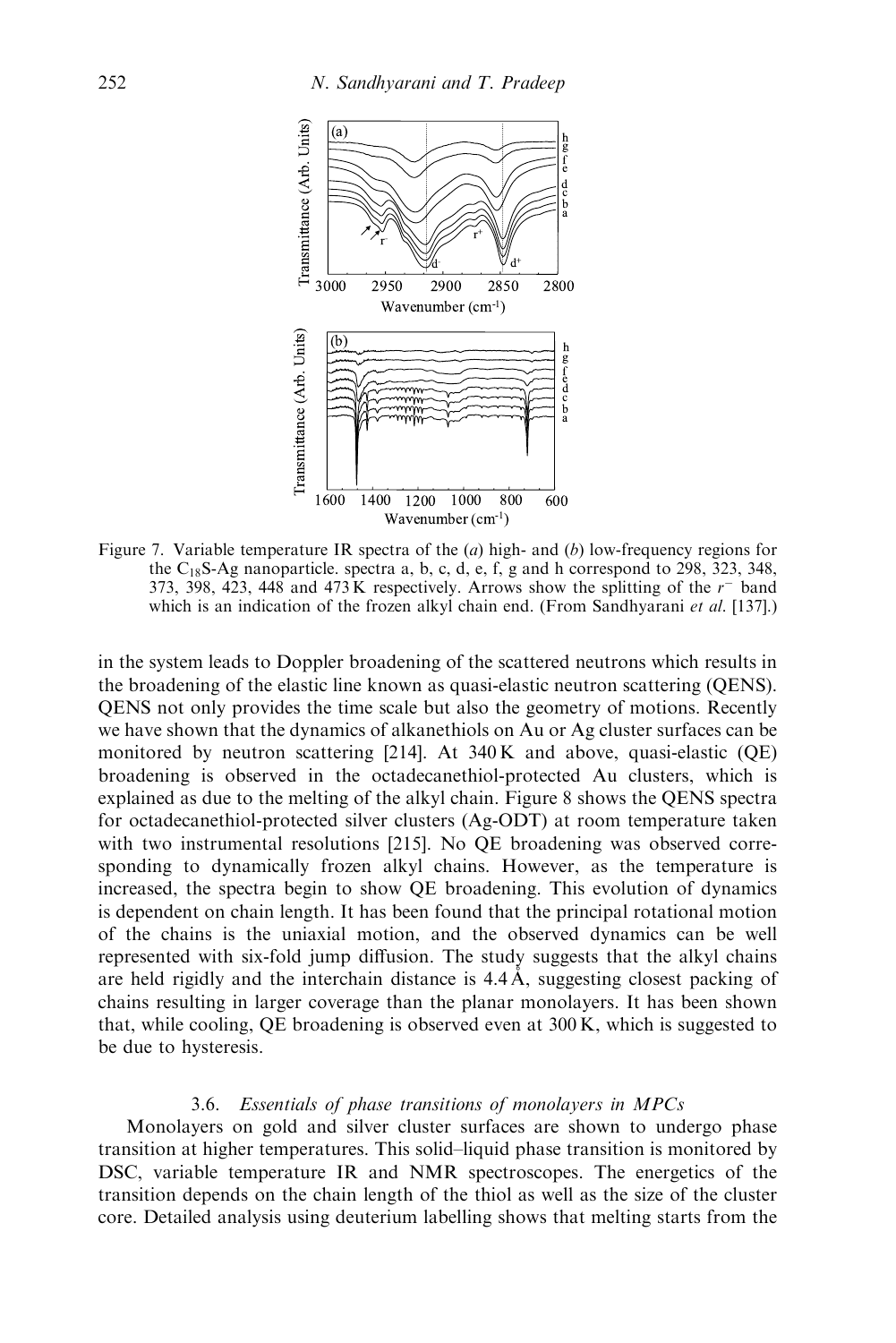Figure 7. Variable temperature IR spectra of the (*a*) high- and (*b*) low-frequency regions for the $C_{18}$S-Ag nanoparticle. spectra a, b, c, d, e, f, g and h correspond to 298, 323, 348, 373, 398, 423, 448 and 473 K respectively. Arrows show the splitting of the $r^-$ band which is an indication of the frozen alkyl chain end. (From Sandhyarani *et al.* [137].)

in the system leads to Doppler broadening of the scattered neutrons which results in the broadening of the elastic line known as quasi-elastic neutron scattering (QENS). QENS not only provides the time scale but also the geometry of motions. Recently we have shown that the dynamics of alkanethiols on Au or Ag cluster surfaces can be monitored by neutron scattering [214]. At 340 K and above, quasi-elastic (QE) broadening is observed in the octadecanethiol-protected Au clusters, which is explained as due to the melting of the alkyl chain. Figure 8 shows the QENS spectra for octadecanethiol-protected silver clusters (Ag-ODT) at room temperature taken with two instrumental resolutions [215]. No QE broadening was observed corresponding to dynamically frozen alkyl chains. However, as the temperature is increased, the spectra begin to show QE broadening. This evolution of dynamics is dependent on chain length. It has been found that the principal rotational motion of the chains is the uniaxial motion, and the observed dynamics can be well represented with six-fold jump diffusion. The study suggests that the alkyl chains are held rigidly and the interchain distance is 4.4 Å, suggesting closest packing of chains resulting in larger coverage than the planar monolayers. It has been shown that, while cooling, QE broadening is observed even at 300 K, which is suggested to be due to hysteresis.

### 3.6. *Essentials of phase transitions of monolayers in MPCs*

Monolayers on gold and silver cluster surfaces are shown to undergo phase transition at higher temperatures. This solid–liquid phase transition is monitored by DSC, variable temperature IR and NMR spectroscopes. The energetics of the transition depends on the chain length of the thiol as well as the size of the cluster core. Detailed analysis using deuterium labelling shows that melting starts from the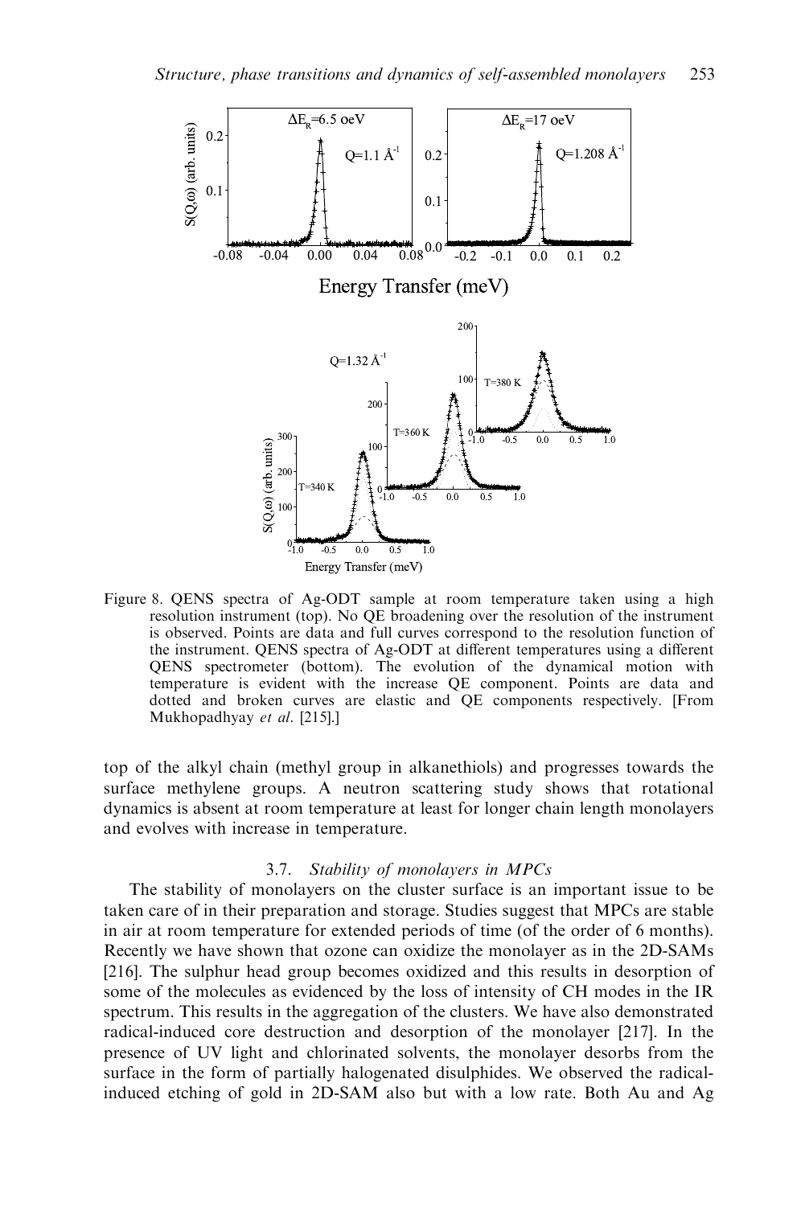Figure 8. QENS spectra of Ag-ODT sample at room temperature taken using a high resolution instrument (top). No QE broadening over the resolution of the instrument is observed. Points are data and full curves correspond to the resolution function of the instrument. QENS spectra of Ag-ODT at different temperatures using a different QENS spectrometer (bottom). The evolution of the dynamical motion with temperature is evident with the increase QE component. Points are data and dotted and broken curves are elastic and QE components respectively. [From Mukhopadhyay *et al*. [215].]

top of the alkyl chain (methyl group in alkanethiols) and progresses towards the surface methylene groups. A neutron scattering study shows that rotational dynamics is absent at room temperature at least for longer chain length monolayers and evolves with increase in temperature.

### 3.7. *Stability of monolayers in MPCs*

The stability of monolayers on the cluster surface is an important issue to be taken care of in their preparation and storage. Studies suggest that MPCs are stable in air at room temperature for extended periods of time (of the order of 6 months). Recently we have shown that ozone can oxidize the monolayer as in the 2D-SAMs [216]. The sulphur head group becomes oxidized and this results in desorption of some of the molecules as evidenced by the loss of intensity of CH modes in the IR spectrum. This results in the aggregation of the clusters. We have also demonstrated radical-induced core destruction and desorption of the monolayer [217]. In the presence of UV light and chlorinated solvents, the monolayer desorbs from the surface in the form of partially halogenated disulphides. We observed the radical-induced etching of gold in 2D-SAM also but with a low rate. Both Au and Ag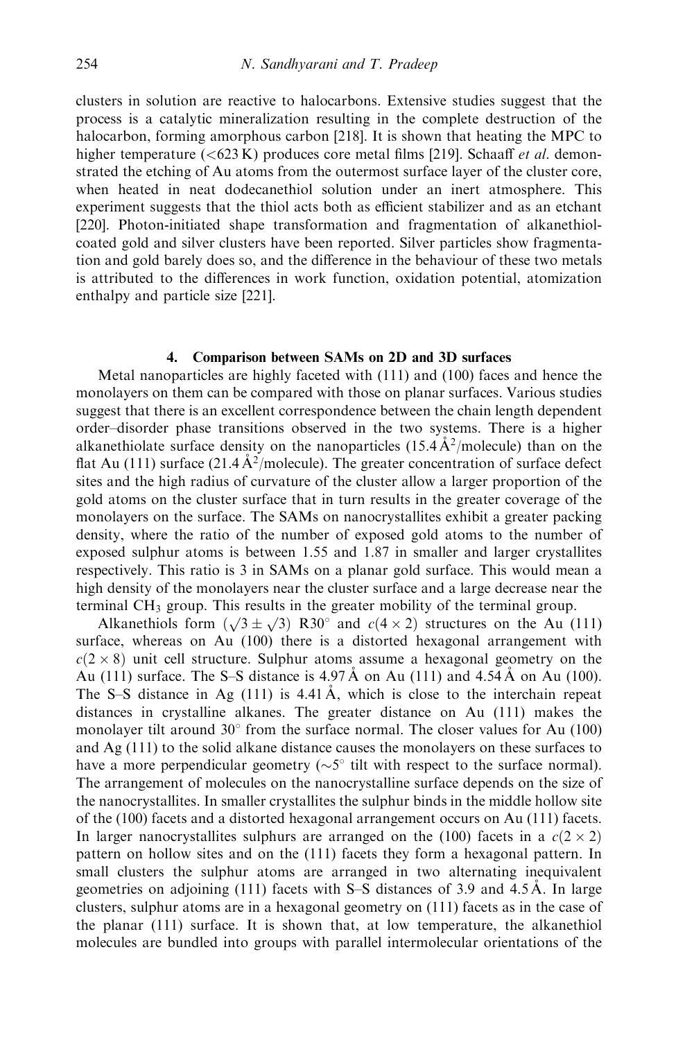clusters in solution are reactive to halocarbons. Extensive studies suggest that the process is a catalytic mineralization resulting in the complete destruction of the halocarbon, forming amorphous carbon [218]. It is shown that heating the MPC to higher temperature (<623 K) produces core metal films [219]. Schaaff *et al.* demonstrated the etching of Au atoms from the outermost surface layer of the cluster core, when heated in neat dodecanethiol solution under an inert atmosphere. This experiment suggests that the thiol acts both as efficient stabilizer and as an etchant [220]. Photon-initiated shape transformation and fragmentation of alkanethiol-coated gold and silver clusters have been reported. Silver particles show fragmentation and gold barely does so, and the difference in the behaviour of these two metals is attributed to the differences in work function, oxidation potential, atomization enthalpy and particle size [221].

## 4. Comparison between SAMs on 2D and 3D surfaces

Metal nanoparticles are highly faceted with (111) and (100) faces and hence the monolayers on them can be compared with those on planar surfaces. Various studies suggest that there is an excellent correspondence between the chain length dependent order–disorder phase transitions observed in the two systems. There is a higher alkanethiolate surface density on the nanoparticles (15.4 Å$^2$/molecule) than on the flat Au (111) surface (21.4 Å$^2$/molecule). The greater concentration of surface defect sites and the high radius of curvature of the cluster allow a larger proportion of the gold atoms on the cluster surface that in turn results in the greater coverage of the monolayers on the surface. The SAMs on nanocrystallites exhibit a greater packing density, where the ratio of the number of exposed gold atoms to the number of exposed sulphur atoms is between 1.55 and 1.87 in smaller and larger crystallites respectively. This ratio is 3 in SAMs on a planar gold surface. This would mean a high density of the monolayers near the cluster surface and a large decrease near the terminal $CH_3$ group. This results in the greater mobility of the terminal group.

Alkanethiols form $(\sqrt{3} \pm \sqrt{3})$ R30° and $c(4 \times 2)$ structures on the Au (111) surface, whereas on Au (100) there is a distorted hexagonal arrangement with $c(2 \times 8)$ unit cell structure. Sulphur atoms assume a hexagonal geometry on the Au (111) surface. The S–S distance is 4.97 Å on Au (111) and 4.54 Å on Au (100). The S–S distance in Ag (111) is 4.41 Å, which is close to the interchain repeat distances in crystalline alkanes. The greater distance on Au (111) makes the monolayer tilt around 30° from the surface normal. The closer values for Au (100) and Ag (111) to the solid alkane distance causes the monolayers on these surfaces to have a more perpendicular geometry (~5° tilt with respect to the surface normal). The arrangement of molecules on the nanocrystalline surface depends on the size of the nanocrystallites. In smaller crystallites the sulphur binds in the middle hollow site of the (100) facets and a distorted hexagonal arrangement occurs on Au (111) facets. In larger nanocrystallites sulphurs are arranged on the (100) facets in a $c(2 \times 2)$ pattern on hollow sites and on the (111) facets they form a hexagonal pattern. In small clusters the sulphur atoms are arranged in two alternating inequivalent geometries on adjoining (111) facets with S–S distances of 3.9 and 4.5 Å. In large clusters, sulphur atoms are in a hexagonal geometry on (111) facets as in the case of the planar (111) surface. It is shown that, at low temperature, the alkanethiol molecules are bundled into groups with parallel intermolecular orientations of the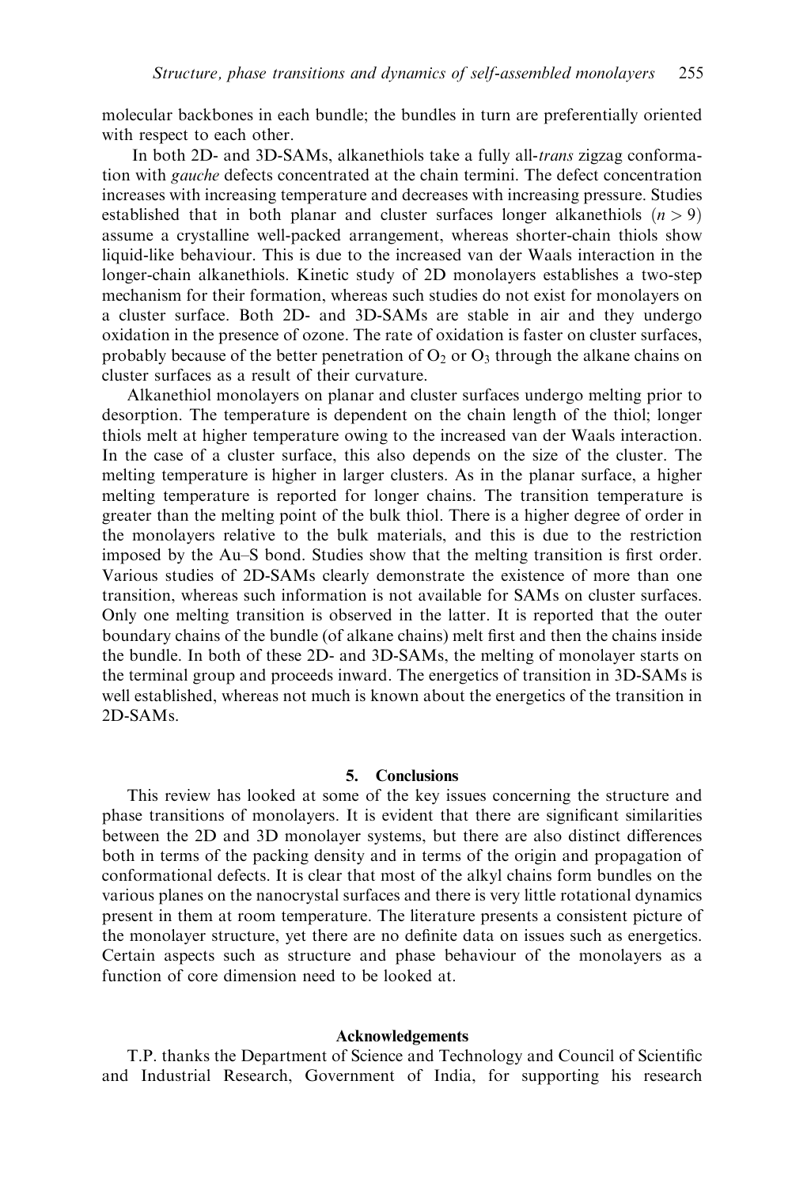molecular backbones in each bundle; the bundles in turn are preferentially oriented with respect to each other.

In both 2D- and 3D-SAMs, alkanethiols take a fully all-*trans* zigzag conformation with *gauche* defects concentrated at the chain termini. The defect concentration increases with increasing temperature and decreases with increasing pressure. Studies established that in both planar and cluster surfaces longer alkanethiols ($n > 9$) assume a crystalline well-packed arrangement, whereas shorter-chain thiols show liquid-like behaviour. This is due to the increased van der Waals interaction in the longer-chain alkanethiols. Kinetic study of 2D monolayers establishes a two-step mechanism for their formation, whereas such studies do not exist for monolayers on a cluster surface. Both 2D- and 3D-SAMs are stable in air and they undergo oxidation in the presence of ozone. The rate of oxidation is faster on cluster surfaces, probably because of the better penetration of $O_2$ or $O_3$ through the alkane chains on cluster surfaces as a result of their curvature.

Alkanethiol monolayers on planar and cluster surfaces undergo melting prior to desorption. The temperature is dependent on the chain length of the thiol; longer thiols melt at higher temperature owing to the increased van der Waals interaction. In the case of a cluster surface, this also depends on the size of the cluster. The melting temperature is higher in larger clusters. As in the planar surface, a higher melting temperature is reported for longer chains. The transition temperature is greater than the melting point of the bulk thiol. There is a higher degree of order in the monolayers relative to the bulk materials, and this is due to the restriction imposed by the Au–S bond. Studies show that the melting transition is first order. Various studies of 2D-SAMs clearly demonstrate the existence of more than one transition, whereas such information is not available for SAMs on cluster surfaces. Only one melting transition is observed in the latter. It is reported that the outer boundary chains of the bundle (of alkane chains) melt first and then the chains inside the bundle. In both of these 2D- and 3D-SAMs, the melting of monolayer starts on the terminal group and proceeds inward. The energetics of transition in 3D-SAMs is well established, whereas not much is known about the energetics of the transition in 2D-SAMs.

## 5. Conclusions

This review has looked at some of the key issues concerning the structure and phase transitions of monolayers. It is evident that there are significant similarities between the 2D and 3D monolayer systems, but there are also distinct differences both in terms of the packing density and in terms of the origin and propagation of conformational defects. It is clear that most of the alkyl chains form bundles on the various planes on the nanocrystal surfaces and there is very little rotational dynamics present in them at room temperature. The literature presents a consistent picture of the monolayer structure, yet there are no definite data on issues such as energetics. Certain aspects such as structure and phase behaviour of the monolayers as a function of core dimension need to be looked at.

## Acknowledgements

T.P. thanks the Department of Science and Technology and Council of Scientific and Industrial Research, Government of India, for supporting his research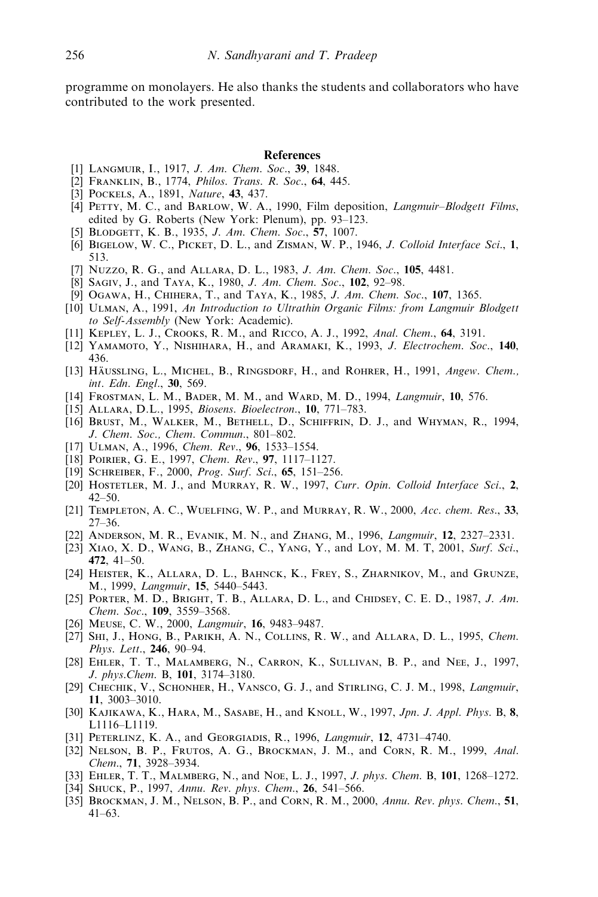programme on monolayers. He also thanks the students and collaborators who have contributed to the work presented.

## References

[1] Langmuir, I., 1917, *J. Am. Chem. Soc*., **39**, 1848.

[2] Franklin, B., 1774, *Philos. Trans. R. Soc*., **64**, 445.

[3] Pockels, A., 1891, *Nature*, **43**, 437.

[4] Petty, M. C., and Barlow, W. A., 1990, Film deposition, *Langmuir–Blodgett Films*, edited by G. Roberts (New York: Plenum), pp. 93–123.

[5] Blodgett, K. B., 1935, *J. Am. Chem. Soc*., **57**, 1007.

[6] Bigelow, W. C., Picket, D. L., and Zisman, W. P., 1946, *J. Colloid Interface Sci*., **1**, 513.

[7] Nuzzo, R. G., and Allara, D. L., 1983, *J. Am. Chem. Soc*., **105**, 4481.

[8] Sagiv, J., and Taya, K., 1980, *J. Am. Chem. Soc*., **102**, 92–98.

[9] Ogawa, H., Chihera, T., and Taya, K., 1985, *J. Am. Chem. Soc*., **107**, 1365.

[10] Ulman, A., 1991, *An Introduction to Ultrathin Organic Films: from Langmuir Blodgett to Self-Assembly* (New York: Academic).

[11] Kepley, L. J., Crooks, R. M., and Ricco, A. J., 1992, *Anal. Chem*., **64**, 3191.

[12] Yamamoto, Y., Nishihara, H., and Aramaki, K., 1993, *J. Electrochem. Soc*., **140**, 436.

[13] Häussling, L., Michel, B., Ringsdorf, H., and Rohrer, H., 1991, *Angew. Chem., int. Edn. Engl*., **30**, 569.

[14] Frostman, L. M., Bader, M. M., and Ward, M. D., 1994, *Langmuir*, **10**, 576.

[15] Allara, D.L., 1995, *Biosens. Bioelectron*., **10**, 771–783.

[16] Brust, M., Walker, M., Bethell, D., Schiffrin, D. J., and Whyman, R., 1994, *J. Chem. Soc., Chem. Commun*., 801–802.

[17] Ulman, A., 1996, *Chem. Rev*., **96**, 1533–1554.

[18] Poirier, G. E., 1997, *Chem. Rev*., **97**, 1117–1127.

[19] Schreiber, F., 2000, *Prog. Surf. Sci*., **65**, 151–256.

[20] Hostetler, M. J., and Murray, R. W., 1997, *Curr. Opin. Colloid Interface Sci*., **2**, 42–50.

[21] Templeton, A. C., Wuelfing, W. P., and Murray, R. W., 2000, *Acc. chem. Res*., **33**, 27–36.

[22] Anderson, M. R., Evanik, M. N., and Zhang, M., 1996, *Langmuir*, **12**, 2327–2331.

[23] Xiao, X. D., Wang, B., Zhang, C., Yang, Y., and Loy, M. M. T, 2001, *Surf. Sci*., **472**, 41–50.

[24] Heister, K., Allara, D. L., Bahnck, K., Frey, S., Zharnikov, M., and Grunze, M., 1999, *Langmuir*, **15**, 5440–5443.

[25] Porter, M. D., Bright, T. B., Allara, D. L., and Chidsey, C. E. D., 1987, *J. Am. Chem. Soc*., **109**, 3559–3568.

[26] Meuse, C. W., 2000, *Langmuir*, **16**, 9483–9487.

[27] Shi, J., Hong, B., Parikh, A. N., Collins, R. W., and Allara, D. L., 1995, *Chem. Phys. Lett*., **246**, 90–94.

[28] Ehler, T. T., Malamberg, N., Carron, K., Sullivan, B. P., and Nee, J., 1997, *J. phys.Chem.* B, **101**, 3174–3180.

[29] Chechik, V., Schonher, H., Vansco, G. J., and Stirling, C. J. M., 1998, *Langmuir*, **11**, 3003–3010.

[30] Kajikawa, K., Hara, M., Sasabe, H., and Knoll, W., 1997, *Jpn. J. Appl. Phys.* B, **8**, L1116–L1119.

[31] Peterlinz, K. A., and Georgiadis, R., 1996, *Langmuir*, **12**, 4731–4740.

[32] Nelson, B. P., Frutos, A. G., Brockman, J. M., and Corn, R. M., 1999, *Anal. Chem*., **71**, 3928–3934.

[33] Ehler, T. T., Malmberg, N., and Noe, L. J., 1997, *J. phys. Chem.* B, **101**, 1268–1272.

[34] Shuck, P., 1997, *Annu. Rev. phys. Chem*., **26**, 541–566.

[35] Brockman, J. M., Nelson, B. P., and Corn, R. M., 2000, *Annu. Rev. phys. Chem*., **51**, 41–63.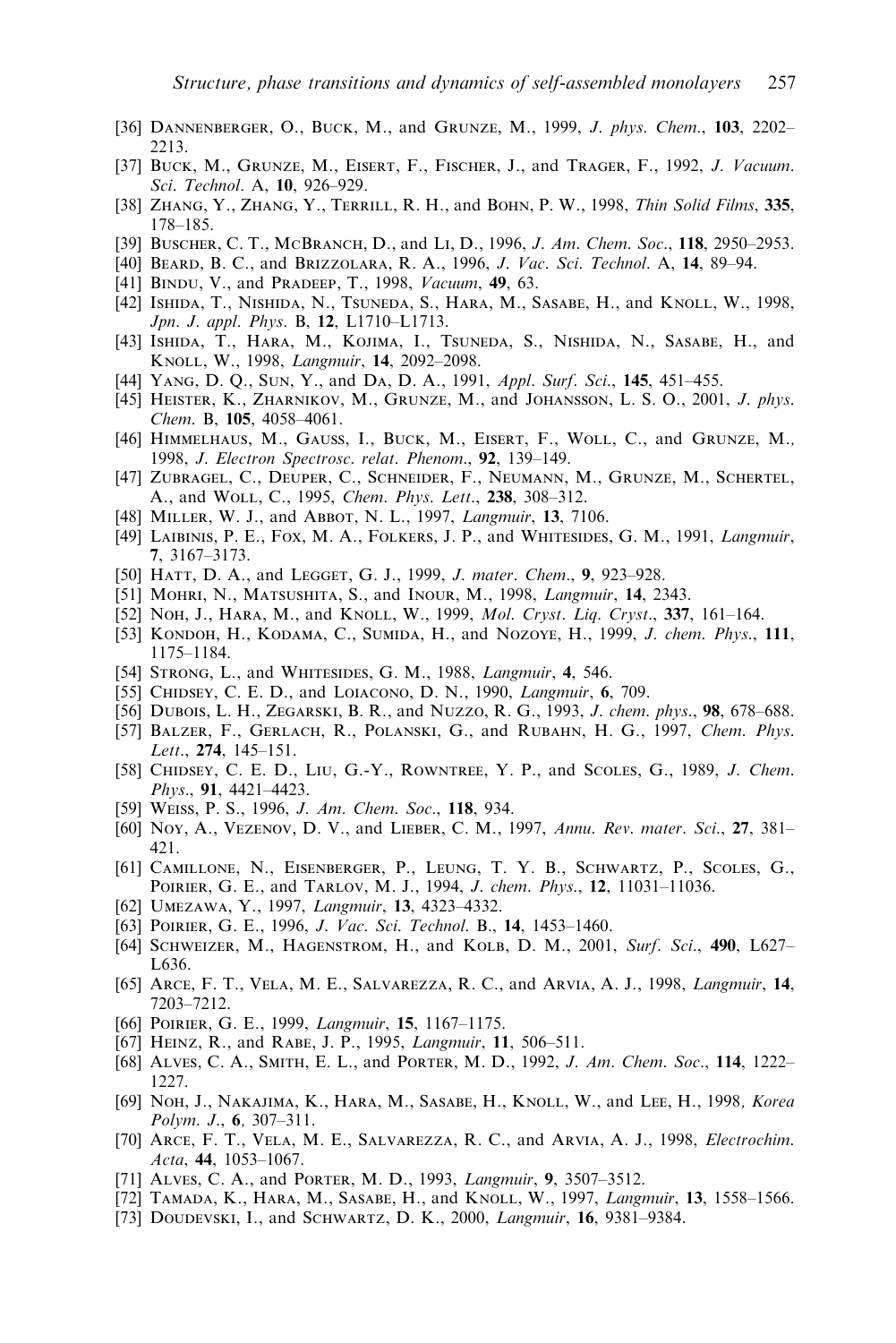[36] Dannenberger, O., Buck, M., and Grunze, M., 1999, *J. phys. Chem.*, **103**, 2202–2213.

[37] Buck, M., Grunze, M., Eisert, F., Fischer, J., and Trager, F., 1992, *J. Vacuum. Sci. Technol.* A, **10**, 926–929.

[38] Zhang, Y., Zhang, Y., Terrill, R. H., and Bohn, P. W., 1998, *Thin Solid Films*, **335**, 178–185.

[39] Buscher, C. T., McBranch, D., and Li, D., 1996, *J. Am. Chem. Soc.*, **118**, 2950–2953.

[40] Beard, B. C., and Brizzolara, R. A., 1996, *J. Vac. Sci. Technol.* A, **14**, 89–94.

[41] Bindu, V., and Pradeep, T., 1998, *Vacuum*, **49**, 63.

[42] Ishida, T., Nishida, N., Tsuneda, S., Hara, M., Sasabe, H., and Knoll, W., 1998, *Jpn. J. appl. Phys.* B, **12**, L1710–L1713.

[43] Ishida, T., Hara, M., Kojima, I., Tsuneda, S., Nishida, N., Sasabe, H., and Knoll, W., 1998, *Langmuir*, **14**, 2092–2098.

[44] Yang, D. Q., Sun, Y., and Da, D. A., 1991, *Appl. Surf. Sci.*, **145**, 451–455.

[45] Heister, K., Zharnikov, M., Grunze, M., and Johansson, L. S. O., 2001, *J. phys. Chem.* B, **105**, 4058–4061.

[46] Himmelhaus, M., Gauss, I., Buck, M., Eisert, F., Woll, C., and Grunze, M., 1998, *J. Electron Spectrosc. relat. Phenom.*, **92**, 139–149.

[47] Zubragel, C., Deuper, C., Schneider, F., Neumann, M., Grunze, M., Schertel, A., and Woll, C., 1995, *Chem. Phys. Lett.*, **238**, 308–312.

[48] Miller, W. J., and Abbot, N. L., 1997, *Langmuir*, **13**, 7106.

[49] Laibinis, P. E., Fox, M. A., Folkers, J. P., and Whitesides, G. M., 1991, *Langmuir*, **7**, 3167–3173.

[50] Hatt, D. A., and Legget, G. J., 1999, *J. mater. Chem.*, **9**, 923–928.

[51] Mohri, N., Matsushita, S., and Inour, M., 1998, *Langmuir*, **14**, 2343.

[52] Noh, J., Hara, M., and Knoll, W., 1999, *Mol. Cryst. Liq. Cryst.*, **337**, 161–164.

[53] Kondoh, H., Kodama, C., Sumida, H., and Nozoye, H., 1999, *J. chem. Phys.*, **111**, 1175–1184.

[54] Strong, L., and Whitesides, G. M., 1988, *Langmuir*, **4**, 546.

[55] Chidsey, C. E. D., and Loiacono, D. N., 1990, *Langmuir*, **6**, 709.

[56] Dubois, L. H., Zegarski, B. R., and Nuzzo, R. G., 1993, *J. chem. phys.*, **98**, 678–688.

[57] Balzer, F., Gerlach, R., Polanski, G., and Rubahn, H. G., 1997, *Chem. Phys. Lett.*, **274**, 145–151.

[58] Chidsey, C. E. D., Liu, G.-Y., Rowntree, Y. P., and Scoles, G., 1989, *J. Chem. Phys.*, **91**, 4421–4423.

[59] Weiss, P. S., 1996, *J. Am. Chem. Soc.*, **118**, 934.

[60] Noy, A., Vezenov, D. V., and Lieber, C. M., 1997, *Annu. Rev. mater. Sci.*, **27**, 381–421.

[61] Camillone, N., Eisenberger, P., Leung, T. Y. B., Schwartz, P., Scoles, G., Poirier, G. E., and Tarlov, M. J., 1994, *J. chem. Phys.*, **12**, 11031–11036.

[62] Umezawa, Y., 1997, *Langmuir*, **13**, 4323–4332.

[63] Poirier, G. E., 1996, *J. Vac. Sci. Technol.* B., **14**, 1453–1460.

[64] Schweizer, M., Hagenstrom, H., and Kolb, D. M., 2001, *Surf. Sci.*, **490**, L627–L636.

[65] Arce, F. T., Vela, M. E., Salvarezza, R. C., and Arvia, A. J., 1998, *Langmuir*, **14**, 7203–7212.

[66] Poirier, G. E., 1999, *Langmuir*, **15**, 1167–1175.

[67] Heinz, R., and Rabe, J. P., 1995, *Langmuir*, **11**, 506–511.

[68] Alves, C. A., Smith, E. L., and Porter, M. D., 1992, *J. Am. Chem. Soc.*, **114**, 1222–1227.

[69] Noh, J., Nakajima, K., Hara, M., Sasabe, H., Knoll, W., and Lee, H., 1998, *Korea Polym. J.*, **6**, 307–311.

[70] Arce, F. T., Vela, M. E., Salvarezza, R. C., and Arvia, A. J., 1998, *Electrochim. Acta*, **44**, 1053–1067.

[71] Alves, C. A., and Porter, M. D., 1993, *Langmuir*, **9**, 3507–3512.

[72] Tamada, K., Hara, M., Sasabe, H., and Knoll, W., 1997, *Langmuir*, **13**, 1558–1566.

[73] Doudevski, I., and Schwartz, D. K., 2000, *Langmuir*, **16**, 9381–9384.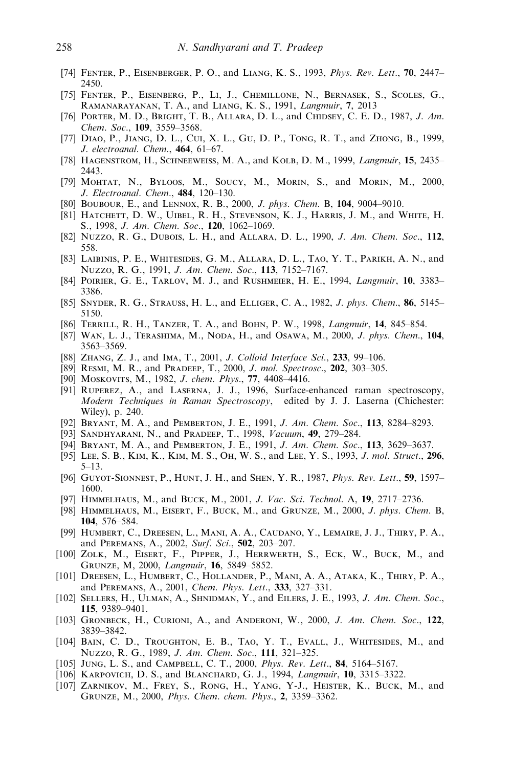[74] Fenter, P., Eisenberger, P. O., and Liang, K. S., 1993, *Phys. Rev. Lett*., **70**, 2447–2450.

[75] Fenter, P., Eisenberg, P., Li, J., Chemillone, N., Bernasek, S., Scoles, G., Ramanarayanan, T. A., and Liang, K. S., 1991, *Langmuir*, **7**, 2013

[76] Porter, M. D., Bright, T. B., Allara, D. L., and Chidsey, C. E. D., 1987, *J. Am. Chem. Soc*., **109**, 3559–3568.

[77] Diao, P., Jiang, D. L., Cui, X. L., Gu, D. P., Tong, R. T., and Zhong, B., 1999, *J. electroanal. Chem*., **464**, 61–67.

[78] Hagenstrom, H., Schneeweiss, M. A., and Kolb, D. M., 1999, *Langmuir*, **15**, 2435–2443.

[79] Mohtat, N., Byloos, M., Soucy, M., Morin, S., and Morin, M., 2000, *J. Electroanal. Chem*., **484**, 120–130.

[80] Boubour, E., and Lennox, R. B., 2000, *J. phys. Chem*. B, **104**, 9004–9010.

[81] Hatchett, D. W., Uibel, R. H., Stevenson, K. J., Harris, J. M., and White, H. S., 1998, *J. Am. Chem. Soc*., **120**, 1062–1069.

[82] Nuzzo, R. G., Dubois, L. H., and Allara, D. L., 1990, *J. Am. Chem. Soc*., **112**, 558.

[83] Laibinis, P. E., Whitesides, G. M., Allara, D. L., Tao, Y. T., Parikh, A. N., and Nuzzo, R. G., 1991, *J. Am. Chem. Soc*., **113**, 7152–7167.

[84] Poirier, G. E., Tarlov, M. J., and Rushmeier, H. E., 1994, *Langmuir*, **10**, 3383–3386.

[85] Snyder, R. G., Strauss, H. L., and Elliger, C. A., 1982, *J. phys. Chem*., **86**, 5145–5150.

[86] Terrill, R. H., Tanzer, T. A., and Bohn, P. W., 1998, *Langmuir*, **14**, 845–854.

[87] Wan, L. J., Terashima, M., Noda, H., and Osawa, M., 2000, *J. phys. Chem*., **104**, 3563–3569.

[88] Zhang, Z. J., and Ima, T., 2001, *J. Colloid Interface Sci*., **233**, 99–106.

[89] Resmi, M. R., and Pradeep, T., 2000, *J. mol. Spectrosc*., **202**, 303–305.

[90] Moskovits, M., 1982, *J. chem. Phys*., **77**, 4408–4416.

[91] Ruperez, A., and Laserna, J. J., 1996, Surface-enhanced raman spectroscopy, *Modern Techniques in Raman Spectroscopy*, edited by J. J. Laserna (Chichester: Wiley), p. 240.

[92] Bryant, M. A., and Pemberton, J. E., 1991, *J. Am. Chem. Soc*., **113**, 8284–8293.

[93] Sandhyarani, N., and Pradeep, T., 1998, *Vacuum*, **49**, 279–284.

[94] Bryant, M. A., and Pemberton, J. E., 1991, *J. Am. Chem. Soc*., **113**, 3629–3637.

[95] Lee, S. B., Kim, K., Kim, M. S., Oh, W. S., and Lee, Y. S., 1993, *J. mol. Struct*., **296**, 5–13.

[96] Guyot-Sionnest, P., Hunt, J. H., and Shen, Y. R., 1987, *Phys. Rev. Lett*., **59**, 1597–1600.

[97] Himmelhaus, M., and Buck, M., 2001, *J. Vac. Sci. Technol*. A, **19**, 2717–2736.

[98] Himmelhaus, M., Eisert, F., Buck, M., and Grunze, M., 2000, *J. phys. Chem*. B, **104**, 576–584.

[99] Humbert, C., Dreesen, L., Mani, A. A., Caudano, Y., Lemaire, J. J., Thiry, P. A., and Peremans, A., 2002, *Surf. Sci*., **502**, 203–207.

[100] Zolk, M., Eisert, F., Pipper, J., Herrwerth, S., Eck, W., Buck, M., and Grunze, M, 2000, *Langmuir*, **16**, 5849–5852.

[101] Dreesen, L., Humbert, C., Hollander, P., Mani, A. A., Ataka, K., Thiry, P. A., and Peremans, A., 2001, *Chem. Phys. Lett*., **333**, 327–331.

[102] Sellers, H., Ulman, A., Shnidman, Y., and Eilers, J. E., 1993, *J. Am. Chem. Soc*., **115**, 9389–9401.

[103] Gronbeck, H., Curioni, A., and Anderoni, W., 2000, *J. Am. Chem. Soc*., **122**, 3839–3842.

[104] Bain, C. D., Troughton, E. B., Tao, Y. T., Evall, J., Whitesides, M., and Nuzzo, R. G., 1989, *J. Am. Chem. Soc*., **111**, 321–325.

[105] Jung, L. S., and Campbell, C. T., 2000, *Phys. Rev. Lett*., **84**, 5164–5167.

[106] Karpovich, D. S., and Blanchard, G. J., 1994, *Langmuir*, **10**, 3315–3322.

[107] Zarnikov, M., Frey, S., Rong, H., Yang, Y-J., Heister, K., Buck, M., and Grunze, M., 2000, *Phys. Chem. chem. Phys*., **2**, 3359–3362.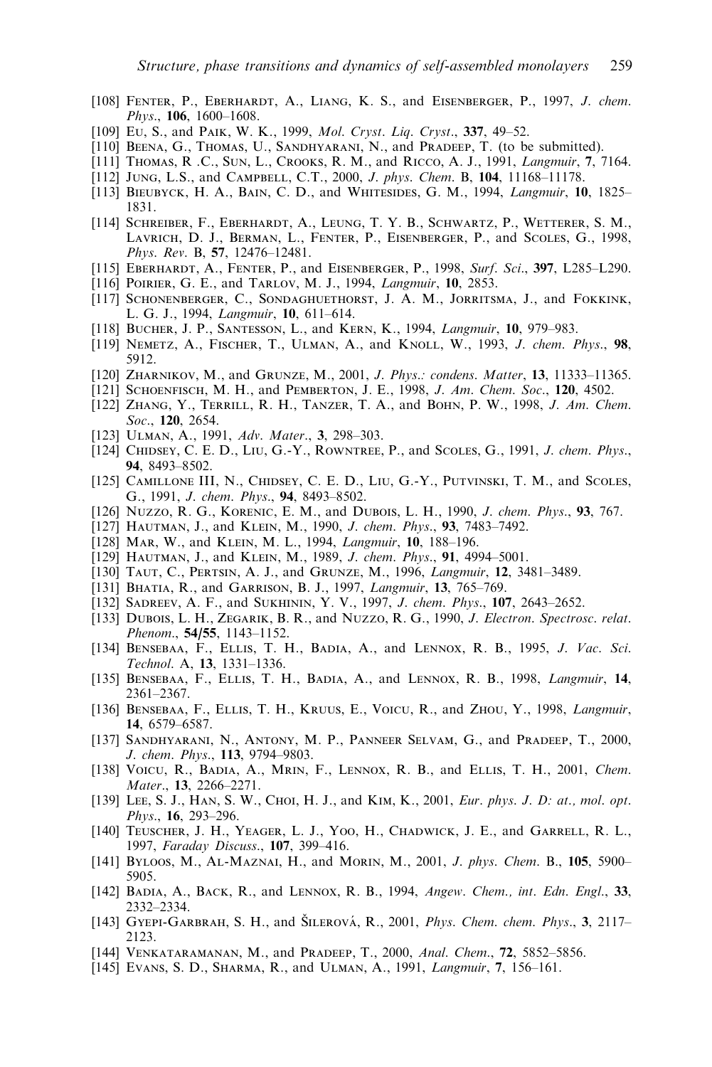[108] Fenter, P., Eberhardt, A., Liang, K. S., and Eisenberger, P., 1997, *J. chem. Phys.*, **106**, 1600–1608.

[109] Eu, S., and Paik, W. K., 1999, *Mol. Cryst. Liq. Cryst.*, **337**, 49–52.

[110] Beena, G., Thomas, U., Sandhyarani, N., and Pradeep, T. (to be submitted).

[111] Thomas, R .C., Sun, L., Crooks, R. M., and Ricco, A. J., 1991, *Langmuir*, **7**, 7164.

[112] Jung, L.S., and Campbell, C.T., 2000, *J. phys. Chem.* B, **104**, 11168–11178.

[113] Bieubyck, H. A., Bain, C. D., and Whitesides, G. M., 1994, *Langmuir*, **10**, 1825–1831.

[114] Schreiber, F., Eberhardt, A., Leung, T. Y. B., Schwartz, P., Wetterer, S. M., Lavrich, D. J., Berman, L., Fenter, P., Eisenberger, P., and Scoles, G., 1998, *Phys. Rev.* B, **57**, 12476–12481.

[115] Eberhardt, A., Fenter, P., and Eisenberger, P., 1998, *Surf. Sci.*, **397**, L285–L290.

[116] Poirier, G. E., and Tarlov, M. J., 1994, *Langmuir*, **10**, 2853.

[117] Schonenberger, C., Sondaghuethorst, J. A. M., Jorritsma, J., and Fokkink, L. G. J., 1994, *Langmuir*, **10**, 611–614.

[118] Bucher, J. P., Santesson, L., and Kern, K., 1994, *Langmuir*, **10**, 979–983.

[119] Nemetz, A., Fischer, T., Ulman, A., and Knoll, W., 1993, *J. chem. Phys.*, **98**, 5912.

[120] Zharnikov, M., and Grunze, M., 2001, *J. Phys.: condens. Matter*, **13**, 11333–11365.

[121] Schoenfisch, M. H., and Pemberton, J. E., 1998, *J. Am. Chem. Soc.*, **120**, 4502.

[122] Zhang, Y., Terrill, R. H., Tanzer, T. A., and Bohn, P. W., 1998, *J. Am. Chem. Soc.*, **120**, 2654.

[123] Ulman, A., 1991, *Adv. Mater.*, **3**, 298–303.

[124] Chidsey, C. E. D., Liu, G.-Y., Rowntree, P., and Scoles, G., 1991, *J. chem. Phys.*, **94**, 8493–8502.

[125] Camillone III, N., Chidsey, C. E. D., Liu, G.-Y., Putvinski, T. M., and Scoles, G., 1991, *J. chem. Phys.*, **94**, 8493–8502.

[126] Nuzzo, R. G., Korenic, E. M., and Dubois, L. H., 1990, *J. chem. Phys.*, **93**, 767.

[127] Hautman, J., and Klein, M., 1990, *J. chem. Phys.*, **93**, 7483–7492.

[128] Mar, W., and Klein, M. L., 1994, *Langmuir*, **10**, 188–196.

[129] Hautman, J., and Klein, M., 1989, *J. chem. Phys.*, **91**, 4994–5001.

[130] Taut, C., Pertsin, A. J., and Grunze, M., 1996, *Langmuir*, **12**, 3481–3489.

[131] Bhatia, R., and Garrison, B. J., 1997, *Langmuir*, **13**, 765–769.

[132] Sadreev, A. F., and Sukhinin, Y. V., 1997, *J. chem. Phys.*, **107**, 2643–2652.

[133] Dubois, L. H., Zegarik, B. R., and Nuzzo, R. G., 1990, *J. Electron. Spectrosc. relat. Phenom.*, **54/55**, 1143–1152.

[134] Bensebaa, F., Ellis, T. H., Badia, A., and Lennox, R. B., 1995, *J. Vac. Sci. Technol.* A, **13**, 1331–1336.

[135] Bensebaa, F., Ellis, T. H., Badia, A., and Lennox, R. B., 1998, *Langmuir*, **14**, 2361–2367.

[136] Bensebaa, F., Ellis, T. H., Kruus, E., Voicu, R., and Zhou, Y., 1998, *Langmuir*, **14**, 6579–6587.

[137] Sandhyarani, N., Antony, M. P., Panneer Selvam, G., and Pradeep, T., 2000, *J. chem. Phys.*, **113**, 9794–9803.

[138] Voicu, R., Badia, A., Mrin, F., Lennox, R. B., and Ellis, T. H., 2001, *Chem. Mater.*, **13**, 2266–2271.

[139] Lee, S. J., Han, S. W., Choi, H. J., and Kim, K., 2001, *Eur. phys. J. D: at., mol. opt. Phys.*, **16**, 293–296.

[140] Teuscher, J. H., Yeager, L. J., Yoo, H., Chadwick, J. E., and Garrell, R. L., 1997, *Faraday Discuss.*, **107**, 399–416.

[141] Byloos, M., Al-Maznai, H., and Morin, M., 2001, *J. phys. Chem.* B., **105**, 5900–5905.

[142] Badia, A., Back, R., and Lennox, R. B., 1994, *Angew. Chem., int. Edn. Engl.*, **33**, 2332–2334.

[143] Gyepi-Garbrah, S. H., and Šilerová, R., 2001, *Phys. Chem. chem. Phys.*, **3**, 2117–2123.

[144] Venkataramanan, M., and Pradeep, T., 2000, *Anal. Chem.*, **72**, 5852–5856.

[145] Evans, S. D., Sharma, R., and Ulman, A., 1991, *Langmuir*, **7**, 156–161.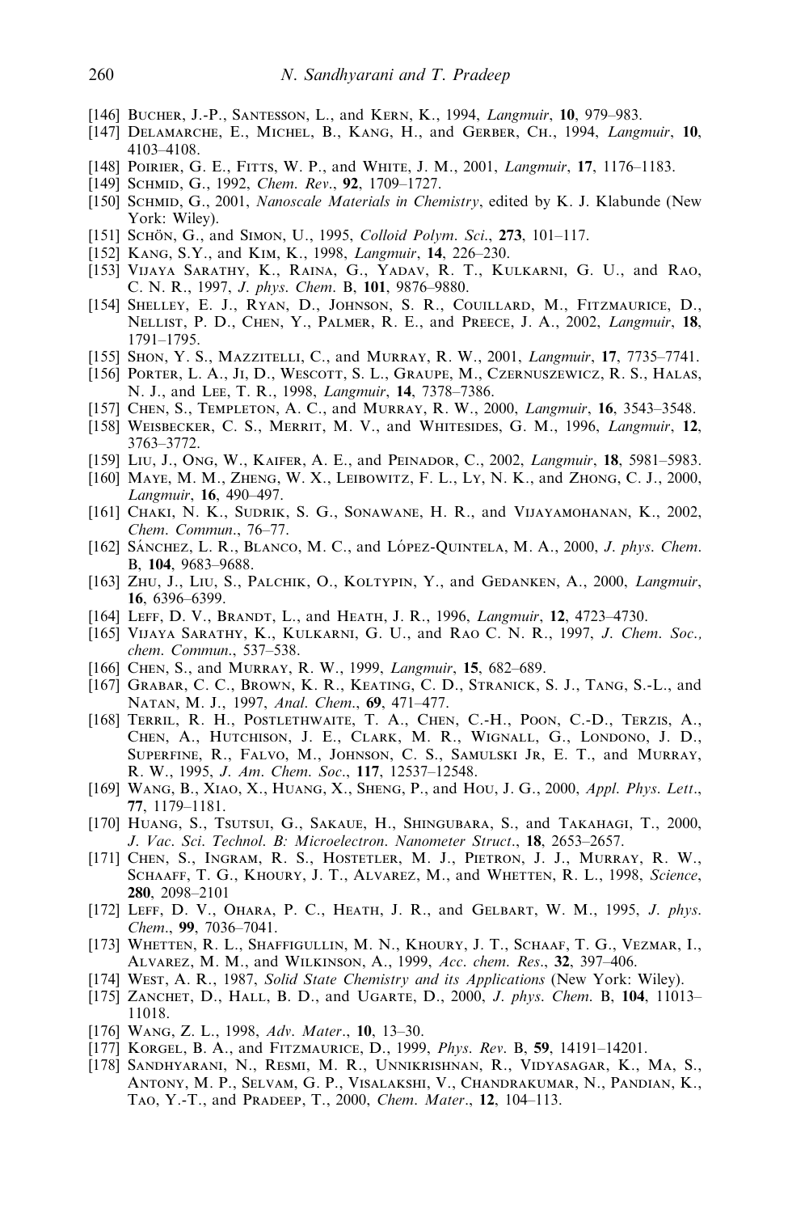[146] Bucher, J.-P., Santesson, L., and Kern, K., 1994, *Langmuir*, **10**, 979–983.

[147] Delamarche, E., Michel, B., Kang, H., and Gerber, Ch., 1994, *Langmuir*, **10**, 4103–4108.

[148] Poirier, G. E., Fitts, W. P., and White, J. M., 2001, *Langmuir*, **17**, 1176–1183.

[149] Schmid, G., 1992, *Chem. Rev*., **92**, 1709–1727.

[150] Schmid, G., 2001, *Nanoscale Materials in Chemistry*, edited by K. J. Klabunde (New York: Wiley).

[151] Schön, G., and Simon, U., 1995, *Colloid Polym. Sci*., **273**, 101–117.

[152] Kang, S.Y., and Kim, K., 1998, *Langmuir*, **14**, 226–230.

[153] Vijaya Sarathy, K., Raina, G., Yadav, R. T., Kulkarni, G. U., and Rao, C. N. R., 1997, *J. phys. Chem*. B, **101**, 9876–9880.

[154] Shelley, E. J., Ryan, D., Johnson, S. R., Couillard, M., Fitzmaurice, D., Nellist, P. D., Chen, Y., Palmer, R. E., and Preece, J. A., 2002, *Langmuir*, **18**, 1791–1795.

[155] Shon, Y. S., Mazzitelli, C., and Murray, R. W., 2001, *Langmuir*, **17**, 7735–7741.

[156] Porter, L. A., Ji, D., Wescott, S. L., Graupe, M., Czernuszewicz, R. S., Halas, N. J., and Lee, T. R., 1998, *Langmuir*, **14**, 7378–7386.

[157] Chen, S., Templeton, A. C., and Murray, R. W., 2000, *Langmuir*, **16**, 3543–3548.

[158] Weisbecker, C. S., Merrit, M. V., and Whitesides, G. M., 1996, *Langmuir*, **12**, 3763–3772.

[159] Liu, J., Ong, W., Kaifer, A. E., and Peinador, C., 2002, *Langmuir*, **18**, 5981–5983.

[160] Maye, M. M., Zheng, W. X., Leibowitz, F. L., Ly, N. K., and Zhong, C. J., 2000, *Langmuir*, **16**, 490–497.

[161] Chaki, N. K., Sudrik, S. G., Sonawane, H. R., and Vijayamohanan, K., 2002, *Chem. Commun*., 76–77.

[162] Sánchez, L. R., Blanco, M. C., and López-Quintela, M. A., 2000, *J. phys. Chem*. B, **104**, 9683–9688.

[163] Zhu, J., Liu, S., Palchik, O., Koltypin, Y., and Gedanken, A., 2000, *Langmuir*, **16**, 6396–6399.

[164] Leff, D. V., Brandt, L., and Heath, J. R., 1996, *Langmuir*, **12**, 4723–4730.

[165] Vijaya Sarathy, K., Kulkarni, G. U., and Rao C. N. R., 1997, *J. Chem. Soc., chem. Commun*., 537–538.

[166] Chen, S., and Murray, R. W., 1999, *Langmuir*, **15**, 682–689.

[167] Grabar, C. C., Brown, K. R., Keating, C. D., Stranick, S. J., Tang, S.-L., and Natan, M. J., 1997, *Anal. Chem*., **69**, 471–477.

[168] Terril, R. H., Postlethwaite, T. A., Chen, C.-H., Poon, C.-D., Terzis, A., Chen, A., Hutchison, J. E., Clark, M. R., Wignall, G., Londono, J. D., Superfine, R., Falvo, M., Johnson, C. S., Samulski Jr, E. T., and Murray, R. W., 1995, *J. Am. Chem. Soc*., **117**, 12537–12548.

[169] Wang, B., Xiao, X., Huang, X., Sheng, P., and Hou, J. G., 2000, *Appl. Phys. Lett*., **77**, 1179–1181.

[170] Huang, S., Tsutsui, G., Sakaue, H., Shingubara, S., and Takahagi, T., 2000, *J. Vac. Sci. Technol. B: Microelectron. Nanometer Struct*., **18**, 2653–2657.

[171] Chen, S., Ingram, R. S., Hostetler, M. J., Pietron, J. J., Murray, R. W., Schaaff, T. G., Khoury, J. T., Alvarez, M., and Whetten, R. L., 1998, *Science*, **280**, 2098–2101

[172] Leff, D. V., Ohara, P. C., Heath, J. R., and Gelbart, W. M., 1995, *J. phys. Chem*., **99**, 7036–7041.

[173] Whetten, R. L., Shaffigullin, M. N., Khoury, J. T., Schaaf, T. G., Vezmar, I., Alvarez, M. M., and Wilkinson, A., 1999, *Acc. chem. Res*., **32**, 397–406.

[174] West, A. R., 1987, *Solid State Chemistry and its Applications* (New York: Wiley).

[175] Zanchet, D., Hall, B. D., and Ugarte, D., 2000, *J. phys. Chem*. B, **104**, 11013–11018.

[176] Wang, Z. L., 1998, *Adv. Mater*., **10**, 13–30.

[177] Korgel, B. A., and Fitzmaurice, D., 1999, *Phys. Rev*. B, **59**, 14191–14201.

[178] Sandhyarani, N., Resmi, M. R., Unnikrishnan, R., Vidyasagar, K., Ma, S., Antony, M. P., Selvam, G. P., Visalakshi, V., Chandrakumar, N., Pandian, K., Tao, Y.-T., and Pradeep, T., 2000, *Chem. Mater*., **12**, 104–113.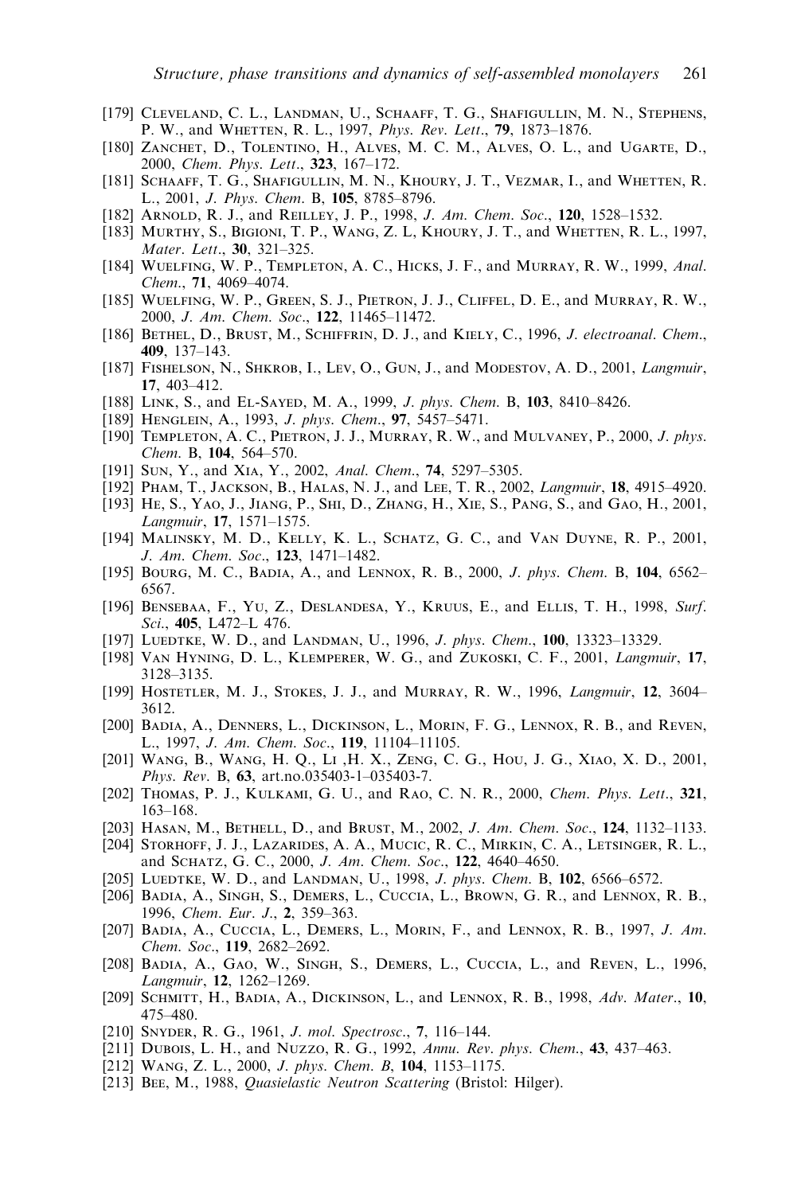[179] Cleveland, C. L., Landman, U., Schaaff, T. G., Shafigullin, M. N., Stephens, P. W., and Whetten, R. L., 1997, *Phys. Rev. Lett.*, **79**, 1873–1876.

[180] Zanchet, D., Tolentino, H., Alves, M. C. M., Alves, O. L., and Ugarte, D., 2000, *Chem. Phys. Lett.*, **323**, 167–172.

[181] Schaaff, T. G., Shafigullin, M. N., Khoury, J. T., Vezmar, I., and Whetten, R. L., 2001, *J. Phys. Chem.* B, **105**, 8785–8796.

[182] Arnold, R. J., and Reilley, J. P., 1998, *J. Am. Chem. Soc.*, **120**, 1528–1532.

[183] Murthy, S., Bigioni, T. P., Wang, Z. L, Khoury, J. T., and Whetten, R. L., 1997, *Mater. Lett.*, **30**, 321–325.

[184] Wuelfing, W. P., Templeton, A. C., Hicks, J. F., and Murray, R. W., 1999, *Anal. Chem.*, **71**, 4069–4074.

[185] Wuelfing, W. P., Green, S. J., Pietron, J. J., Cliffel, D. E., and Murray, R. W., 2000, *J. Am. Chem. Soc.*, **122**, 11465–11472.

[186] Bethel, D., Brust, M., Schiffrin, D. J., and Kiely, C., 1996, *J. electroanal. Chem.*, **409**, 137–143.

[187] Fishelson, N., Shkrob, I., Lev, O., Gun, J., and Modestov, A. D., 2001, *Langmuir*, **17**, 403–412.

[188] Link, S., and El-Sayed, M. A., 1999, *J. phys. Chem.* B, **103**, 8410–8426.

[189] Henglein, A., 1993, *J. phys. Chem.*, **97**, 5457–5471.

[190] Templeton, A. C., Pietron, J. J., Murray, R. W., and Mulvaney, P., 2000, *J. phys. Chem.* B, **104**, 564–570.

[191] Sun, Y., and Xia, Y., 2002, *Anal. Chem.*, **74**, 5297–5305.

[192] Pham, T., Jackson, B., Halas, N. J., and Lee, T. R., 2002, *Langmuir*, **18**, 4915–4920.

[193] He, S., Yao, J., Jiang, P., Shi, D., Zhang, H., Xie, S., Pang, S., and Gao, H., 2001, *Langmuir*, **17**, 1571–1575.

[194] Malinsky, M. D., Kelly, K. L., Schatz, G. C., and Van Duyne, R. P., 2001, *J. Am. Chem. Soc.*, **123**, 1471–1482.

[195] Bourg, M. C., Badia, A., and Lennox, R. B., 2000, *J. phys. Chem.* B, **104**, 6562–6567.

[196] Bensebaa, F., Yu, Z., Deslandesa, Y., Kruus, E., and Ellis, T. H., 1998, *Surf. Sci.*, **405**, L472–L 476.

[197] Luedtke, W. D., and Landman, U., 1996, *J. phys. Chem.*, **100**, 13323–13329.

[198] Van Hyning, D. L., Klemperer, W. G., and Zukoski, C. F., 2001, *Langmuir*, **17**, 3128–3135.

[199] Hostetler, M. J., Stokes, J. J., and Murray, R. W., 1996, *Langmuir*, **12**, 3604–3612.

[200] Badia, A., Denners, L., Dickinson, L., Morin, F. G., Lennox, R. B., and Reven, L., 1997, *J. Am. Chem. Soc.*, **119**, 11104–11105.

[201] Wang, B., Wang, H. Q., Li ,H. X., Zeng, C. G., Hou, J. G., Xiao, X. D., 2001, *Phys. Rev.* B, **63**, art.no.035403-1–035403-7.

[202] Thomas, P. J., Kulkami, G. U., and Rao, C. N. R., 2000, *Chem. Phys. Lett.*, **321**, 163–168.

[203] Hasan, M., Bethell, D., and Brust, M., 2002, *J. Am. Chem. Soc.*, **124**, 1132–1133.

[204] Storhoff, J. J., Lazarides, A. A., Mucic, R. C., Mirkin, C. A., Letsinger, R. L., and Schatz, G. C., 2000, *J. Am. Chem. Soc.*, **122**, 4640–4650.

[205] Luedtke, W. D., and Landman, U., 1998, *J. phys. Chem.* B, **102**, 6566–6572.

[206] Badia, A., Singh, S., Demers, L., Cuccia, L., Brown, G. R., and Lennox, R. B., 1996, *Chem. Eur. J.*, **2**, 359–363.

[207] Badia, A., Cuccia, L., Demers, L., Morin, F., and Lennox, R. B., 1997, *J. Am. Chem. Soc.*, **119**, 2682–2692.

[208] Badia, A., Gao, W., Singh, S., Demers, L., Cuccia, L., and Reven, L., 1996, *Langmuir*, **12**, 1262–1269.

[209] Schmitt, H., Badia, A., Dickinson, L., and Lennox, R. B., 1998, *Adv. Mater.*, **10**, 475–480.

[210] Snyder, R. G., 1961, *J. mol. Spectrosc.*, **7**, 116–144.

[211] Dubois, L. H., and Nuzzo, R. G., 1992, *Annu. Rev. phys. Chem.*, **43**, 437–463.

[212] Wang, Z. L., 2000, *J. phys. Chem. B*, **104**, 1153–1175.

[213] Bee, M., 1988, *Quasielastic Neutron Scattering* (Bristol: Hilger).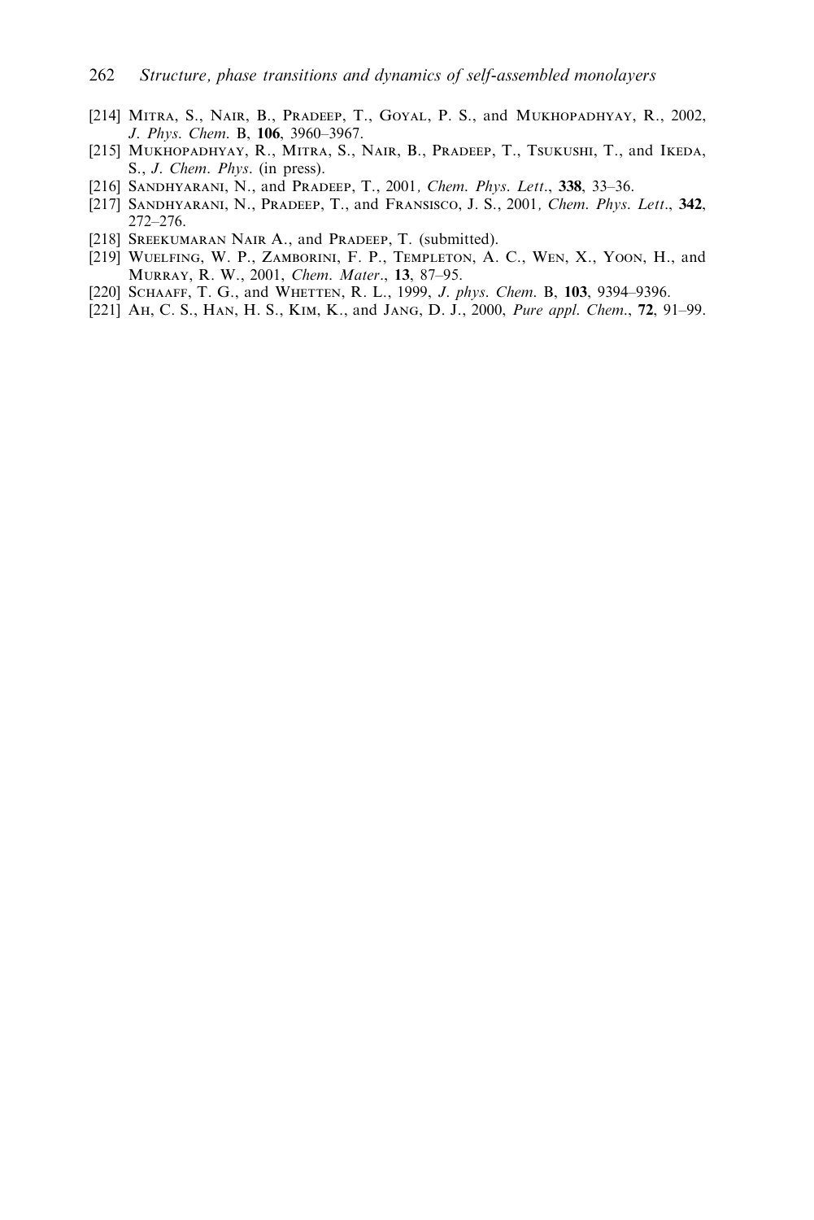[214] Mitra, S., Nair, B., Pradeep, T., Goyal, P. S., and Mukhopadhyay, R., 2002, *J. Phys. Chem.* B, **106**, 3960–3967.

[215] Mukhopadhyay, R., Mitra, S., Nair, B., Pradeep, T., Tsukushi, T., and Ikeda, S., *J. Chem. Phys*. (in press).

[216] Sandhyarani, N., and Pradeep, T., 2001*, Chem. Phys. Lett*., **338**, 33–36.

[217] Sandhyarani, N., Pradeep, T., and Fransisco, J. S., 2001*, Chem. Phys. Lett*., **342**, 272–276.

[218] Sreekumaran Nair A., and Pradeep, T. (submitted).

[219] Wuelfing, W. P., Zamborini, F. P., Templeton, A. C., Wen, X., Yoon, H., and Murray, R. W., 2001, *Chem. Mater*., **13**, 87–95.

[220] Schaaff, T. G., and Whetten, R. L., 1999, *J. phys. Chem.* B, **103**, 9394–9396.

[221] Ah, C. S., Han, H. S., Kim, K., and Jang, D. J., 2000, *Pure appl. Chem*., **72**, 91–99.